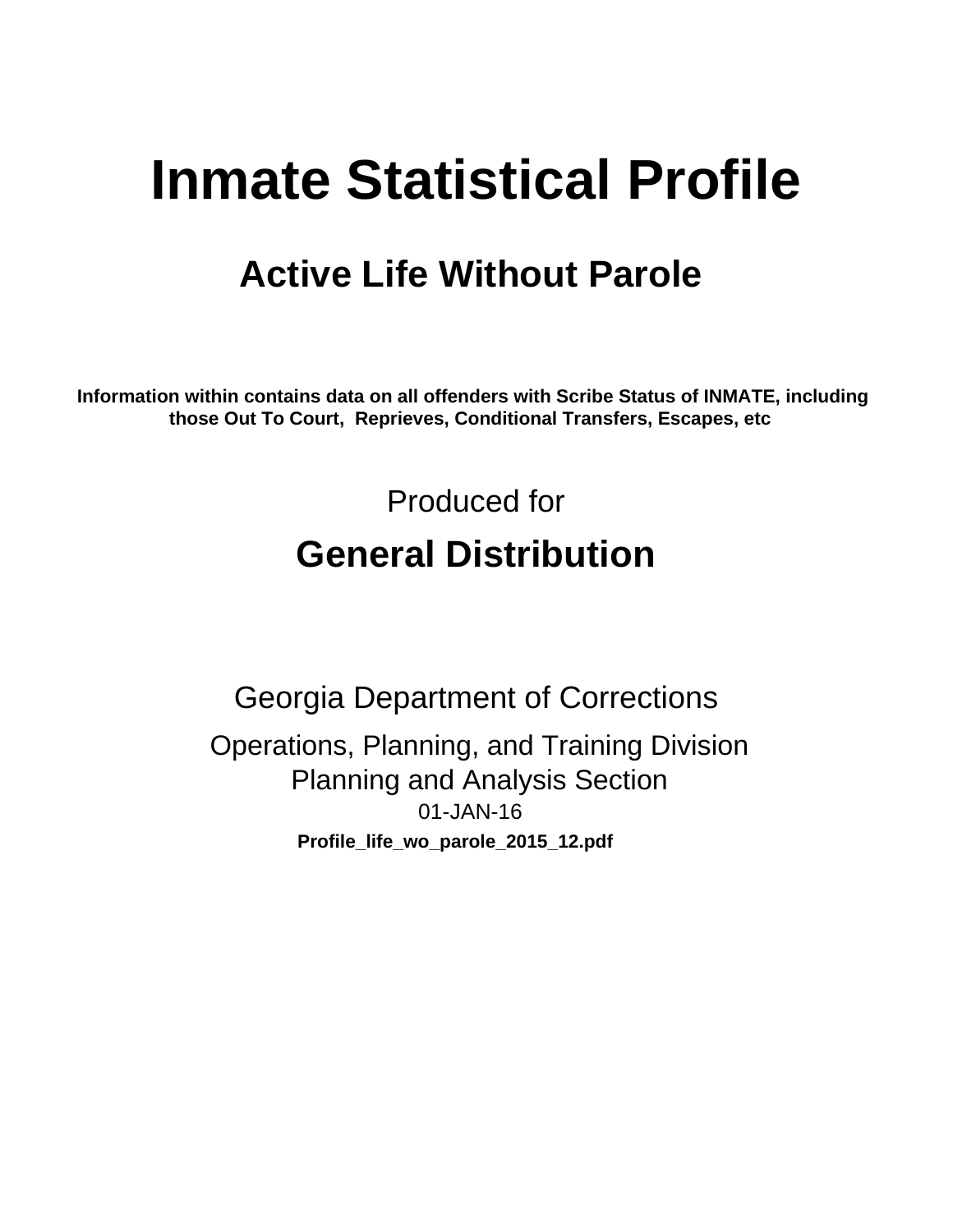# Inmate Statistical Profile

## Active Life Without Parole

**Information within contains data on all offenders with Scribe Status of INMATE, including those Out To Court, Reprieves, Conditional Transfers, Escapes, etc**

Produced for

## General Distribution

Georgia Department of Corrections

Operations, Planning, and Training Division
Planning and Analysis Section
01-JAN-16

**Profile_life_wo_parole_2015_12.pdf**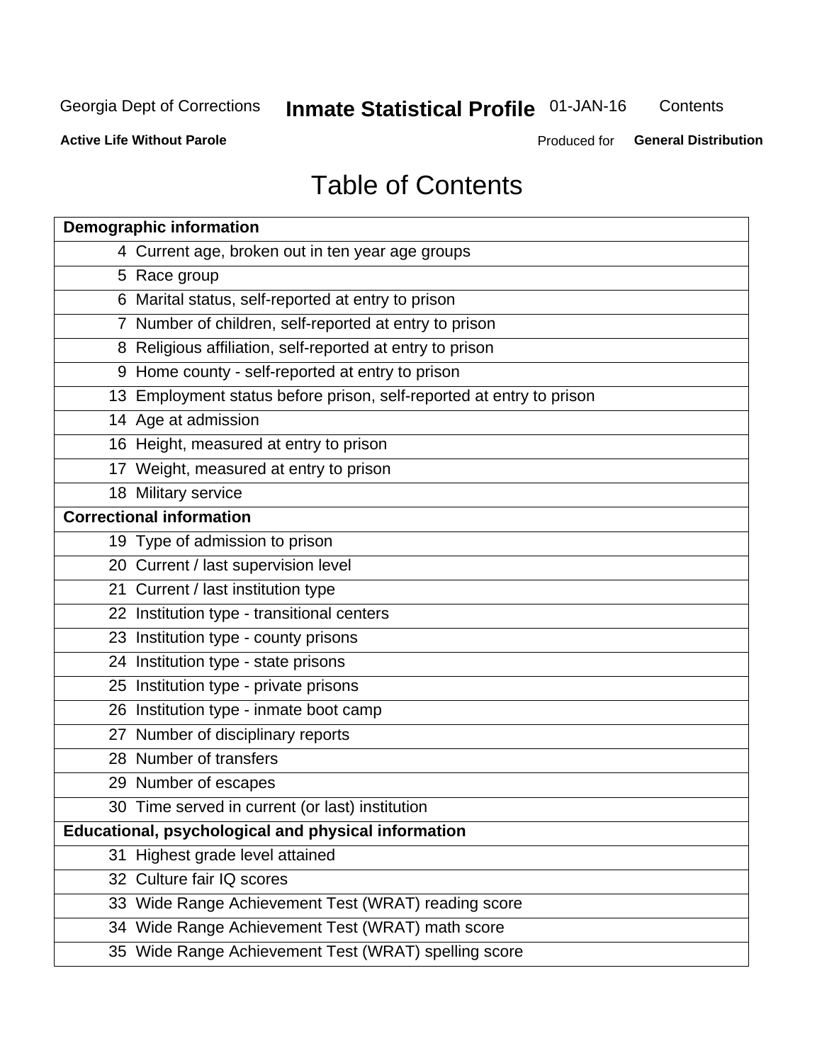Georgia Dept of Corrections **Inmate Statistical Profile** 01-JAN-16 Contents

**Active Life Without Parole** Produced for **General Distribution**

# Table of Contents

| **Demographic information** | |
|---|---|
| 4 | Current age, broken out in ten year age groups |
| 5 | Race group |
| 6 | Marital status, self-reported at entry to prison |
| 7 | Number of children, self-reported at entry to prison |
| 8 | Religious affiliation, self-reported at entry to prison |
| 9 | Home county - self-reported at entry to prison |
| 13 | Employment status before prison, self-reported at entry to prison |
| 14 | Age at admission |
| 16 | Height, measured at entry to prison |
| 17 | Weight, measured at entry to prison |
| 18 | Military service |
| **Correctional information** | |
| 19 | Type of admission to prison |
| 20 | Current / last supervision level |
| 21 | Current / last institution type |
| 22 | Institution type - transitional centers |
| 23 | Institution type - county prisons |
| 24 | Institution type - state prisons |
| 25 | Institution type - private prisons |
| 26 | Institution type - inmate boot camp |
| 27 | Number of disciplinary reports |
| 28 | Number of transfers |
| 29 | Number of escapes |
| 30 | Time served in current (or last) institution |
| **Educational, psychological and physical information** | |
| 31 | Highest grade level attained |
| 32 | Culture fair IQ scores |
| 33 | Wide Range Achievement Test (WRAT) reading score |
| 34 | Wide Range Achievement Test (WRAT) math score |
| 35 | Wide Range Achievement Test (WRAT) spelling score |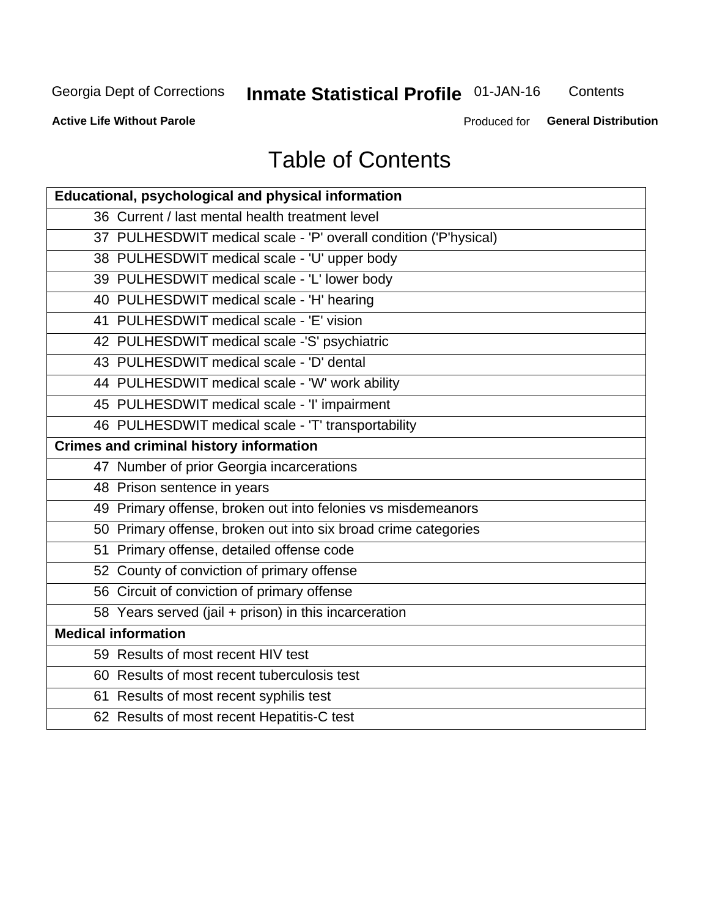# Table of Contents

| Educational, psychological and physical information |
|---|
| 36 Current / last mental health treatment level |
| 37 PULHESDWIT medical scale - 'P' overall condition ('P'hysical) |
| 38 PULHESDWIT medical scale - 'U' upper body |
| 39 PULHESDWIT medical scale - 'L' lower body |
| 40 PULHESDWIT medical scale - 'H' hearing |
| 41 PULHESDWIT medical scale - 'E' vision |
| 42 PULHESDWIT medical scale -'S' psychiatric |
| 43 PULHESDWIT medical scale - 'D' dental |
| 44 PULHESDWIT medical scale - 'W' work ability |
| 45 PULHESDWIT medical scale - 'I' impairment |
| 46 PULHESDWIT medical scale - 'T' transportability |
| **Crimes and criminal history information** |
| 47 Number of prior Georgia incarcerations |
| 48 Prison sentence in years |
| 49 Primary offense, broken out into felonies vs misdemeanors |
| 50 Primary offense, broken out into six broad crime categories |
| 51 Primary offense, detailed offense code |
| 52 County of conviction of primary offense |
| 56 Circuit of conviction of primary offense |
| 58 Years served (jail + prison) in this incarceration |
| **Medical information** |
| 59 Results of most recent HIV test |
| 60 Results of most recent tuberculosis test |
| 61 Results of most recent syphilis test |
| 62 Results of most recent Hepatitis-C test |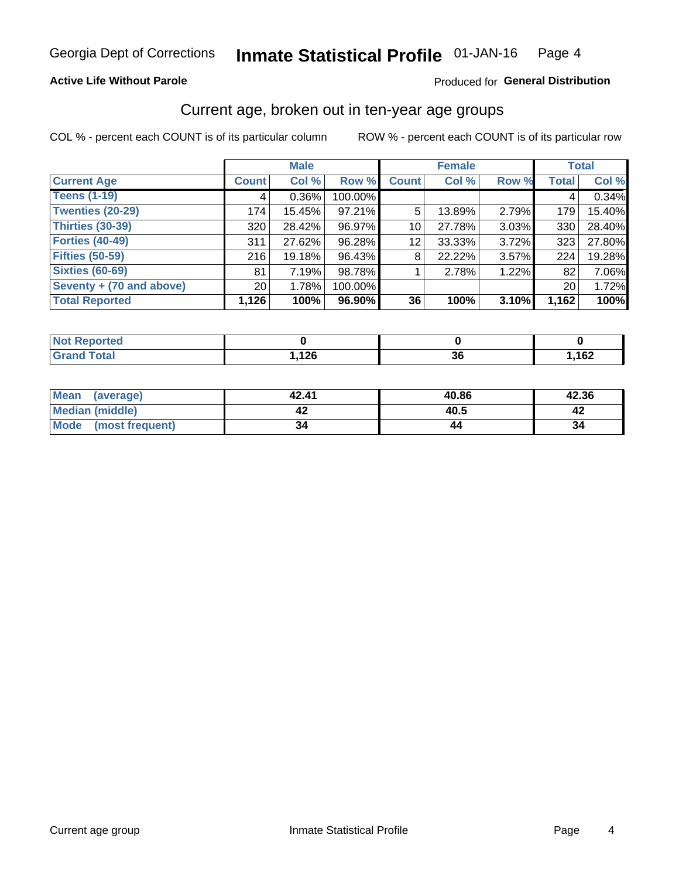Georgia Dept of Corrections **Inmate Statistical Profile** 01-JAN-16

**Active Life Without Parole**

Produced for **General Distribution**

## Current age, broken out in ten-year age groups

COL % - percent each COUNT is of its particular column ROW % - percent each COUNT is of its particular row

| | Male | | | Female | | | Total | |
|---|---|---|---|---|---|---|---|---|
| **Current Age** | **Count** | **Col %** | **Row %** | **Count** | **Col %** | **Row %** | **Total** | **Col %** |
| **Teens (1-19)** | 4 | 0.36% | 100.00% | | | | 4 | 0.34% |
| **Twenties (20-29)** | 174 | 15.45% | 97.21% | 5 | 13.89% | 2.79% | 179 | 15.40% |
| **Thirties (30-39)** | 320 | 28.42% | 96.97% | 10 | 27.78% | 3.03% | 330 | 28.40% |
| **Forties (40-49)** | 311 | 27.62% | 96.28% | 12 | 33.33% | 3.72% | 323 | 27.80% |
| **Fifties (50-59)** | 216 | 19.18% | 96.43% | 8 | 22.22% | 3.57% | 224 | 19.28% |
| **Sixties (60-69)** | 81 | 7.19% | 98.78% | 1 | 2.78% | 1.22% | 82 | 7.06% |
| **Seventy + (70 and above)** | 20 | 1.78% | 100.00% | | | | 20 | 1.72% |
| **Total Reported** | **1,126** | **100%** | **96.90%** | **36** | **100%** | **3.10%** | **1,162** | **100%** |

| | Male | Female | Total |
|---|---|---|---|
| **Not Reported** | **0** | **0** | **0** |
| **Grand Total** | **1,126** | **36** | **1,162** |

| | Male | Female | Total |
|---|---|---|---|
| **Mean (average)** | **42.41** | **40.86** | **42.36** |
| **Median (middle)** | **42** | **40.5** | **42** |
| **Mode (most frequent)** | **34** | **44** | **34** |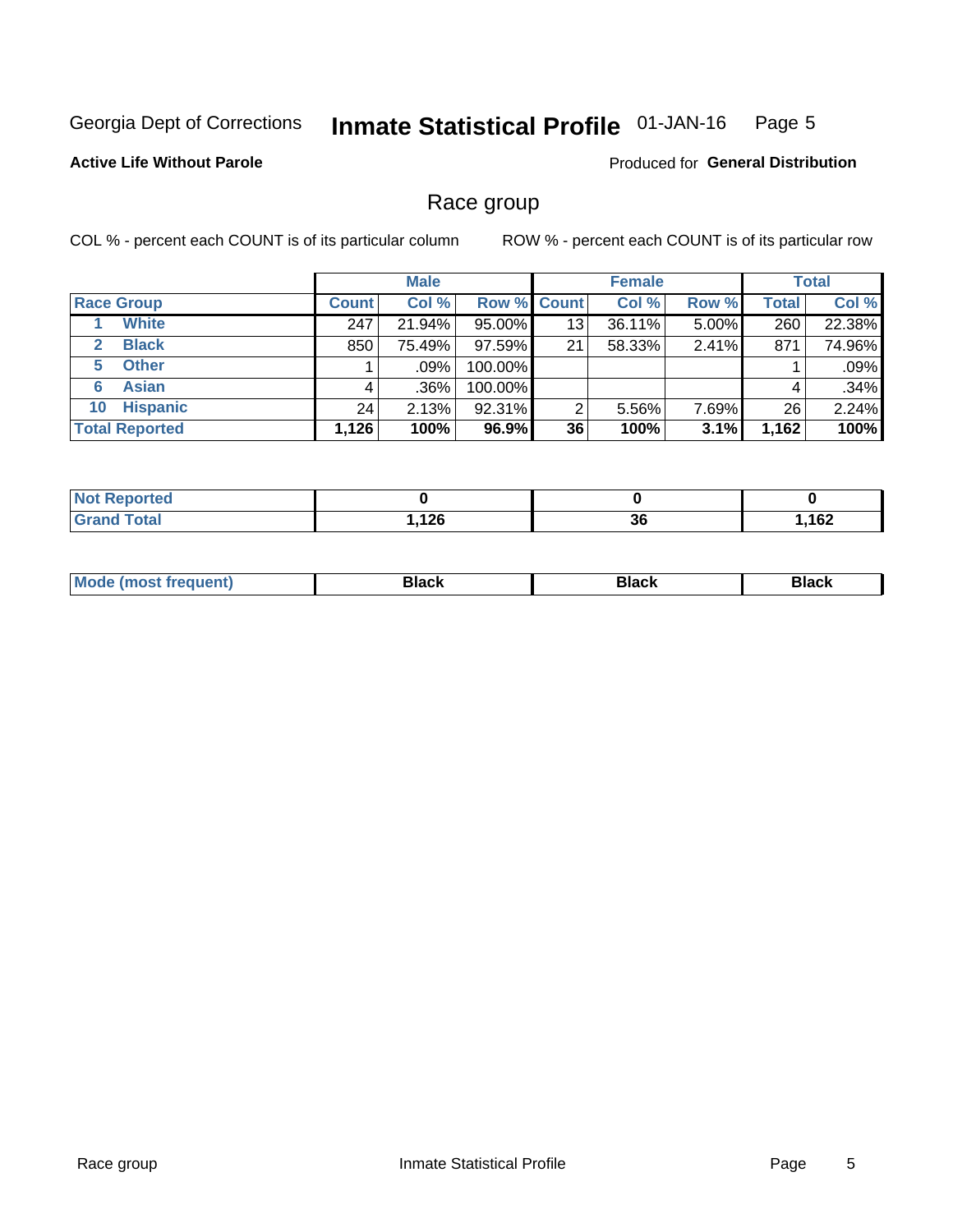Georgia Dept of Corrections **Inmate Statistical Profile** 01-JAN-16

**Active Life Without Parole**

Produced for **General Distribution**

## Race group

COL % - percent each COUNT is of its particular column

ROW % - percent each COUNT is of its particular row

| | Male | | | Female | | | Total | |
|---|---|---|---|---|---|---|---|---|
| **Race Group** | **Count** | **Col %** | **Row %** | **Count** | **Col %** | **Row %** | **Total** | **Col %** |
| 1 **White** | 247 | 21.94% | 95.00% | 13 | 36.11% | 5.00% | 260 | 22.38% |
| 2 **Black** | 850 | 75.49% | 97.59% | 21 | 58.33% | 2.41% | 871 | 74.96% |
| 5 **Other** | 1 | .09% | 100.00% | | | | 1 | .09% |
| 6 **Asian** | 4 | .36% | 100.00% | | | | 4 | .34% |
| 10 **Hispanic** | 24 | 2.13% | 92.31% | 2 | 5.56% | 7.69% | 26 | 2.24% |
| **Total Reported** | **1,126** | **100%** | **96.9%** | **36** | **100%** | **3.1%** | **1,162** | **100%** |

| | Male | Female | Total |
|---|---|---|---|
| **Not Reported** | **0** | **0** | **0** |
| **Grand Total** | **1,126** | **36** | **1,162** |

| | Male | Female | Total |
|---|---|---|---|
| **Mode (most frequent)** | **Black** | **Black** | **Black** |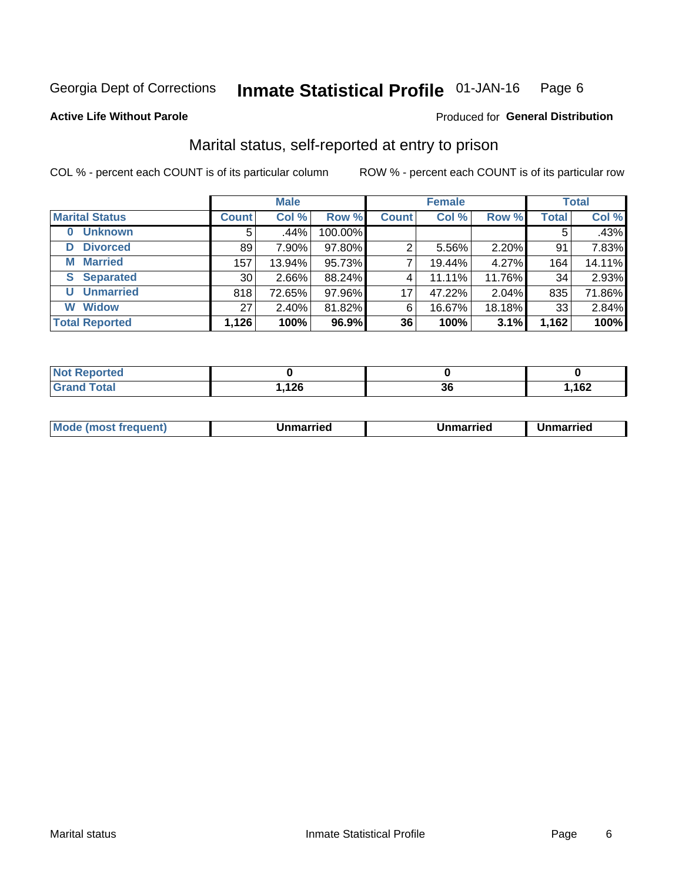Georgia Dept of Corrections **Inmate Statistical Profile** 01-JAN-16 Page 6

**Active Life Without Parole**

Produced for **General Distribution**

## Marital status, self-reported at entry to prison

COL % - percent each COUNT is of its particular column

ROW % - percent each COUNT is of its particular row

| | Male | | | Female | | | Total | |
|---|---|---|---|---|---|---|---|---|
| **Marital Status** | **Count** | **Col %** | **Row %** | **Count** | **Col %** | **Row %** | **Total** | **Col %** |
| **0 Unknown** | 5 | .44% | 100.00% | | | | 5 | .43% |
| **D Divorced** | 89 | 7.90% | 97.80% | 2 | 5.56% | 2.20% | 91 | 7.83% |
| **M Married** | 157 | 13.94% | 95.73% | 7 | 19.44% | 4.27% | 164 | 14.11% |
| **S Separated** | 30 | 2.66% | 88.24% | 4 | 11.11% | 11.76% | 34 | 2.93% |
| **U Unmarried** | 818 | 72.65% | 97.96% | 17 | 47.22% | 2.04% | 835 | 71.86% |
| **W Widow** | 27 | 2.40% | 81.82% | 6 | 16.67% | 18.18% | 33 | 2.84% |
| **Total Reported** | **1,126** | **100%** | **96.9%** | **36** | **100%** | **3.1%** | **1,162** | **100%** |

| | Male | Female | Total |
|---|---|---|---|
| **Not Reported** | **0** | **0** | **0** |
| **Grand Total** | **1,126** | **36** | **1,162** |

| | Male | Female | Total |
|---|---|---|---|
| **Mode (most frequent)** | **Unmarried** | **Unmarried** | **Unmarried** |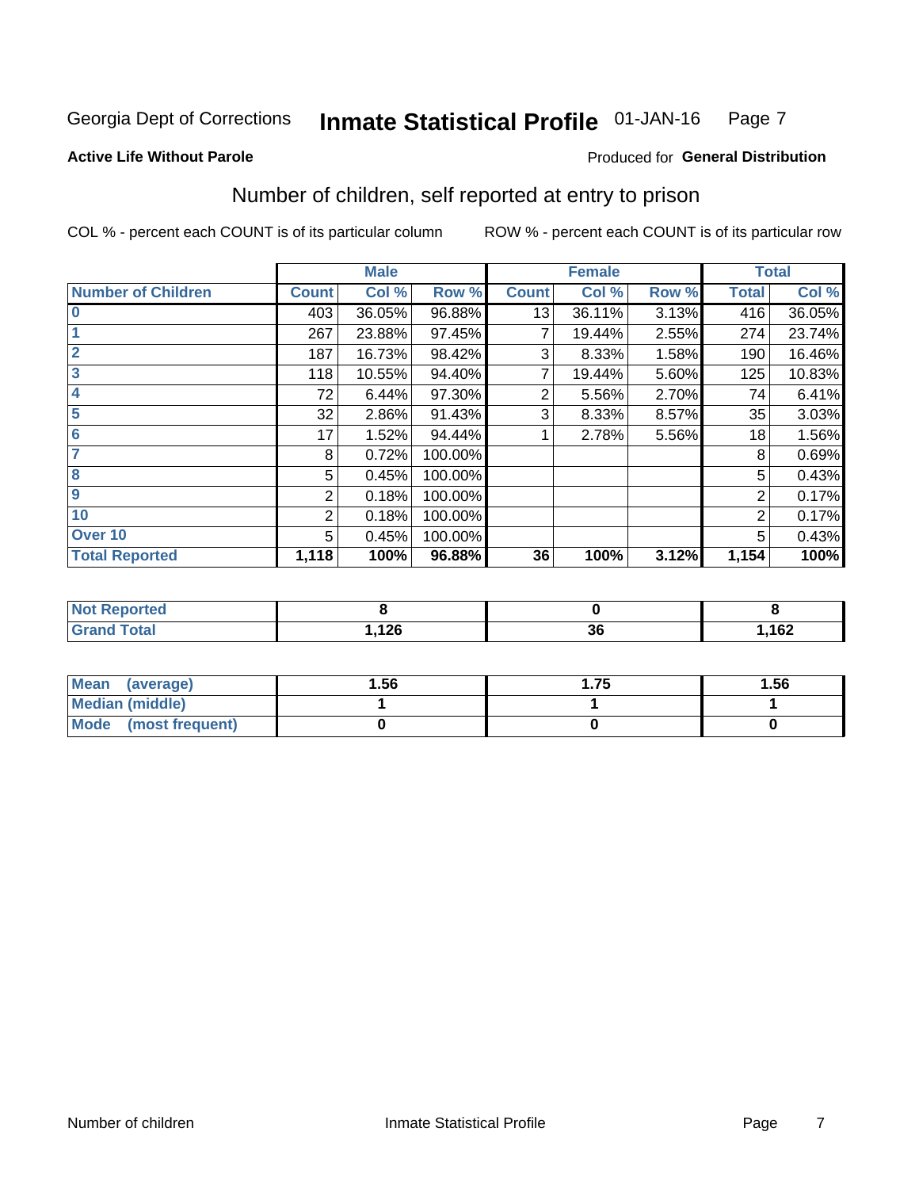Georgia Dept of Corrections **Inmate Statistical Profile** 01-JAN-16

**Active Life Without Parole**

Produced for **General Distribution**

## Number of children, self reported at entry to prison

COL % - percent each COUNT is of its particular column ROW % - percent each COUNT is of its particular row

| | Male | | | Female | | | Total | |
|---|---|---|---|---|---|---|---|---|
| **Number of Children** | **Count** | **Col %** | **Row %** | **Count** | **Col %** | **Row %** | **Total** | **Col %** |
| **0** | 403 | 36.05% | 96.88% | 13 | 36.11% | 3.13% | 416 | 36.05% |
| **1** | 267 | 23.88% | 97.45% | 7 | 19.44% | 2.55% | 274 | 23.74% |
| **2** | 187 | 16.73% | 98.42% | 3 | 8.33% | 1.58% | 190 | 16.46% |
| **3** | 118 | 10.55% | 94.40% | 7 | 19.44% | 5.60% | 125 | 10.83% |
| **4** | 72 | 6.44% | 97.30% | 2 | 5.56% | 2.70% | 74 | 6.41% |
| **5** | 32 | 2.86% | 91.43% | 3 | 8.33% | 8.57% | 35 | 3.03% |
| **6** | 17 | 1.52% | 94.44% | 1 | 2.78% | 5.56% | 18 | 1.56% |
| **7** | 8 | 0.72% | 100.00% | | | | 8 | 0.69% |
| **8** | 5 | 0.45% | 100.00% | | | | 5 | 0.43% |
| **9** | 2 | 0.18% | 100.00% | | | | 2 | 0.17% |
| **10** | 2 | 0.18% | 100.00% | | | | 2 | 0.17% |
| **Over 10** | 5 | 0.45% | 100.00% | | | | 5 | 0.43% |
| **Total Reported** | **1,118** | **100%** | **96.88%** | **36** | **100%** | **3.12%** | **1,154** | **100%** |

| | Male | Female | Total |
|---|---|---|---|
| **Not Reported** | **8** | **0** | **8** |
| **Grand Total** | **1,126** | **36** | **1,162** |

| | Male | Female | Total |
|---|---|---|---|
| **Mean (average)** | **1.56** | **1.75** | **1.56** |
| **Median (middle)** | **1** | **1** | **1** |
| **Mode (most frequent)** | **0** | **0** | **0** |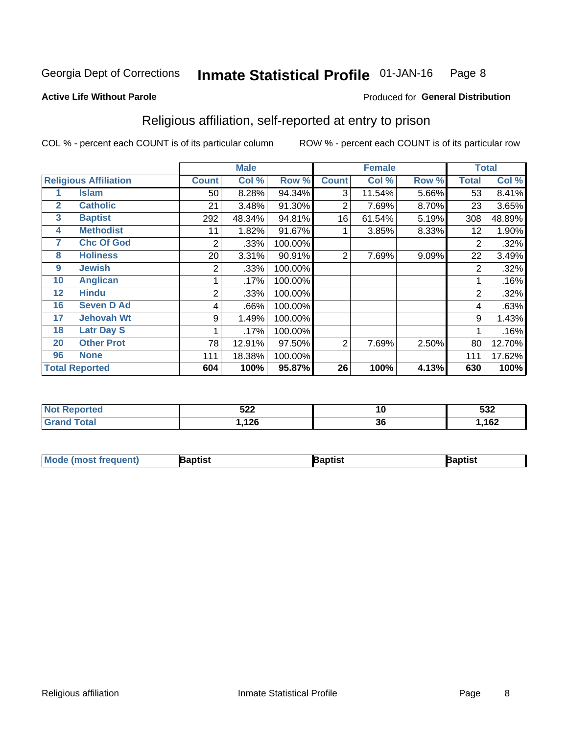Georgia Dept of Corrections **Inmate Statistical Profile** 01-JAN-16

**Active Life Without Parole**

Produced for **General Distribution**

## Religious affiliation, self-reported at entry to prison

COL % - percent each COUNT is of its particular column ROW % - percent each COUNT is of its particular row

| Religious Affiliation | | Male | | | Female | | | Total | |
|---|---|---|---|---|---|---|---|---|---|
| | | Count | Col % | Row % | Count | Col % | Row % | Total | Col % |
| 1 | Islam | 50 | 8.28% | 94.34% | 3 | 11.54% | 5.66% | 53 | 8.41% |
| 2 | Catholic | 21 | 3.48% | 91.30% | 2 | 7.69% | 8.70% | 23 | 3.65% |
| 3 | Baptist | 292 | 48.34% | 94.81% | 16 | 61.54% | 5.19% | 308 | 48.89% |
| 4 | Methodist | 11 | 1.82% | 91.67% | 1 | 3.85% | 8.33% | 12 | 1.90% |
| 7 | Chc Of God | 2 | .33% | 100.00% | | | | 2 | .32% |
| 8 | Holiness | 20 | 3.31% | 90.91% | 2 | 7.69% | 9.09% | 22 | 3.49% |
| 9 | Jewish | 2 | .33% | 100.00% | | | | 2 | .32% |
| 10 | Anglican | 1 | .17% | 100.00% | | | | 1 | .16% |
| 12 | Hindu | 2 | .33% | 100.00% | | | | 2 | .32% |
| 16 | Seven D Ad | 4 | .66% | 100.00% | | | | 4 | .63% |
| 17 | Jehovah Wt | 9 | 1.49% | 100.00% | | | | 9 | 1.43% |
| 18 | Latr Day S | 1 | .17% | 100.00% | | | | 1 | .16% |
| 20 | Other Prot | 78 | 12.91% | 97.50% | 2 | 7.69% | 2.50% | 80 | 12.70% |
| 96 | None | 111 | 18.38% | 100.00% | | | | 111 | 17.62% |
| **Total Reported** | | **604** | **100%** | **95.87%** | **26** | **100%** | **4.13%** | **630** | **100%** |

| | Male | Female | Total |
|---|---|---|---|
| Not Reported | 522 | 10 | 532 |
| Grand Total | 1,126 | 36 | 1,162 |

| | Male | Female | Total |
|---|---|---|---|
| Mode (most frequent) | Baptist | Baptist | Baptist |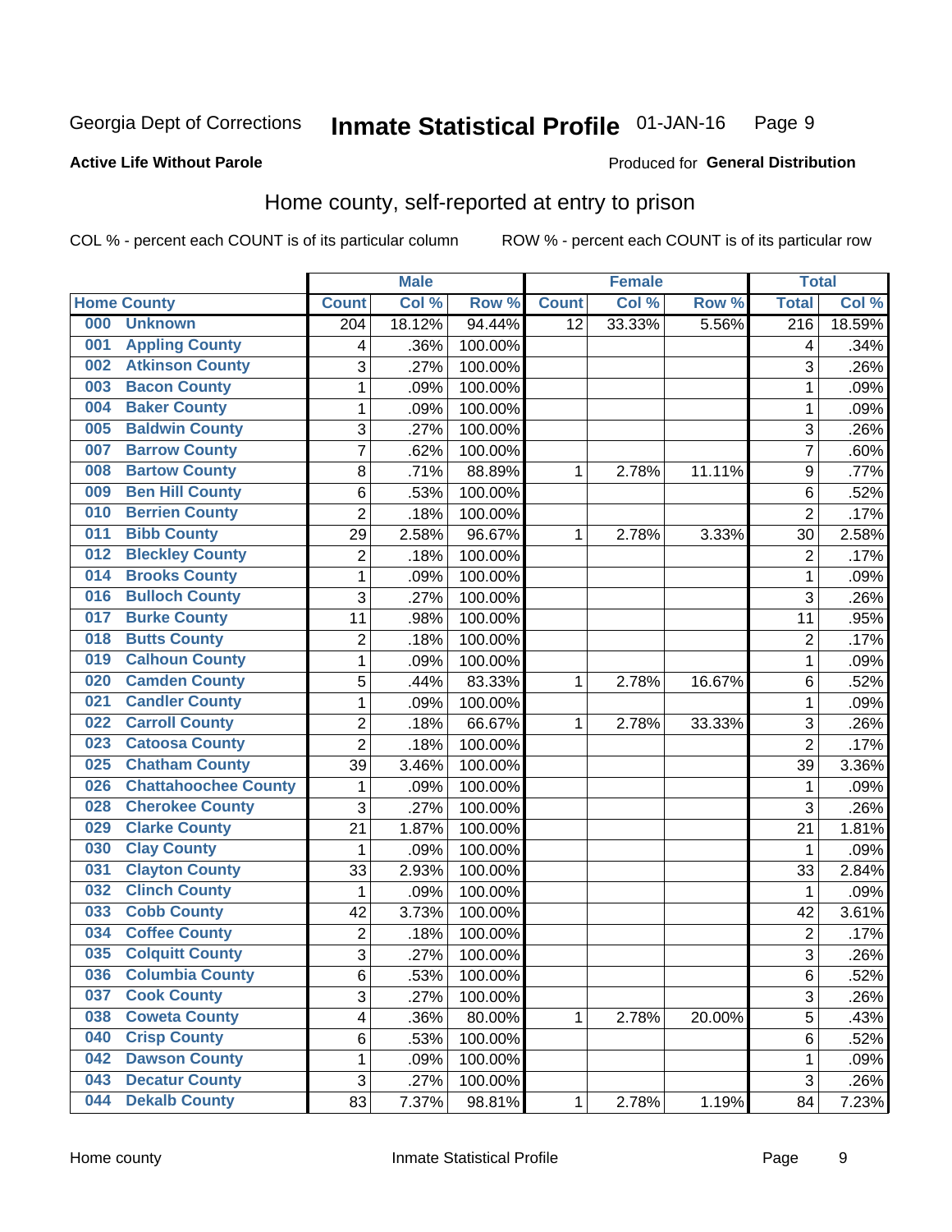Georgia Dept of Corrections **Inmate Statistical Profile** 01-JAN-16

**Active Life Without Parole**

Produced for **General Distribution**

## Home county, self-reported at entry to prison

COL % - percent each COUNT is of its particular column    ROW % - percent each COUNT is of its particular row

| Home County | | Male | | | Female | | | Total | |
|---|---|---|---|---|---|---|---|---|---|
| | | Count | Col % | Row % | Count | Col % | Row % | Total | Col % |
| 000 | Unknown | 204 | 18.12% | 94.44% | 12 | 33.33% | 5.56% | 216 | 18.59% |
| 001 | Appling County | 4 | .36% | 100.00% | | | | 4 | .34% |
| 002 | Atkinson County | 3 | .27% | 100.00% | | | | 3 | .26% |
| 003 | Bacon County | 1 | .09% | 100.00% | | | | 1 | .09% |
| 004 | Baker County | 1 | .09% | 100.00% | | | | 1 | .09% |
| 005 | Baldwin County | 3 | .27% | 100.00% | | | | 3 | .26% |
| 007 | Barrow County | 7 | .62% | 100.00% | | | | 7 | .60% |
| 008 | Bartow County | 8 | .71% | 88.89% | 1 | 2.78% | 11.11% | 9 | .77% |
| 009 | Ben Hill County | 6 | .53% | 100.00% | | | | 6 | .52% |
| 010 | Berrien County | 2 | .18% | 100.00% | | | | 2 | .17% |
| 011 | Bibb County | 29 | 2.58% | 96.67% | 1 | 2.78% | 3.33% | 30 | 2.58% |
| 012 | Bleckley County | 2 | .18% | 100.00% | | | | 2 | .17% |
| 014 | Brooks County | 1 | .09% | 100.00% | | | | 1 | .09% |
| 016 | Bulloch County | 3 | .27% | 100.00% | | | | 3 | .26% |
| 017 | Burke County | 11 | .98% | 100.00% | | | | 11 | .95% |
| 018 | Butts County | 2 | .18% | 100.00% | | | | 2 | .17% |
| 019 | Calhoun County | 1 | .09% | 100.00% | | | | 1 | .09% |
| 020 | Camden County | 5 | .44% | 83.33% | 1 | 2.78% | 16.67% | 6 | .52% |
| 021 | Candler County | 1 | .09% | 100.00% | | | | 1 | .09% |
| 022 | Carroll County | 2 | .18% | 66.67% | 1 | 2.78% | 33.33% | 3 | .26% |
| 023 | Catoosa County | 2 | .18% | 100.00% | | | | 2 | .17% |
| 025 | Chatham County | 39 | 3.46% | 100.00% | | | | 39 | 3.36% |
| 026 | Chattahoochee County | 1 | .09% | 100.00% | | | | 1 | .09% |
| 028 | Cherokee County | 3 | .27% | 100.00% | | | | 3 | .26% |
| 029 | Clarke County | 21 | 1.87% | 100.00% | | | | 21 | 1.81% |
| 030 | Clay County | 1 | .09% | 100.00% | | | | 1 | .09% |
| 031 | Clayton County | 33 | 2.93% | 100.00% | | | | 33 | 2.84% |
| 032 | Clinch County | 1 | .09% | 100.00% | | | | 1 | .09% |
| 033 | Cobb County | 42 | 3.73% | 100.00% | | | | 42 | 3.61% |
| 034 | Coffee County | 2 | .18% | 100.00% | | | | 2 | .17% |
| 035 | Colquitt County | 3 | .27% | 100.00% | | | | 3 | .26% |
| 036 | Columbia County | 6 | .53% | 100.00% | | | | 6 | .52% |
| 037 | Cook County | 3 | .27% | 100.00% | | | | 3 | .26% |
| 038 | Coweta County | 4 | .36% | 80.00% | 1 | 2.78% | 20.00% | 5 | .43% |
| 040 | Crisp County | 6 | .53% | 100.00% | | | | 6 | .52% |
| 042 | Dawson County | 1 | .09% | 100.00% | | | | 1 | .09% |
| 043 | Decatur County | 3 | .27% | 100.00% | | | | 3 | .26% |
| 044 | Dekalb County | 83 | 7.37% | 98.81% | 1 | 2.78% | 1.19% | 84 | 7.23% |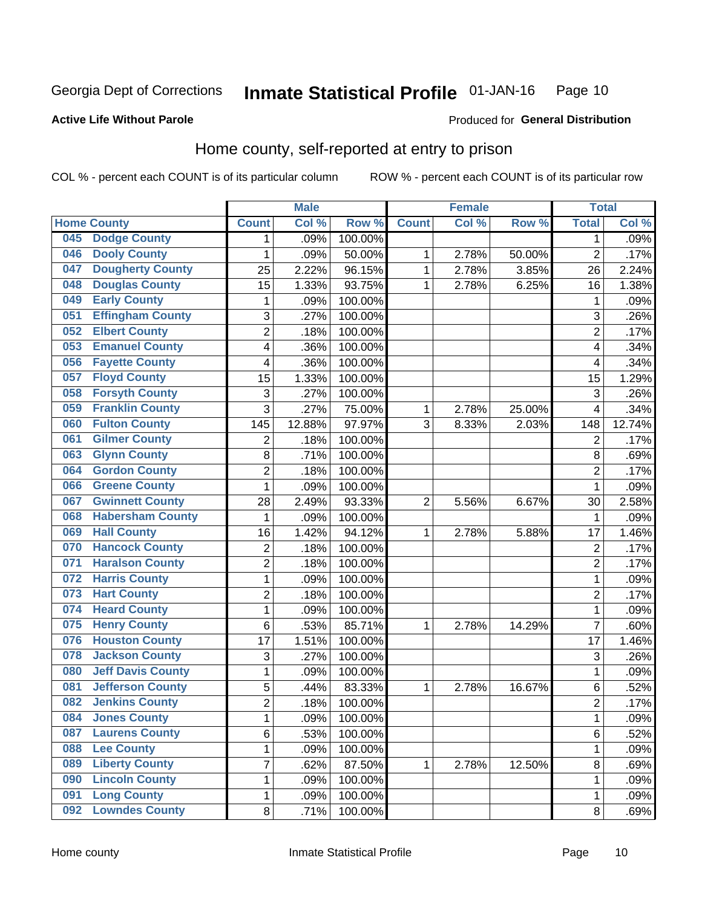Georgia Dept of Corrections **Inmate Statistical Profile** 01-JAN-16

**Active Life Without Parole**

Produced for **General Distribution**

## Home county, self-reported at entry to prison

COL % - percent each COUNT is of its particular column ROW % - percent each COUNT is of its particular row

| Home County | | Male | | | Female | | | Total | |
|---|---|---|---|---|---|---|---|---|---|
| | | Count | Col % | Row % | Count | Col % | Row % | Total | Col % |
| 045 | Dodge County | 1 | .09% | 100.00% | | | | 1 | .09% |
| 046 | Dooly County | 1 | .09% | 50.00% | 1 | 2.78% | 50.00% | 2 | .17% |
| 047 | Dougherty County | 25 | 2.22% | 96.15% | 1 | 2.78% | 3.85% | 26 | 2.24% |
| 048 | Douglas County | 15 | 1.33% | 93.75% | 1 | 2.78% | 6.25% | 16 | 1.38% |
| 049 | Early County | 1 | .09% | 100.00% | | | | 1 | .09% |
| 051 | Effingham County | 3 | .27% | 100.00% | | | | 3 | .26% |
| 052 | Elbert County | 2 | .18% | 100.00% | | | | 2 | .17% |
| 053 | Emanuel County | 4 | .36% | 100.00% | | | | 4 | .34% |
| 056 | Fayette County | 4 | .36% | 100.00% | | | | 4 | .34% |
| 057 | Floyd County | 15 | 1.33% | 100.00% | | | | 15 | 1.29% |
| 058 | Forsyth County | 3 | .27% | 100.00% | | | | 3 | .26% |
| 059 | Franklin County | 3 | .27% | 75.00% | 1 | 2.78% | 25.00% | 4 | .34% |
| 060 | Fulton County | 145 | 12.88% | 97.97% | 3 | 8.33% | 2.03% | 148 | 12.74% |
| 061 | Gilmer County | 2 | .18% | 100.00% | | | | 2 | .17% |
| 063 | Glynn County | 8 | .71% | 100.00% | | | | 8 | .69% |
| 064 | Gordon County | 2 | .18% | 100.00% | | | | 2 | .17% |
| 066 | Greene County | 1 | .09% | 100.00% | | | | 1 | .09% |
| 067 | Gwinnett County | 28 | 2.49% | 93.33% | 2 | 5.56% | 6.67% | 30 | 2.58% |
| 068 | Habersham County | 1 | .09% | 100.00% | | | | 1 | .09% |
| 069 | Hall County | 16 | 1.42% | 94.12% | 1 | 2.78% | 5.88% | 17 | 1.46% |
| 070 | Hancock County | 2 | .18% | 100.00% | | | | 2 | .17% |
| 071 | Haralson County | 2 | .18% | 100.00% | | | | 2 | .17% |
| 072 | Harris County | 1 | .09% | 100.00% | | | | 1 | .09% |
| 073 | Hart County | 2 | .18% | 100.00% | | | | 2 | .17% |
| 074 | Heard County | 1 | .09% | 100.00% | | | | 1 | .09% |
| 075 | Henry County | 6 | .53% | 85.71% | 1 | 2.78% | 14.29% | 7 | .60% |
| 076 | Houston County | 17 | 1.51% | 100.00% | | | | 17 | 1.46% |
| 078 | Jackson County | 3 | .27% | 100.00% | | | | 3 | .26% |
| 080 | Jeff Davis County | 1 | .09% | 100.00% | | | | 1 | .09% |
| 081 | Jefferson County | 5 | .44% | 83.33% | 1 | 2.78% | 16.67% | 6 | .52% |
| 082 | Jenkins County | 2 | .18% | 100.00% | | | | 2 | .17% |
| 084 | Jones County | 1 | .09% | 100.00% | | | | 1 | .09% |
| 087 | Laurens County | 6 | .53% | 100.00% | | | | 6 | .52% |
| 088 | Lee County | 1 | .09% | 100.00% | | | | 1 | .09% |
| 089 | Liberty County | 7 | .62% | 87.50% | 1 | 2.78% | 12.50% | 8 | .69% |
| 090 | Lincoln County | 1 | .09% | 100.00% | | | | 1 | .09% |
| 091 | Long County | 1 | .09% | 100.00% | | | | 1 | .09% |
| 092 | Lowndes County | 8 | .71% | 100.00% | | | | 8 | .69% |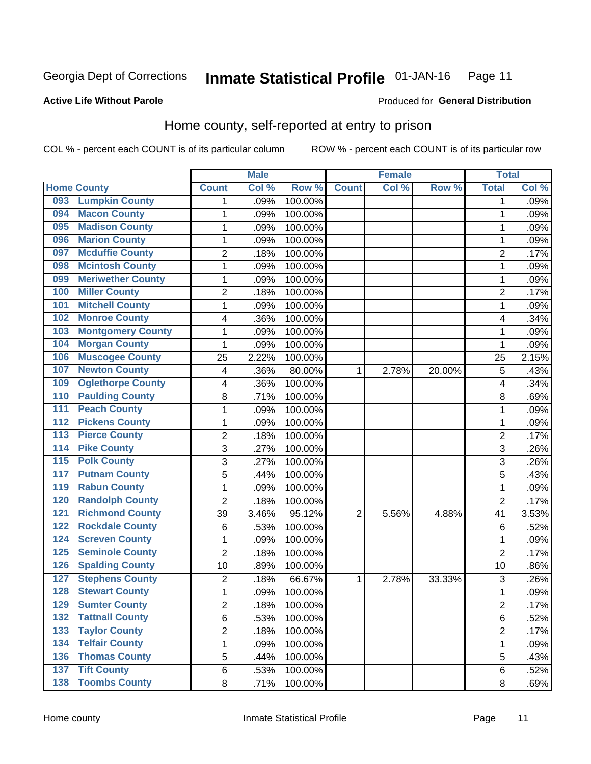Georgia Dept of Corrections **Inmate Statistical Profile** 01-JAN-16

**Active Life Without Parole**

Produced for **General Distribution**

## Home county, self-reported at entry to prison

COL % - percent each COUNT is of its particular column ROW % - percent each COUNT is of its particular row

| Home County | Male | | | Female | | | Total | |
|---|---|---|---|---|---|---|---|---|
| | Count | Col % | Row % | Count | Col % | Row % | Total | Col % |
| 093 Lumpkin County | 1 | .09% | 100.00% | | | | 1 | .09% |
| 094 Macon County | 1 | .09% | 100.00% | | | | 1 | .09% |
| 095 Madison County | 1 | .09% | 100.00% | | | | 1 | .09% |
| 096 Marion County | 1 | .09% | 100.00% | | | | 1 | .09% |
| 097 Mcduffie County | 2 | .18% | 100.00% | | | | 2 | .17% |
| 098 Mcintosh County | 1 | .09% | 100.00% | | | | 1 | .09% |
| 099 Meriwether County | 1 | .09% | 100.00% | | | | 1 | .09% |
| 100 Miller County | 2 | .18% | 100.00% | | | | 2 | .17% |
| 101 Mitchell County | 1 | .09% | 100.00% | | | | 1 | .09% |
| 102 Monroe County | 4 | .36% | 100.00% | | | | 4 | .34% |
| 103 Montgomery County | 1 | .09% | 100.00% | | | | 1 | .09% |
| 104 Morgan County | 1 | .09% | 100.00% | | | | 1 | .09% |
| 106 Muscogee County | 25 | 2.22% | 100.00% | | | | 25 | 2.15% |
| 107 Newton County | 4 | .36% | 80.00% | 1 | 2.78% | 20.00% | 5 | .43% |
| 109 Oglethorpe County | 4 | .36% | 100.00% | | | | 4 | .34% |
| 110 Paulding County | 8 | .71% | 100.00% | | | | 8 | .69% |
| 111 Peach County | 1 | .09% | 100.00% | | | | 1 | .09% |
| 112 Pickens County | 1 | .09% | 100.00% | | | | 1 | .09% |
| 113 Pierce County | 2 | .18% | 100.00% | | | | 2 | .17% |
| 114 Pike County | 3 | .27% | 100.00% | | | | 3 | .26% |
| 115 Polk County | 3 | .27% | 100.00% | | | | 3 | .26% |
| 117 Putnam County | 5 | .44% | 100.00% | | | | 5 | .43% |
| 119 Rabun County | 1 | .09% | 100.00% | | | | 1 | .09% |
| 120 Randolph County | 2 | .18% | 100.00% | | | | 2 | .17% |
| 121 Richmond County | 39 | 3.46% | 95.12% | 2 | 5.56% | 4.88% | 41 | 3.53% |
| 122 Rockdale County | 6 | .53% | 100.00% | | | | 6 | .52% |
| 124 Screven County | 1 | .09% | 100.00% | | | | 1 | .09% |
| 125 Seminole County | 2 | .18% | 100.00% | | | | 2 | .17% |
| 126 Spalding County | 10 | .89% | 100.00% | | | | 10 | .86% |
| 127 Stephens County | 2 | .18% | 66.67% | 1 | 2.78% | 33.33% | 3 | .26% |
| 128 Stewart County | 1 | .09% | 100.00% | | | | 1 | .09% |
| 129 Sumter County | 2 | .18% | 100.00% | | | | 2 | .17% |
| 132 Tattnall County | 6 | .53% | 100.00% | | | | 6 | .52% |
| 133 Taylor County | 2 | .18% | 100.00% | | | | 2 | .17% |
| 134 Telfair County | 1 | .09% | 100.00% | | | | 1 | .09% |
| 136 Thomas County | 5 | .44% | 100.00% | | | | 5 | .43% |
| 137 Tift County | 6 | .53% | 100.00% | | | | 6 | .52% |
| 138 Toombs County | 8 | .71% | 100.00% | | | | 8 | .69% |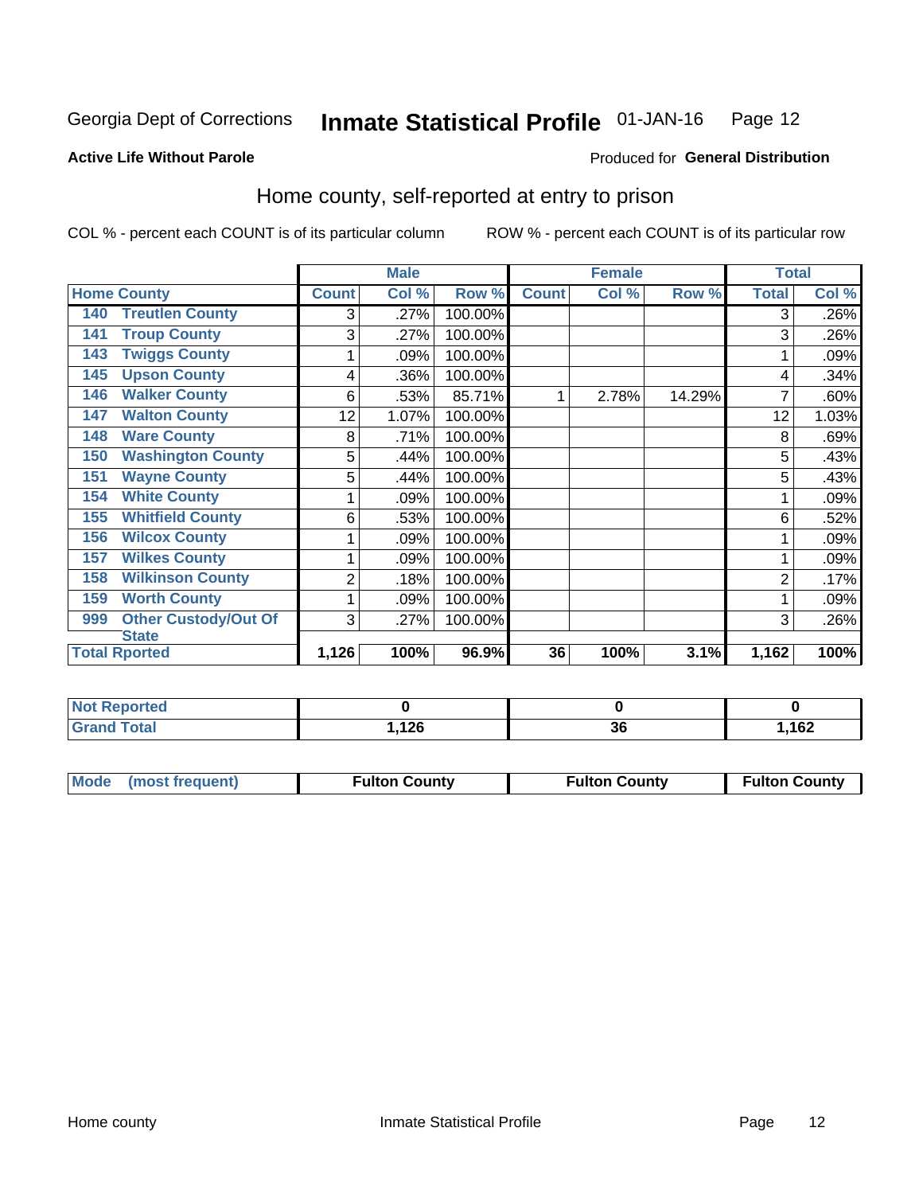Georgia Dept of Corrections **Inmate Statistical Profile** 01-JAN-16 Page 12

**Active Life Without Parole**

Produced for **General Distribution**

## Home county, self-reported at entry to prison

COL % - percent each COUNT is of its particular column ROW % - percent each COUNT is of its particular row

| | | Male | | | Female | | | Total | |
|---|---|---|---|---|---|---|---|---|---|
| **Home County** | | **Count** | **Col %** | **Row %** | **Count** | **Col %** | **Row %** | **Total** | **Col %** |
| 140 | Treutlen County | 3 | .27% | 100.00% | | | | 3 | .26% |
| 141 | Troup County | 3 | .27% | 100.00% | | | | 3 | .26% |
| 143 | Twiggs County | 1 | .09% | 100.00% | | | | 1 | .09% |
| 145 | Upson County | 4 | .36% | 100.00% | | | | 4 | .34% |
| 146 | Walker County | 6 | .53% | 85.71% | 1 | 2.78% | 14.29% | 7 | .60% |
| 147 | Walton County | 12 | 1.07% | 100.00% | | | | 12 | 1.03% |
| 148 | Ware County | 8 | .71% | 100.00% | | | | 8 | .69% |
| 150 | Washington County | 5 | .44% | 100.00% | | | | 5 | .43% |
| 151 | Wayne County | 5 | .44% | 100.00% | | | | 5 | .43% |
| 154 | White County | 1 | .09% | 100.00% | | | | 1 | .09% |
| 155 | Whitfield County | 6 | .53% | 100.00% | | | | 6 | .52% |
| 156 | Wilcox County | 1 | .09% | 100.00% | | | | 1 | .09% |
| 157 | Wilkes County | 1 | .09% | 100.00% | | | | 1 | .09% |
| 158 | Wilkinson County | 2 | .18% | 100.00% | | | | 2 | .17% |
| 159 | Worth County | 1 | .09% | 100.00% | | | | 1 | .09% |
| 999 | Other Custody/Out Of State | 3 | .27% | 100.00% | | | | 3 | .26% |
| **Total Rported** | | **1,126** | **100%** | **96.9%** | **36** | **100%** | **3.1%** | **1,162** | **100%** |

| | Male | Female | Total |
|---|---|---|---|
| **Not Reported** | **0** | **0** | **0** |
| **Grand Total** | **1,126** | **36** | **1,162** |

| | Male | Female | Total |
|---|---|---|---|
| **Mode (most frequent)** | **Fulton County** | **Fulton County** | **Fulton County** |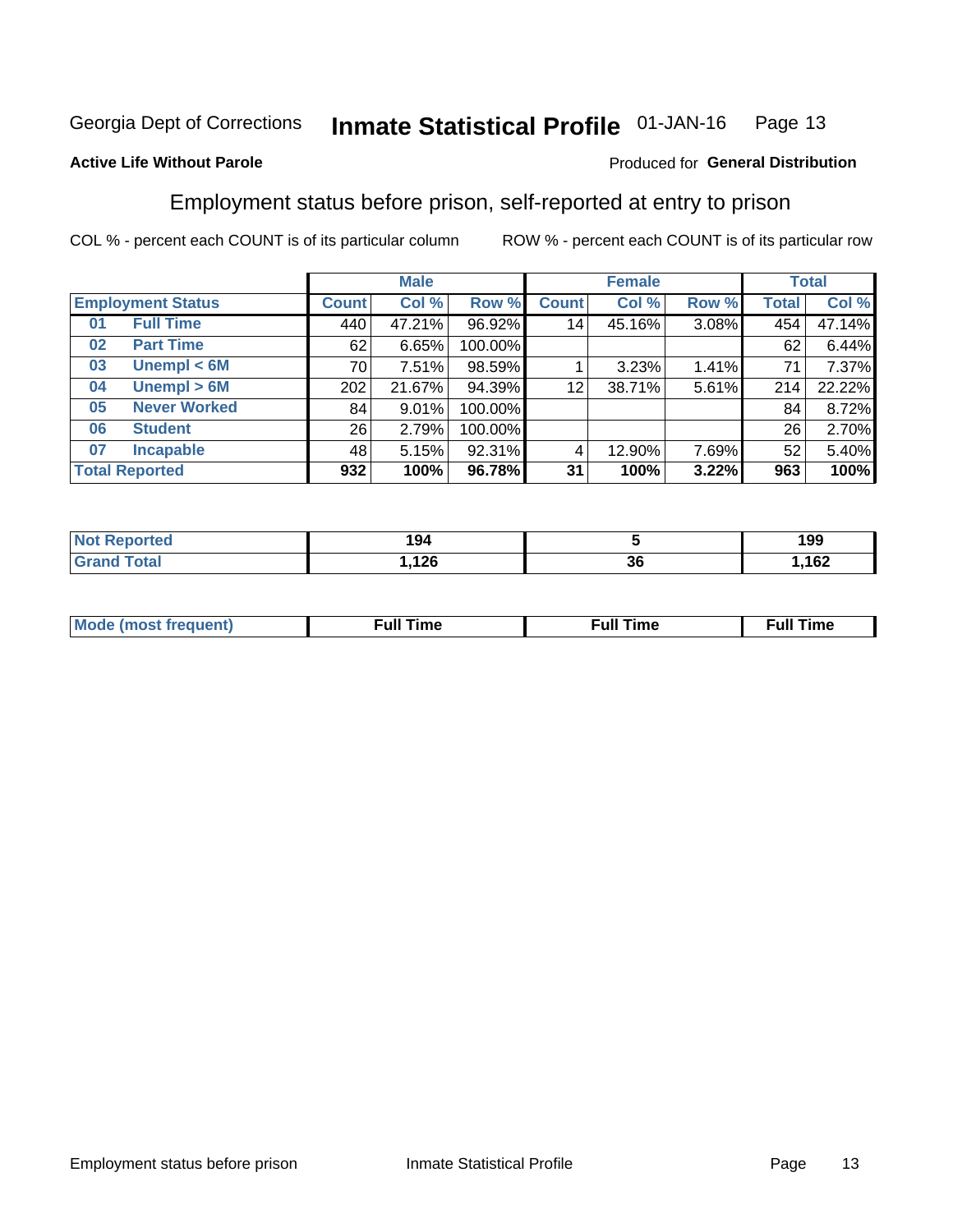Georgia Dept of Corrections **Inmate Statistical Profile** 01-JAN-16

**Active Life Without Parole**

Produced for **General Distribution**

## Employment status before prison, self-reported at entry to prison

COL % - percent each COUNT is of its particular column     ROW % - percent each COUNT is of its particular row

| Employment Status | | Male | | | Female | | | Total | |
|---|---|---|---|---|---|---|---|---|---|
| | | Count | Col % | Row % | Count | Col % | Row % | Total | Col % |
| 01 | Full Time | 440 | 47.21% | 96.92% | 14 | 45.16% | 3.08% | 454 | 47.14% |
| 02 | Part Time | 62 | 6.65% | 100.00% | | | | 62 | 6.44% |
| 03 | Unempl < 6M | 70 | 7.51% | 98.59% | 1 | 3.23% | 1.41% | 71 | 7.37% |
| 04 | Unempl > 6M | 202 | 21.67% | 94.39% | 12 | 38.71% | 5.61% | 214 | 22.22% |
| 05 | Never Worked | 84 | 9.01% | 100.00% | | | | 84 | 8.72% |
| 06 | Student | 26 | 2.79% | 100.00% | | | | 26 | 2.70% |
| 07 | Incapable | 48 | 5.15% | 92.31% | 4 | 12.90% | 7.69% | 52 | 5.40% |
| **Total Reported** | | **932** | **100%** | **96.78%** | **31** | **100%** | **3.22%** | **963** | **100%** |

| | Male | Female | Total |
|---|---|---|---|
| Not Reported | 194 | 5 | 199 |
| Grand Total | 1,126 | 36 | 1,162 |

| | Male | Female | Total |
|---|---|---|---|
| Mode (most frequent) | Full Time | Full Time | Full Time |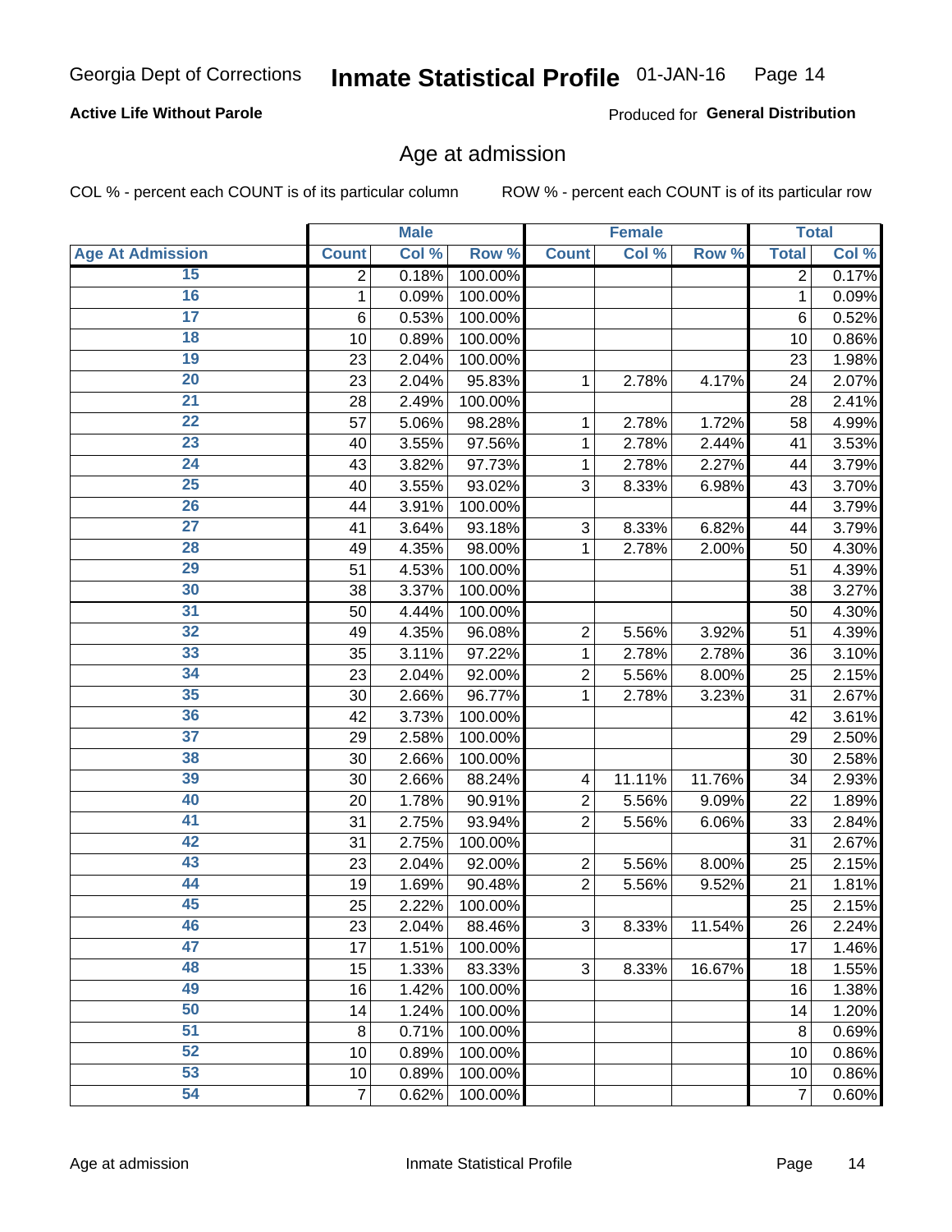Georgia Dept of Corrections **Inmate Statistical Profile** 01-JAN-16

**Active Life Without Parole**

Produced for **General Distribution**

## Age at admission

COL % - percent each COUNT is of its particular column

ROW % - percent each COUNT is of its particular row

| | Male | | | Female | | | Total | |
|---|---|---|---|---|---|---|---|---|
| Age At Admission | Count | Col % | Row % | Count | Col % | Row % | Total | Col % |
| 15 | 2 | 0.18% | 100.00% | | | | 2 | 0.17% |
| 16 | 1 | 0.09% | 100.00% | | | | 1 | 0.09% |
| 17 | 6 | 0.53% | 100.00% | | | | 6 | 0.52% |
| 18 | 10 | 0.89% | 100.00% | | | | 10 | 0.86% |
| 19 | 23 | 2.04% | 100.00% | | | | 23 | 1.98% |
| 20 | 23 | 2.04% | 95.83% | 1 | 2.78% | 4.17% | 24 | 2.07% |
| 21 | 28 | 2.49% | 100.00% | | | | 28 | 2.41% |
| 22 | 57 | 5.06% | 98.28% | 1 | 2.78% | 1.72% | 58 | 4.99% |
| 23 | 40 | 3.55% | 97.56% | 1 | 2.78% | 2.44% | 41 | 3.53% |
| 24 | 43 | 3.82% | 97.73% | 1 | 2.78% | 2.27% | 44 | 3.79% |
| 25 | 40 | 3.55% | 93.02% | 3 | 8.33% | 6.98% | 43 | 3.70% |
| 26 | 44 | 3.91% | 100.00% | | | | 44 | 3.79% |
| 27 | 41 | 3.64% | 93.18% | 3 | 8.33% | 6.82% | 44 | 3.79% |
| 28 | 49 | 4.35% | 98.00% | 1 | 2.78% | 2.00% | 50 | 4.30% |
| 29 | 51 | 4.53% | 100.00% | | | | 51 | 4.39% |
| 30 | 38 | 3.37% | 100.00% | | | | 38 | 3.27% |
| 31 | 50 | 4.44% | 100.00% | | | | 50 | 4.30% |
| 32 | 49 | 4.35% | 96.08% | 2 | 5.56% | 3.92% | 51 | 4.39% |
| 33 | 35 | 3.11% | 97.22% | 1 | 2.78% | 2.78% | 36 | 3.10% |
| 34 | 23 | 2.04% | 92.00% | 2 | 5.56% | 8.00% | 25 | 2.15% |
| 35 | 30 | 2.66% | 96.77% | 1 | 2.78% | 3.23% | 31 | 2.67% |
| 36 | 42 | 3.73% | 100.00% | | | | 42 | 3.61% |
| 37 | 29 | 2.58% | 100.00% | | | | 29 | 2.50% |
| 38 | 30 | 2.66% | 100.00% | | | | 30 | 2.58% |
| 39 | 30 | 2.66% | 88.24% | 4 | 11.11% | 11.76% | 34 | 2.93% |
| 40 | 20 | 1.78% | 90.91% | 2 | 5.56% | 9.09% | 22 | 1.89% |
| 41 | 31 | 2.75% | 93.94% | 2 | 5.56% | 6.06% | 33 | 2.84% |
| 42 | 31 | 2.75% | 100.00% | | | | 31 | 2.67% |
| 43 | 23 | 2.04% | 92.00% | 2 | 5.56% | 8.00% | 25 | 2.15% |
| 44 | 19 | 1.69% | 90.48% | 2 | 5.56% | 9.52% | 21 | 1.81% |
| 45 | 25 | 2.22% | 100.00% | | | | 25 | 2.15% |
| 46 | 23 | 2.04% | 88.46% | 3 | 8.33% | 11.54% | 26 | 2.24% |
| 47 | 17 | 1.51% | 100.00% | | | | 17 | 1.46% |
| 48 | 15 | 1.33% | 83.33% | 3 | 8.33% | 16.67% | 18 | 1.55% |
| 49 | 16 | 1.42% | 100.00% | | | | 16 | 1.38% |
| 50 | 14 | 1.24% | 100.00% | | | | 14 | 1.20% |
| 51 | 8 | 0.71% | 100.00% | | | | 8 | 0.69% |
| 52 | 10 | 0.89% | 100.00% | | | | 10 | 0.86% |
| 53 | 10 | 0.89% | 100.00% | | | | 10 | 0.86% |
| 54 | 7 | 0.62% | 100.00% | | | | 7 | 0.60% |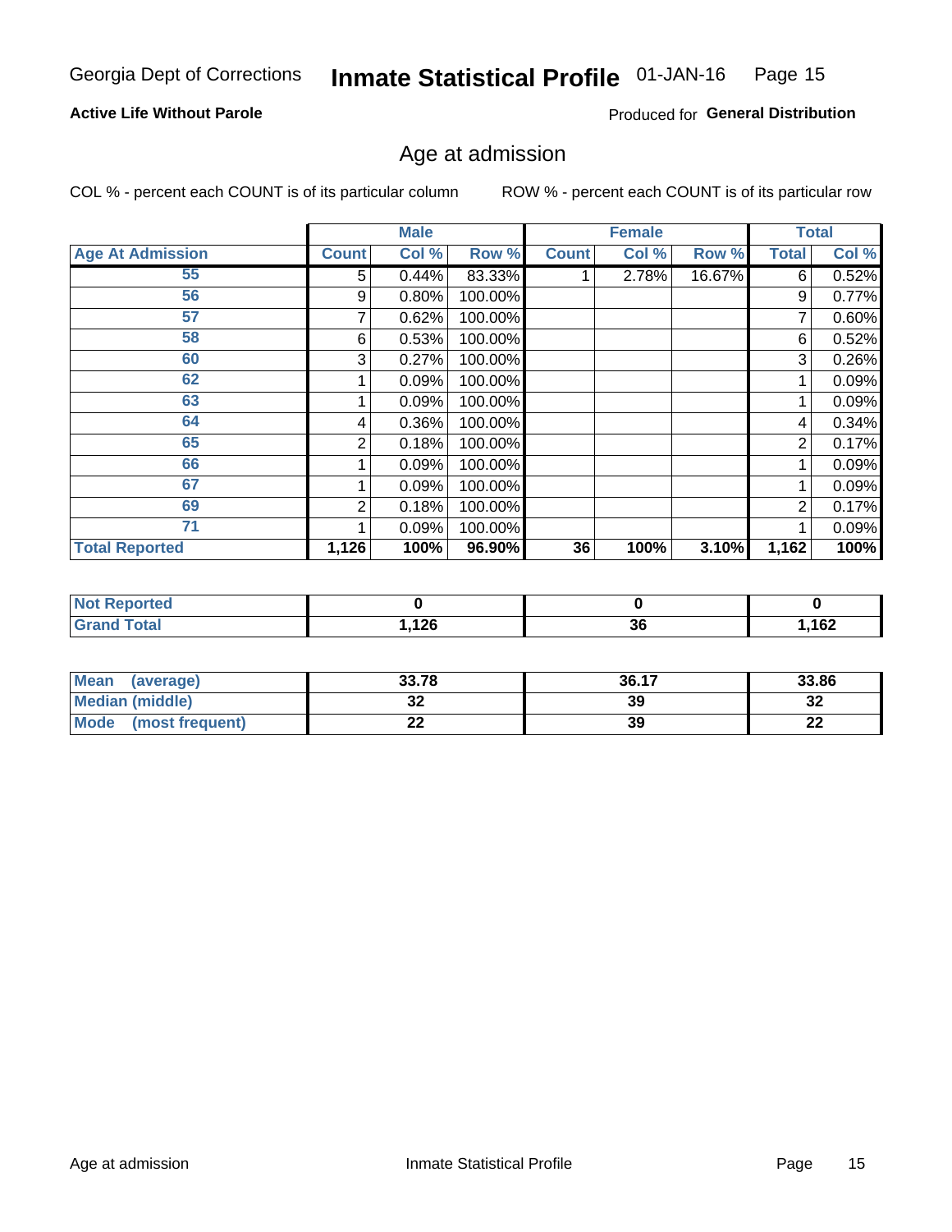Georgia Dept of Corrections **Inmate Statistical Profile** 01-JAN-16

**Active Life Without Parole**

Produced for **General Distribution**

## Age at admission

COL % - percent each COUNT is of its particular column

ROW % - percent each COUNT is of its particular row

| | Male | | | Female | | | Total | |
|---|---|---|---|---|---|---|---|---|
| **Age At Admission** | **Count** | **Col %** | **Row %** | **Count** | **Col %** | **Row %** | **Total** | **Col %** |
| 55 | 5 | 0.44% | 83.33% | 1 | 2.78% | 16.67% | 6 | 0.52% |
| 56 | 9 | 0.80% | 100.00% | | | | 9 | 0.77% |
| 57 | 7 | 0.62% | 100.00% | | | | 7 | 0.60% |
| 58 | 6 | 0.53% | 100.00% | | | | 6 | 0.52% |
| 60 | 3 | 0.27% | 100.00% | | | | 3 | 0.26% |
| 62 | 1 | 0.09% | 100.00% | | | | 1 | 0.09% |
| 63 | 1 | 0.09% | 100.00% | | | | 1 | 0.09% |
| 64 | 4 | 0.36% | 100.00% | | | | 4 | 0.34% |
| 65 | 2 | 0.18% | 100.00% | | | | 2 | 0.17% |
| 66 | 1 | 0.09% | 100.00% | | | | 1 | 0.09% |
| 67 | 1 | 0.09% | 100.00% | | | | 1 | 0.09% |
| 69 | 2 | 0.18% | 100.00% | | | | 2 | 0.17% |
| 71 | 1 | 0.09% | 100.00% | | | | 1 | 0.09% |
| **Total Reported** | **1,126** | **100%** | **96.90%** | **36** | **100%** | **3.10%** | **1,162** | **100%** |

| | Male | Female | Total |
|---|---|---|---|
| **Not Reported** | **0** | **0** | **0** |
| **Grand Total** | **1,126** | **36** | **1,162** |

| | Male | Female | Total |
|---|---|---|---|
| **Mean (average)** | **33.78** | **36.17** | **33.86** |
| **Median (middle)** | **32** | **39** | **32** |
| **Mode (most frequent)** | **22** | **39** | **22** |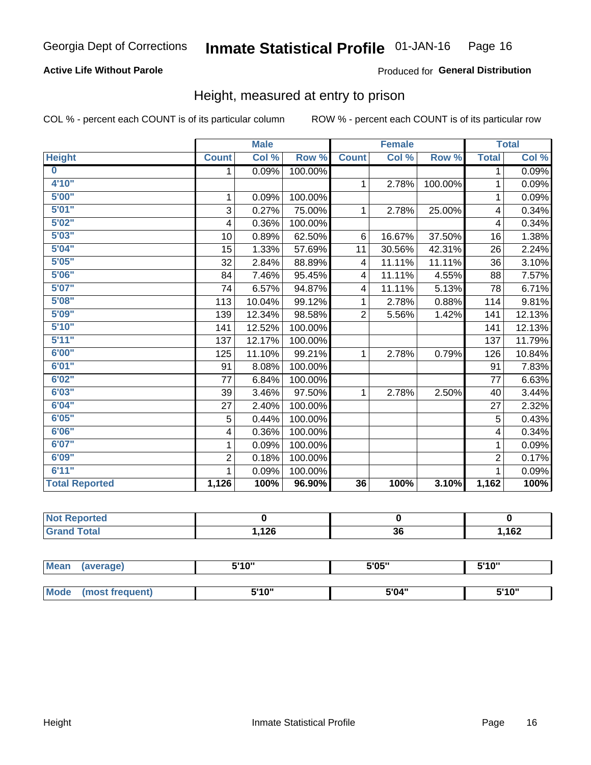Georgia Dept of Corrections **Inmate Statistical Profile** 01-JAN-16

**Active Life Without Parole**

Produced for **General Distribution**

## Height, measured at entry to prison

COL % - percent each COUNT is of its particular column

ROW % - percent each COUNT is of its particular row

| | Male | | | Female | | | Total | |
|---|---|---|---|---|---|---|---|---|
| **Height** | **Count** | **Col %** | **Row %** | **Count** | **Col %** | **Row %** | **Total** | **Col %** |
| **0** | 1 | 0.09% | 100.00% | | | | 1 | 0.09% |
| **4'10"** | | | | 1 | 2.78% | 100.00% | 1 | 0.09% |
| **5'00"** | 1 | 0.09% | 100.00% | | | | 1 | 0.09% |
| **5'01"** | 3 | 0.27% | 75.00% | 1 | 2.78% | 25.00% | 4 | 0.34% |
| **5'02"** | 4 | 0.36% | 100.00% | | | | 4 | 0.34% |
| **5'03"** | 10 | 0.89% | 62.50% | 6 | 16.67% | 37.50% | 16 | 1.38% |
| **5'04"** | 15 | 1.33% | 57.69% | 11 | 30.56% | 42.31% | 26 | 2.24% |
| **5'05"** | 32 | 2.84% | 88.89% | 4 | 11.11% | 11.11% | 36 | 3.10% |
| **5'06"** | 84 | 7.46% | 95.45% | 4 | 11.11% | 4.55% | 88 | 7.57% |
| **5'07"** | 74 | 6.57% | 94.87% | 4 | 11.11% | 5.13% | 78 | 6.71% |
| **5'08"** | 113 | 10.04% | 99.12% | 1 | 2.78% | 0.88% | 114 | 9.81% |
| **5'09"** | 139 | 12.34% | 98.58% | 2 | 5.56% | 1.42% | 141 | 12.13% |
| **5'10"** | 141 | 12.52% | 100.00% | | | | 141 | 12.13% |
| **5'11"** | 137 | 12.17% | 100.00% | | | | 137 | 11.79% |
| **6'00"** | 125 | 11.10% | 99.21% | 1 | 2.78% | 0.79% | 126 | 10.84% |
| **6'01"** | 91 | 8.08% | 100.00% | | | | 91 | 7.83% |
| **6'02"** | 77 | 6.84% | 100.00% | | | | 77 | 6.63% |
| **6'03"** | 39 | 3.46% | 97.50% | 1 | 2.78% | 2.50% | 40 | 3.44% |
| **6'04"** | 27 | 2.40% | 100.00% | | | | 27 | 2.32% |
| **6'05"** | 5 | 0.44% | 100.00% | | | | 5 | 0.43% |
| **6'06"** | 4 | 0.36% | 100.00% | | | | 4 | 0.34% |
| **6'07"** | 1 | 0.09% | 100.00% | | | | 1 | 0.09% |
| **6'09"** | 2 | 0.18% | 100.00% | | | | 2 | 0.17% |
| **6'11"** | 1 | 0.09% | 100.00% | | | | 1 | 0.09% |
| **Total Reported** | **1,126** | **100%** | **96.90%** | **36** | **100%** | **3.10%** | **1,162** | **100%** |

| | Male | Female | Total |
|---|---|---|---|
| **Not Reported** | **0** | **0** | **0** |
| **Grand Total** | **1,126** | **36** | **1,162** |

| | Male | Female | Total |
|---|---|---|---|
| **Mean (average)** | **5'10"** | **5'05"** | **5'10"** |
| **Mode (most frequent)** | **5'10"** | **5'04"** | **5'10"** |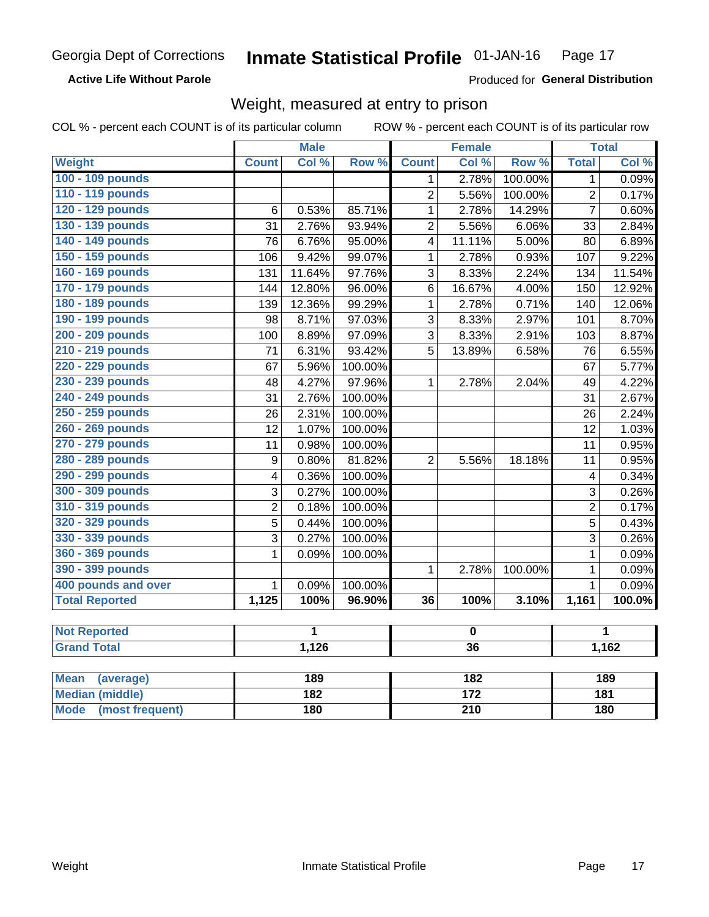Georgia Dept of Corrections **Inmate Statistical Profile** 01-JAN-16

**Active Life Without Parole**

Produced for **General Distribution**

## Weight, measured at entry to prison

COL % - percent each COUNT is of its particular column ROW % - percent each COUNT is of its particular row

| | Male | | | Female | | | Total | |
|---|---|---|---|---|---|---|---|---|
| **Weight** | **Count** | **Col %** | **Row %** | **Count** | **Col %** | **Row %** | **Total** | **Col %** |
| 100 - 109 pounds | | | | 1 | 2.78% | 100.00% | 1 | 0.09% |
| 110 - 119 pounds | | | | 2 | 5.56% | 100.00% | 2 | 0.17% |
| 120 - 129 pounds | 6 | 0.53% | 85.71% | 1 | 2.78% | 14.29% | 7 | 0.60% |
| 130 - 139 pounds | 31 | 2.76% | 93.94% | 2 | 5.56% | 6.06% | 33 | 2.84% |
| 140 - 149 pounds | 76 | 6.76% | 95.00% | 4 | 11.11% | 5.00% | 80 | 6.89% |
| 150 - 159 pounds | 106 | 9.42% | 99.07% | 1 | 2.78% | 0.93% | 107 | 9.22% |
| 160 - 169 pounds | 131 | 11.64% | 97.76% | 3 | 8.33% | 2.24% | 134 | 11.54% |
| 170 - 179 pounds | 144 | 12.80% | 96.00% | 6 | 16.67% | 4.00% | 150 | 12.92% |
| 180 - 189 pounds | 139 | 12.36% | 99.29% | 1 | 2.78% | 0.71% | 140 | 12.06% |
| 190 - 199 pounds | 98 | 8.71% | 97.03% | 3 | 8.33% | 2.97% | 101 | 8.70% |
| 200 - 209 pounds | 100 | 8.89% | 97.09% | 3 | 8.33% | 2.91% | 103 | 8.87% |
| 210 - 219 pounds | 71 | 6.31% | 93.42% | 5 | 13.89% | 6.58% | 76 | 6.55% |
| 220 - 229 pounds | 67 | 5.96% | 100.00% | | | | 67 | 5.77% |
| 230 - 239 pounds | 48 | 4.27% | 97.96% | 1 | 2.78% | 2.04% | 49 | 4.22% |
| 240 - 249 pounds | 31 | 2.76% | 100.00% | | | | 31 | 2.67% |
| 250 - 259 pounds | 26 | 2.31% | 100.00% | | | | 26 | 2.24% |
| 260 - 269 pounds | 12 | 1.07% | 100.00% | | | | 12 | 1.03% |
| 270 - 279 pounds | 11 | 0.98% | 100.00% | | | | 11 | 0.95% |
| 280 - 289 pounds | 9 | 0.80% | 81.82% | 2 | 5.56% | 18.18% | 11 | 0.95% |
| 290 - 299 pounds | 4 | 0.36% | 100.00% | | | | 4 | 0.34% |
| 300 - 309 pounds | 3 | 0.27% | 100.00% | | | | 3 | 0.26% |
| 310 - 319 pounds | 2 | 0.18% | 100.00% | | | | 2 | 0.17% |
| 320 - 329 pounds | 5 | 0.44% | 100.00% | | | | 5 | 0.43% |
| 330 - 339 pounds | 3 | 0.27% | 100.00% | | | | 3 | 0.26% |
| 360 - 369 pounds | 1 | 0.09% | 100.00% | | | | 1 | 0.09% |
| 390 - 399 pounds | | | | 1 | 2.78% | 100.00% | 1 | 0.09% |
| 400 pounds and over | 1 | 0.09% | 100.00% | | | | 1 | 0.09% |
| **Total Reported** | **1,125** | **100%** | **96.90%** | **36** | **100%** | **3.10%** | **1,161** | **100.0%** |

| | Male | Female | Total |
|---|---|---|---|
| **Not Reported** | **1** | **0** | **1** |
| **Grand Total** | **1,126** | **36** | **1,162** |

| | Male | Female | Total |
|---|---|---|---|
| **Mean (average)** | **189** | **182** | **189** |
| **Median (middle)** | **182** | **172** | **181** |
| **Mode (most frequent)** | **180** | **210** | **180** |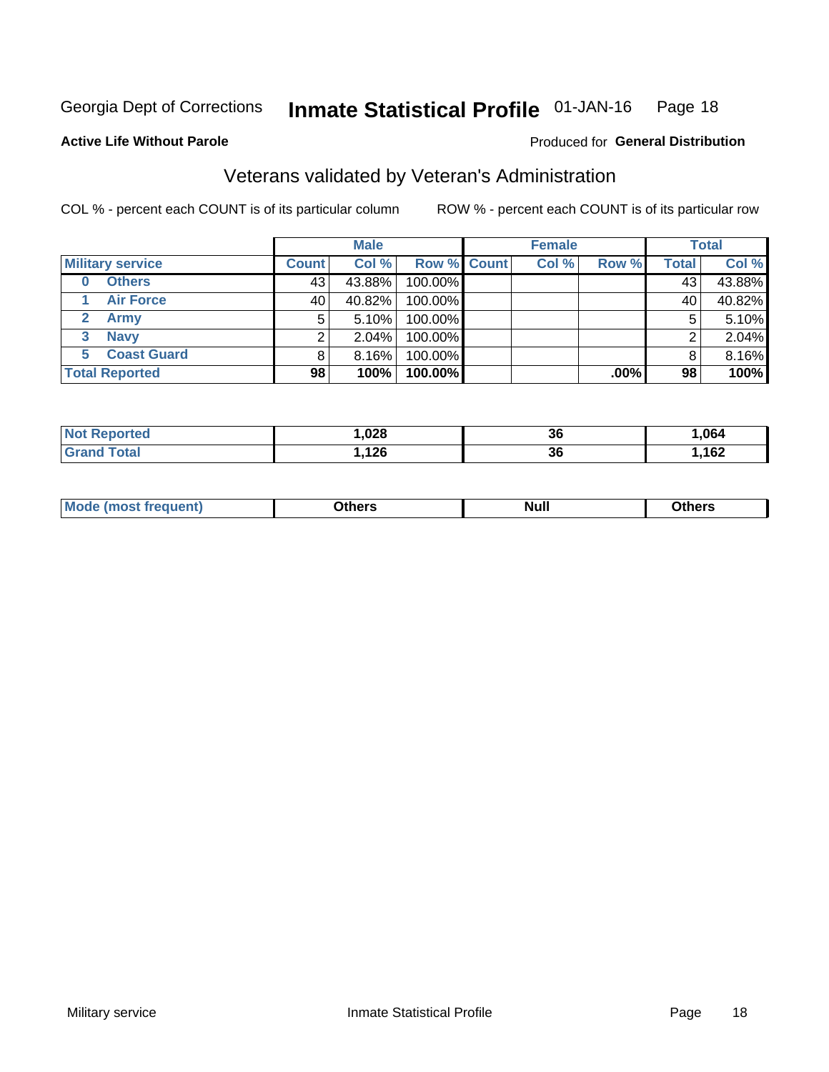Georgia Dept of Corrections **Inmate Statistical Profile** 01-JAN-16

**Active Life Without Parole**

Produced for **General Distribution**

## Veterans validated by Veteran's Administration

COL % - percent each COUNT is of its particular column

ROW % - percent each COUNT is of its particular row

| | Male | | | Female | | | Total | |
|---|---|---|---|---|---|---|---|---|
| **Military service** | **Count** | **Col %** | **Row %** | **Count** | **Col %** | **Row %** | **Total** | **Col %** |
| **0 Others** | 43 | 43.88% | 100.00% | | | | 43 | 43.88% |
| **1 Air Force** | 40 | 40.82% | 100.00% | | | | 40 | 40.82% |
| **2 Army** | 5 | 5.10% | 100.00% | | | | 5 | 5.10% |
| **3 Navy** | 2 | 2.04% | 100.00% | | | | 2 | 2.04% |
| **5 Coast Guard** | 8 | 8.16% | 100.00% | | | | 8 | 8.16% |
| **Total Reported** | **98** | **100%** | **100.00%** | | | **.00%** | **98** | **100%** |

| | Male | Female | Total |
|---|---|---|---|
| **Not Reported** | **1,028** | **36** | **1,064** |
| **Grand Total** | **1,126** | **36** | **1,162** |

| | Male | Female | Total |
|---|---|---|---|
| **Mode (most frequent)** | **Others** | **Null** | **Others** |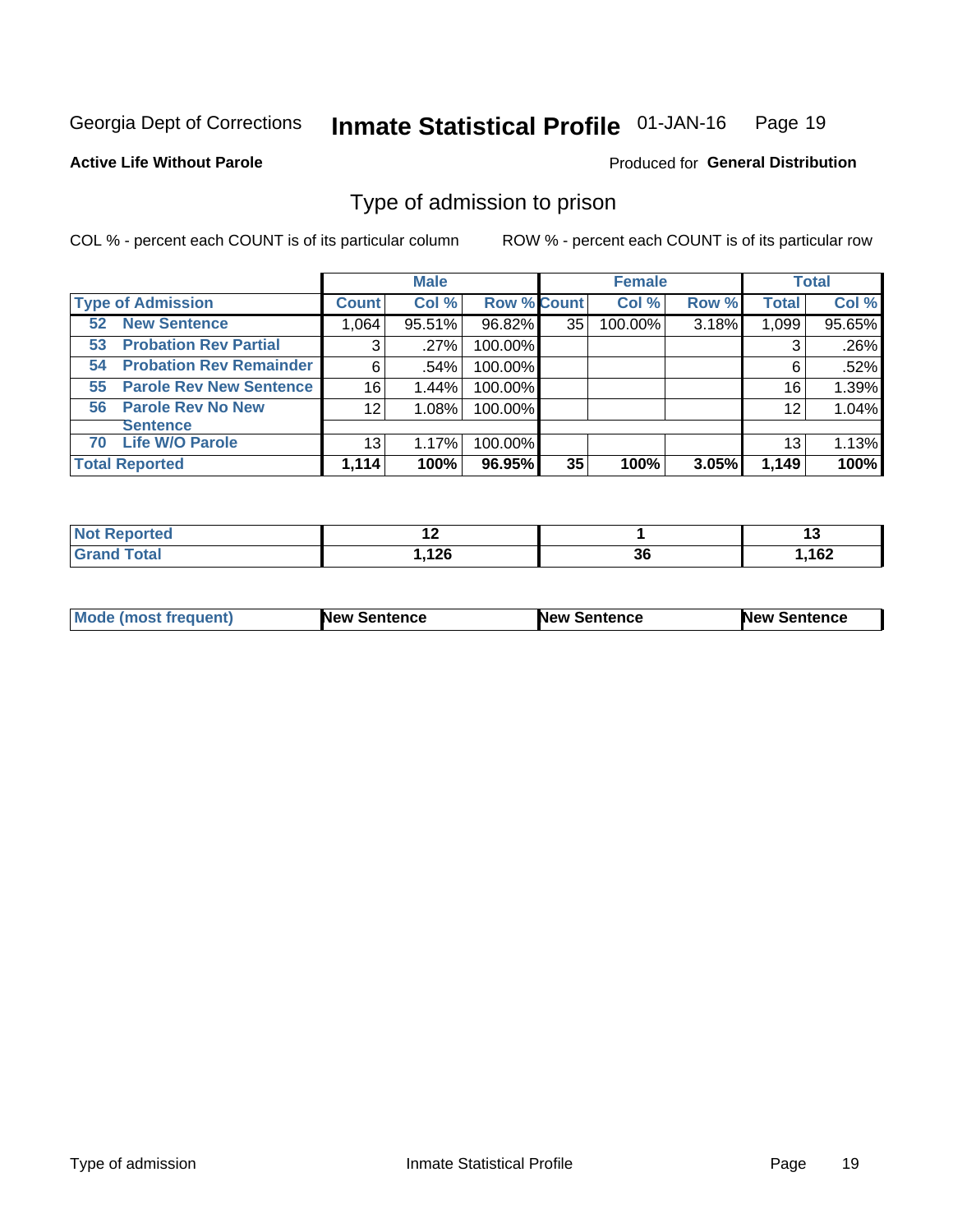Georgia Dept of Corrections **Inmate Statistical Profile** 01-JAN-16

**Active Life Without Parole**

Produced for **General Distribution**

## Type of admission to prison

COL % - percent each COUNT is of its particular column ROW % - percent each COUNT is of its particular row

| | Male | | | Female | | | Total | |
|---|---|---|---|---|---|---|---|---|
| **Type of Admission** | **Count** | **Col %** | **Row %** | **Count** | **Col %** | **Row %** | **Total** | **Col %** |
| 52 New Sentence | 1,064 | 95.51% | 96.82% | 35 | 100.00% | 3.18% | 1,099 | 95.65% |
| 53 Probation Rev Partial | 3 | .27% | 100.00% | | | | 3 | .26% |
| 54 Probation Rev Remainder | 6 | .54% | 100.00% | | | | 6 | .52% |
| 55 Parole Rev New Sentence | 16 | 1.44% | 100.00% | | | | 16 | 1.39% |
| 56 Parole Rev No New Sentence | 12 | 1.08% | 100.00% | | | | 12 | 1.04% |
| 70 Life W/O Parole | 13 | 1.17% | 100.00% | | | | 13 | 1.13% |
| **Total Reported** | **1,114** | **100%** | **96.95%** | **35** | **100%** | **3.05%** | **1,149** | **100%** |

| | Male | Female | Total |
|---|---|---|---|
| **Not Reported** | **12** | **1** | **13** |
| **Grand Total** | **1,126** | **36** | **1,162** |

| | Male | Female | Total |
|---|---|---|---|
| **Mode (most frequent)** | **New Sentence** | **New Sentence** | **New Sentence** |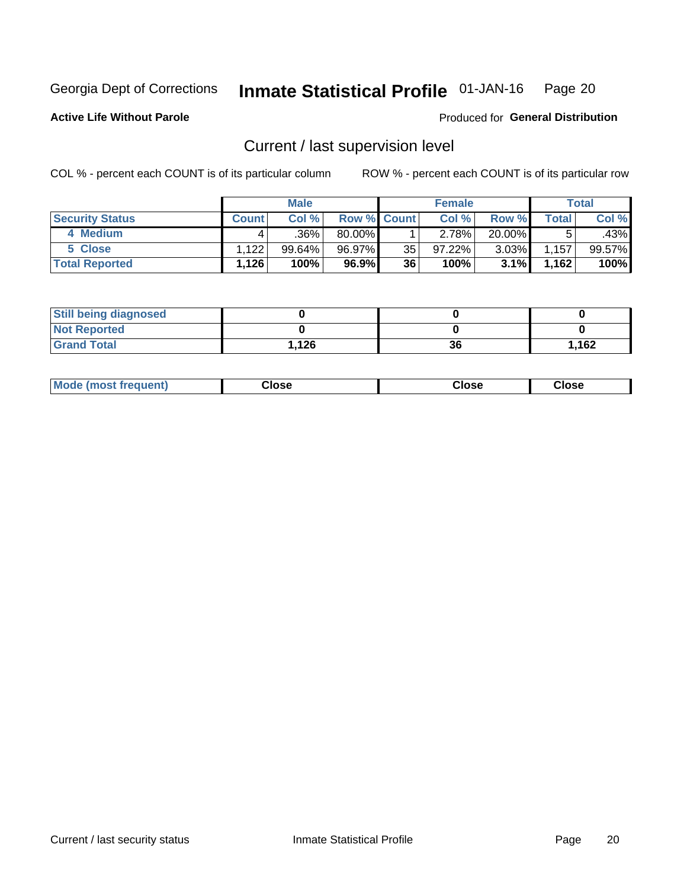Georgia Dept of Corrections **Inmate Statistical Profile** 01-JAN-16

**Active Life Without Parole**

Produced for **General Distribution**

## Current / last supervision level

COL % - percent each COUNT is of its particular column

ROW % - percent each COUNT is of its particular row

| | Male | | | Female | | | Total | |
|---|---|---|---|---|---|---|---|---|
| **Security Status** | **Count** | **Col %** | **Row %** | **Count** | **Col %** | **Row %** | **Total** | **Col %** |
| 4 Medium | 4 | .36% | 80.00% | 1 | 2.78% | 20.00% | 5 | .43% |
| 5 Close | 1,122 | 99.64% | 96.97% | 35 | 97.22% | 3.03% | 1,157 | 99.57% |
| **Total Reported** | **1,126** | **100%** | **96.9%** | **36** | **100%** | **3.1%** | **1,162** | **100%** |

| | Male | Female | Total |
|---|---|---|---|
| **Still being diagnosed** | **0** | **0** | **0** |
| **Not Reported** | **0** | **0** | **0** |
| **Grand Total** | **1,126** | **36** | **1,162** |

| | Male | Female | Total |
|---|---|---|---|
| **Mode (most frequent)** | **Close** | **Close** | **Close** |

Current / last security status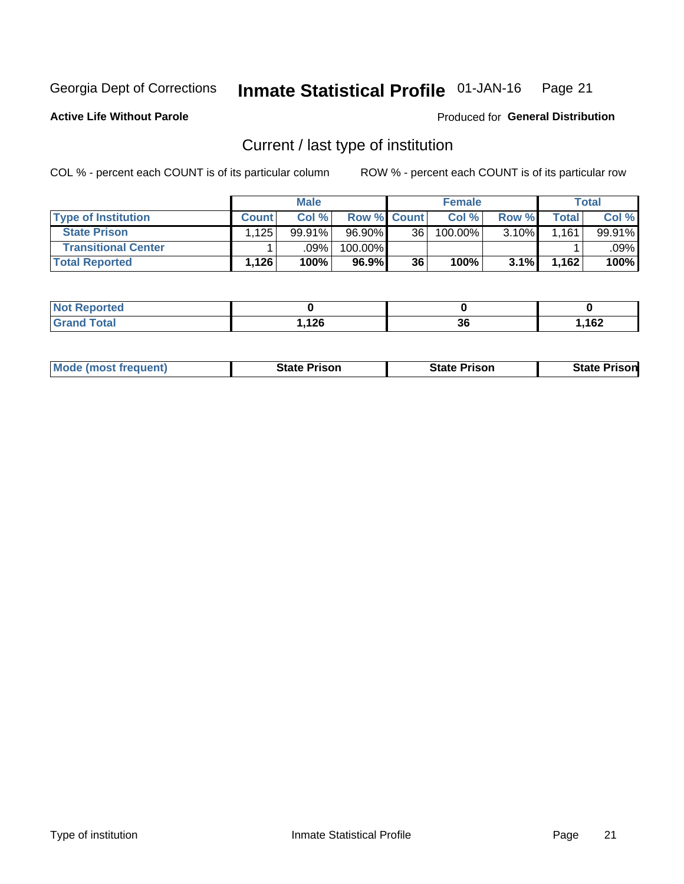Georgia Dept of Corrections **Inmate Statistical Profile** 01-JAN-16

**Active Life Without Parole**

Produced for **General Distribution**

## Current / last type of institution

COL % - percent each COUNT is of its particular column

ROW % - percent each COUNT is of its particular row

| | Male | | | Female | | | Total | |
|---|---|---|---|---|---|---|---|---|
| **Type of Institution** | **Count** | **Col %** | **Row %** | **Count** | **Col %** | **Row %** | **Total** | **Col %** |
| **State Prison** | 1,125 | 99.91% | 96.90% | 36 | 100.00% | 3.10% | 1,161 | 99.91% |
| **Transitional Center** | 1 | .09% | 100.00% | | | | 1 | .09% |
| **Total Reported** | **1,126** | **100%** | **96.9%** | **36** | **100%** | **3.1%** | **1,162** | **100%** |

| | Male | Female | Total |
|---|---|---|---|
| **Not Reported** | **0** | **0** | **0** |
| **Grand Total** | **1,126** | **36** | **1,162** |

| | Male | Female | Total |
|---|---|---|---|
| **Mode (most frequent)** | **State Prison** | **State Prison** | **State Prison** |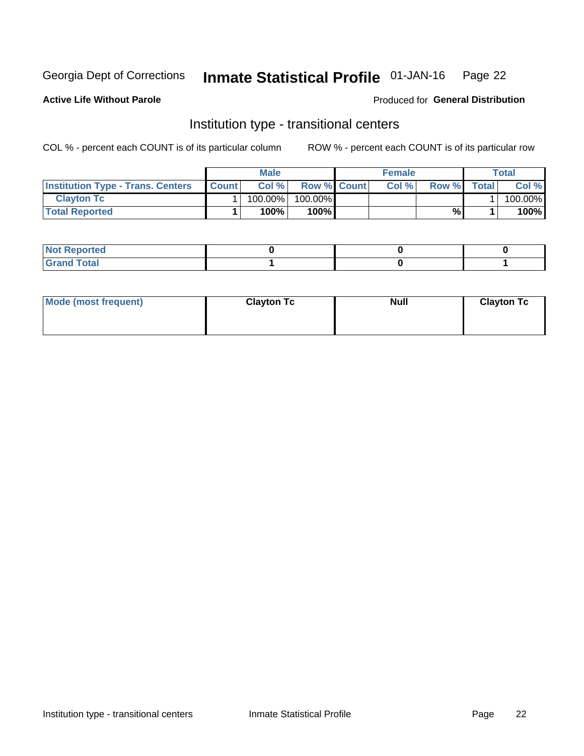Georgia Dept of Corrections **Inmate Statistical Profile** 01-JAN-16

**Active Life Without Parole**

Produced for **General Distribution**

## Institution type - transitional centers

COL % - percent each COUNT is of its particular column

ROW % - percent each COUNT is of its particular row

| | Male | | | Female | | | Total | |
|---|---|---|---|---|---|---|---|---|
| **Institution Type - Trans. Centers** | **Count** | **Col %** | **Row %** | **Count** | **Col %** | **Row %** | **Total** | **Col %** |
| **Clayton Tc** | 1 | 100.00% | 100.00% | | | | 1 | 100.00% |
| **Total Reported** | **1** | **100%** | **100%** | | | **%** | **1** | **100%** |

| | Male | Female | Total |
|---|---|---|---|
| **Not Reported** | **0** | **0** | **0** |
| **Grand Total** | **1** | **0** | **1** |

| | Male | Female | Total |
|---|---|---|---|
| **Mode (most frequent)** | **Clayton Tc** | **Null** | **Clayton Tc** |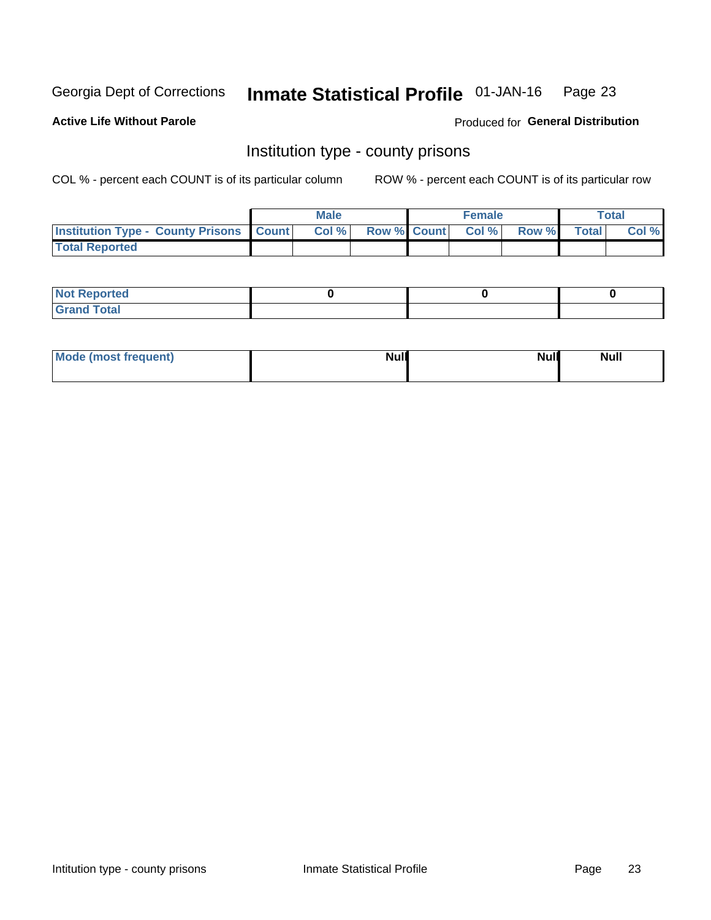Georgia Dept of Corrections **Inmate Statistical Profile** 01-JAN-16

**Active Life Without Parole**

Produced for **General Distribution**

## Institution type - county prisons

COL % - percent each COUNT is of its particular column

ROW % - percent each COUNT is of its particular row

| | Male | | | Female | | | Total | |
|---|---|---|---|---|---|---|---|---|
| **Institution Type - County Prisons** | **Count** | **Col %** | **Row %** | **Count** | **Col %** | **Row %** | **Total** | **Col %** |
| **Total Reported** | | | | | | | | |

| | Male | Female | Total |
|---|---|---|---|
| **Not Reported** | 0 | 0 | 0 |
| **Grand Total** | | | |

| | Male | Female | Total |
|---|---|---|---|
| **Mode (most frequent)** | Null | Null | Null |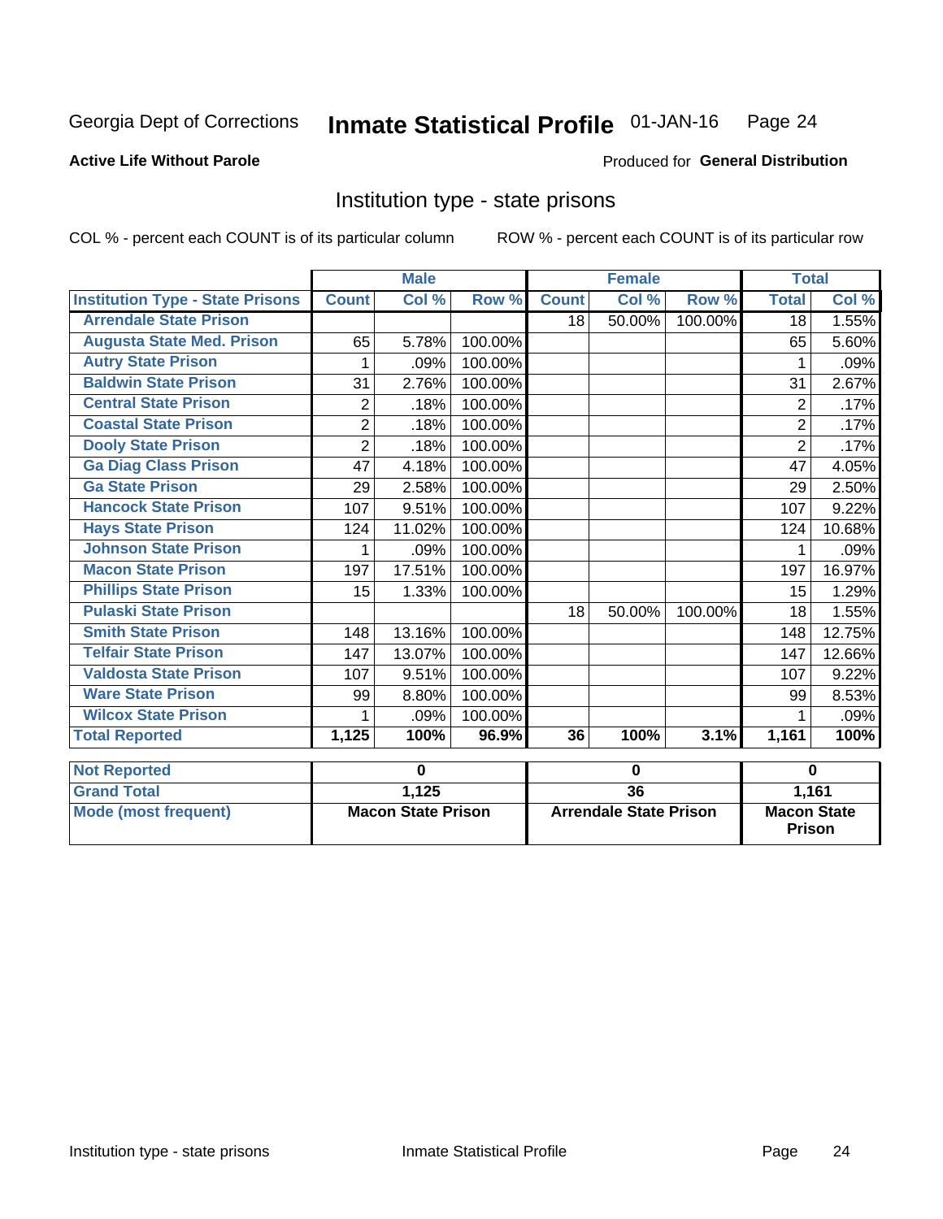Georgia Dept of Corrections **Inmate Statistical Profile** 01-JAN-16

**Active Life Without Parole**

Produced for **General Distribution**

## Institution type - state prisons

COL % - percent each COUNT is of its particular column ROW % - percent each COUNT is of its particular row

| | Male | | | Female | | | Total | |
|---|---|---|---|---|---|---|---|---|
| **Institution Type - State Prisons** | **Count** | **Col %** | **Row %** | **Count** | **Col %** | **Row %** | **Total** | **Col %** |
| Arrendale State Prison | | | | 18 | 50.00% | 100.00% | 18 | 1.55% |
| Augusta State Med. Prison | 65 | 5.78% | 100.00% | | | | 65 | 5.60% |
| Autry State Prison | 1 | .09% | 100.00% | | | | 1 | .09% |
| Baldwin State Prison | 31 | 2.76% | 100.00% | | | | 31 | 2.67% |
| Central State Prison | 2 | .18% | 100.00% | | | | 2 | .17% |
| Coastal State Prison | 2 | .18% | 100.00% | | | | 2 | .17% |
| Dooly State Prison | 2 | .18% | 100.00% | | | | 2 | .17% |
| Ga Diag Class Prison | 47 | 4.18% | 100.00% | | | | 47 | 4.05% |
| Ga State Prison | 29 | 2.58% | 100.00% | | | | 29 | 2.50% |
| Hancock State Prison | 107 | 9.51% | 100.00% | | | | 107 | 9.22% |
| Hays State Prison | 124 | 11.02% | 100.00% | | | | 124 | 10.68% |
| Johnson State Prison | 1 | .09% | 100.00% | | | | 1 | .09% |
| Macon State Prison | 197 | 17.51% | 100.00% | | | | 197 | 16.97% |
| Phillips State Prison | 15 | 1.33% | 100.00% | | | | 15 | 1.29% |
| Pulaski State Prison | | | | 18 | 50.00% | 100.00% | 18 | 1.55% |
| Smith State Prison | 148 | 13.16% | 100.00% | | | | 148 | 12.75% |
| Telfair State Prison | 147 | 13.07% | 100.00% | | | | 147 | 12.66% |
| Valdosta State Prison | 107 | 9.51% | 100.00% | | | | 107 | 9.22% |
| Ware State Prison | 99 | 8.80% | 100.00% | | | | 99 | 8.53% |
| Wilcox State Prison | 1 | .09% | 100.00% | | | | 1 | .09% |
| **Total Reported** | **1,125** | **100%** | **96.9%** | **36** | **100%** | **3.1%** | **1,161** | **100%** |

| | Male | Female | Total |
|---|---|---|---|
| **Not Reported** | 0 | 0 | 0 |
| **Grand Total** | 1,125 | 36 | 1,161 |
| **Mode (most frequent)** | Macon State Prison | Arrendale State Prison | Macon State Prison |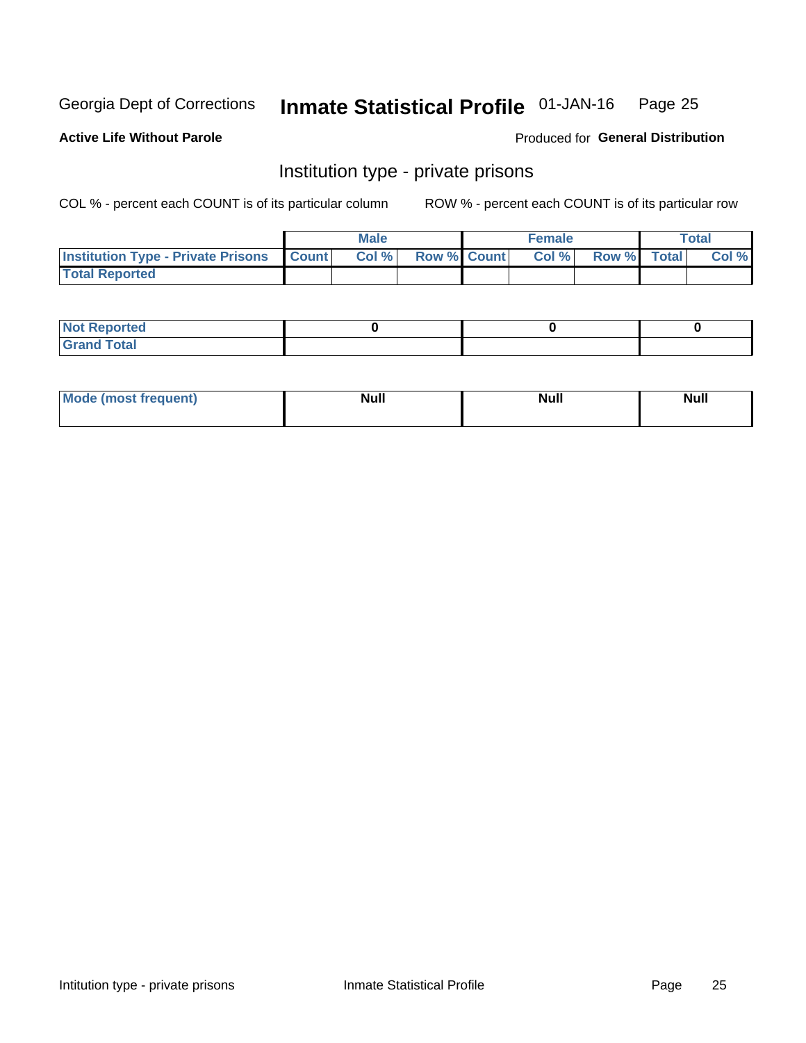Georgia Dept of Corrections **Inmate Statistical Profile** 01-JAN-16

**Active Life Without Parole**

Produced for **General Distribution**

## Institution type - private prisons

COL % - percent each COUNT is of its particular column

ROW % - percent each COUNT is of its particular row

| | Male | | | Female | | | Total | |
|---|---|---|---|---|---|---|---|---|
| **Institution Type - Private Prisons** | **Count** | **Col %** | **Row %** | **Count** | **Col %** | **Row %** | **Total** | **Col %** |
| **Total Reported** | | | | | | | | |

| | Male | Female | Total |
|---|---|---|---|
| **Not Reported** | 0 | 0 | 0 |
| **Grand Total** | | | |

| | Male | Female | Total |
|---|---|---|---|
| **Mode (most frequent)** | Null | Null | Null |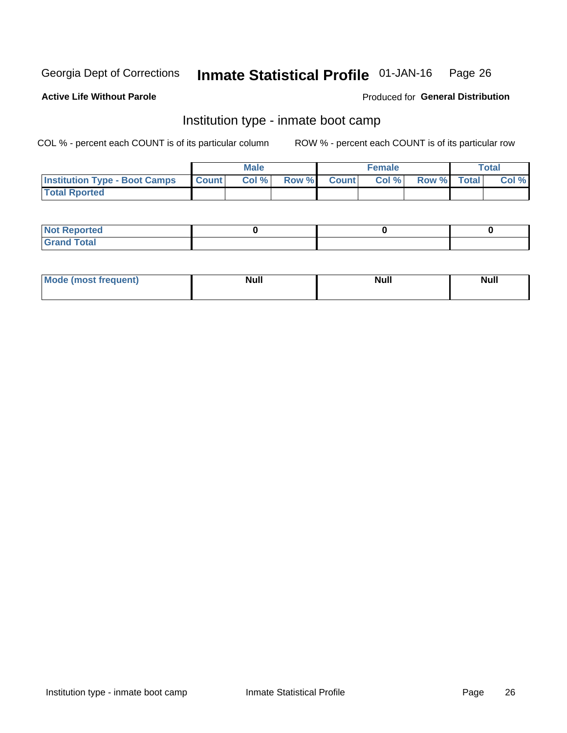Georgia Dept of Corrections **Inmate Statistical Profile** 01-JAN-16 Page 26

**Active Life Without Parole**

Produced for **General Distribution**

## Institution type - inmate boot camp

COL % - percent each COUNT is of its particular column

ROW % - percent each COUNT is of its particular row

| | Male | | | Female | | | Total | |
|---|---|---|---|---|---|---|---|---|
| Institution Type - Boot Camps | Count | Col % | Row % | Count | Col % | Row % | Total | Col % |
| Total Rported | | | | | | | | |

| | Male | Female | Total |
|---|---|---|---|
| Not Reported | 0 | 0 | 0 |
| Grand Total | | | |

| | Male | Female | Total |
|---|---|---|---|
| Mode (most frequent) | Null | Null | Null |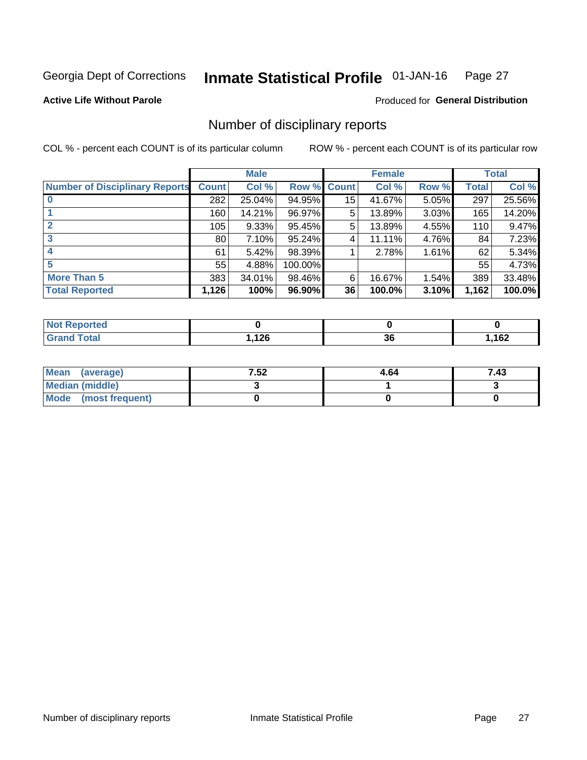Georgia Dept of Corrections **Inmate Statistical Profile** 01-JAN-16

**Active Life Without Parole**

Produced for **General Distribution**

## Number of disciplinary reports

COL % - percent each COUNT is of its particular column

ROW % - percent each COUNT is of its particular row

| | Male | | | Female | | | Total | |
|---|---|---|---|---|---|---|---|---|
| **Number of Disciplinary Reports** | **Count** | **Col %** | **Row %** | **Count** | **Col %** | **Row %** | **Total** | **Col %** |
| **0** | 282 | 25.04% | 94.95% | 15 | 41.67% | 5.05% | 297 | 25.56% |
| **1** | 160 | 14.21% | 96.97% | 5 | 13.89% | 3.03% | 165 | 14.20% |
| **2** | 105 | 9.33% | 95.45% | 5 | 13.89% | 4.55% | 110 | 9.47% |
| **3** | 80 | 7.10% | 95.24% | 4 | 11.11% | 4.76% | 84 | 7.23% |
| **4** | 61 | 5.42% | 98.39% | 1 | 2.78% | 1.61% | 62 | 5.34% |
| **5** | 55 | 4.88% | 100.00% | | | | 55 | 4.73% |
| **More Than 5** | 383 | 34.01% | 98.46% | 6 | 16.67% | 1.54% | 389 | 33.48% |
| **Total Reported** | **1,126** | **100%** | **96.90%** | **36** | **100.0%** | **3.10%** | **1,162** | **100.0%** |

| | Male | Female | Total |
|---|---|---|---|
| **Not Reported** | **0** | **0** | **0** |
| **Grand Total** | **1,126** | **36** | **1,162** |

| | Male | Female | Total |
|---|---|---|---|
| **Mean (average)** | **7.52** | **4.64** | **7.43** |
| **Median (middle)** | **3** | **1** | **3** |
| **Mode (most frequent)** | **0** | **0** | **0** |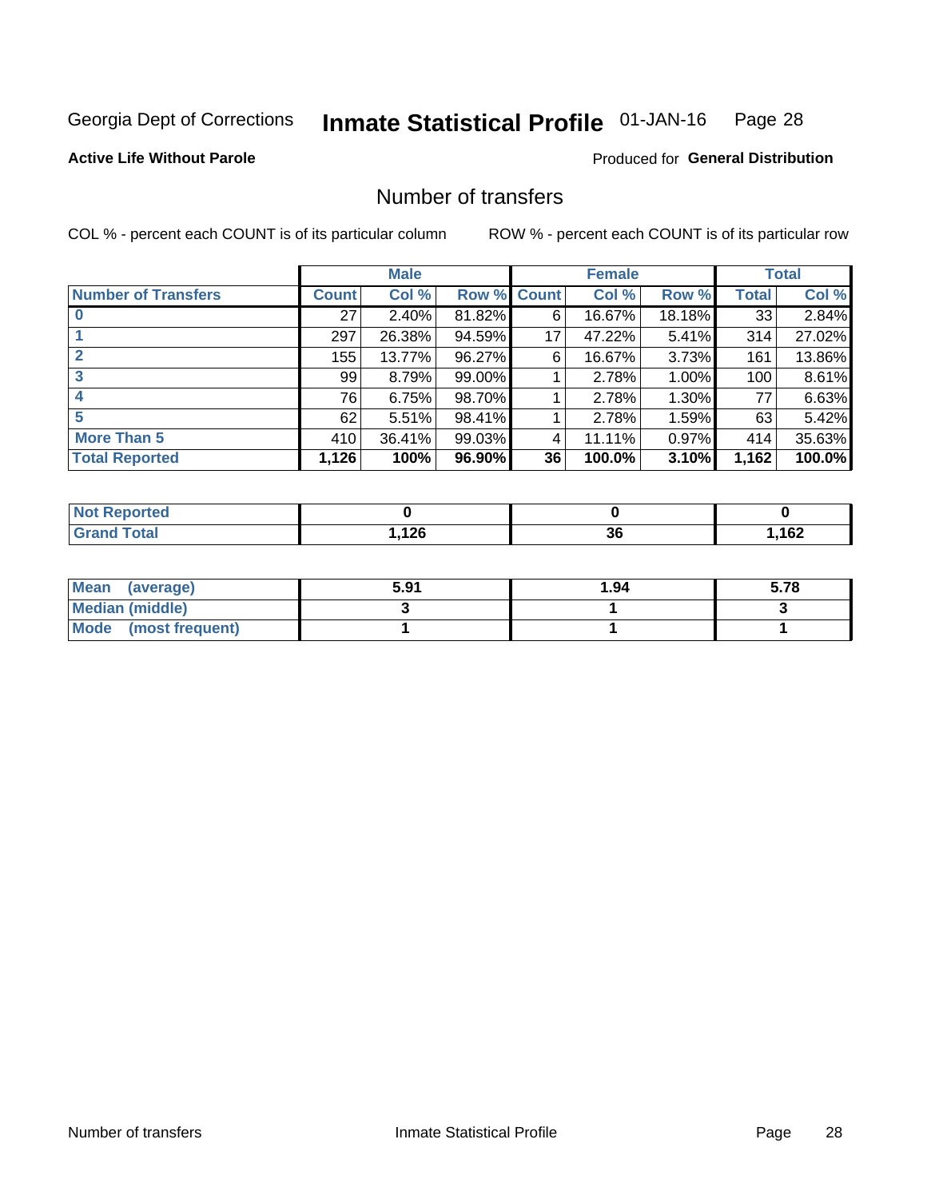Georgia Dept of Corrections **Inmate Statistical Profile** 01-JAN-16

**Active Life Without Parole**

Produced for **General Distribution**

## Number of transfers

COL % - percent each COUNT is of its particular column ROW % - percent each COUNT is of its particular row

| | Male | | | Female | | | Total | |
|---|---|---|---|---|---|---|---|---|
| **Number of Transfers** | **Count** | **Col %** | **Row %** | **Count** | **Col %** | **Row %** | **Total** | **Col %** |
| **0** | 27 | 2.40% | 81.82% | 6 | 16.67% | 18.18% | 33 | 2.84% |
| **1** | 297 | 26.38% | 94.59% | 17 | 47.22% | 5.41% | 314 | 27.02% |
| **2** | 155 | 13.77% | 96.27% | 6 | 16.67% | 3.73% | 161 | 13.86% |
| **3** | 99 | 8.79% | 99.00% | 1 | 2.78% | 1.00% | 100 | 8.61% |
| **4** | 76 | 6.75% | 98.70% | 1 | 2.78% | 1.30% | 77 | 6.63% |
| **5** | 62 | 5.51% | 98.41% | 1 | 2.78% | 1.59% | 63 | 5.42% |
| **More Than 5** | 410 | 36.41% | 99.03% | 4 | 11.11% | 0.97% | 414 | 35.63% |
| **Total Reported** | **1,126** | **100%** | **96.90%** | **36** | **100.0%** | **3.10%** | **1,162** | **100.0%** |

| | Male | Female | Total |
|---|---|---|---|
| **Not Reported** | **0** | **0** | **0** |
| **Grand Total** | **1,126** | **36** | **1,162** |

| | Male | Female | Total |
|---|---|---|---|
| **Mean (average)** | **5.91** | **1.94** | **5.78** |
| **Median (middle)** | **3** | **1** | **3** |
| **Mode (most frequent)** | **1** | **1** | **1** |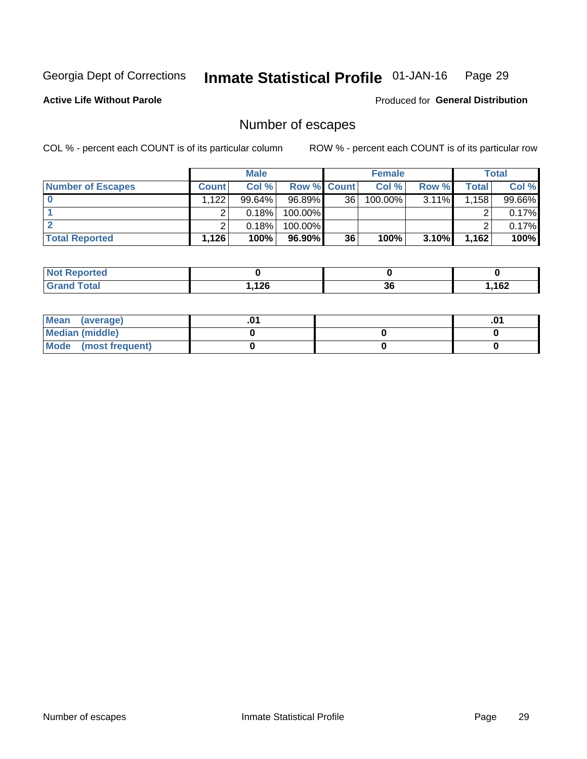Georgia Dept of Corrections **Inmate Statistical Profile** 01-JAN-16

**Active Life Without Parole**

Produced for **General Distribution**

## Number of escapes

COL % - percent each COUNT is of its particular column

ROW % - percent each COUNT is of its particular row

| | Male | | | Female | | | Total | |
|---|---|---|---|---|---|---|---|---|
| **Number of Escapes** | **Count** | **Col %** | **Row %** | **Count** | **Col %** | **Row %** | **Total** | **Col %** |
| **0** | 1,122 | 99.64% | 96.89% | 36 | 100.00% | 3.11% | 1,158 | 99.66% |
| **1** | 2 | 0.18% | 100.00% | | | | 2 | 0.17% |
| **2** | 2 | 0.18% | 100.00% | | | | 2 | 0.17% |
| **Total Reported** | **1,126** | **100%** | **96.90%** | **36** | **100%** | **3.10%** | **1,162** | **100%** |

| | Male | Female | Total |
|---|---|---|---|
| **Not Reported** | **0** | **0** | **0** |
| **Grand Total** | **1,126** | **36** | **1,162** |

| | Male | Female | Total |
|---|---|---|---|
| **Mean (average)** | **.01** | | **.01** |
| **Median (middle)** | **0** | **0** | **0** |
| **Mode (most frequent)** | **0** | **0** | **0** |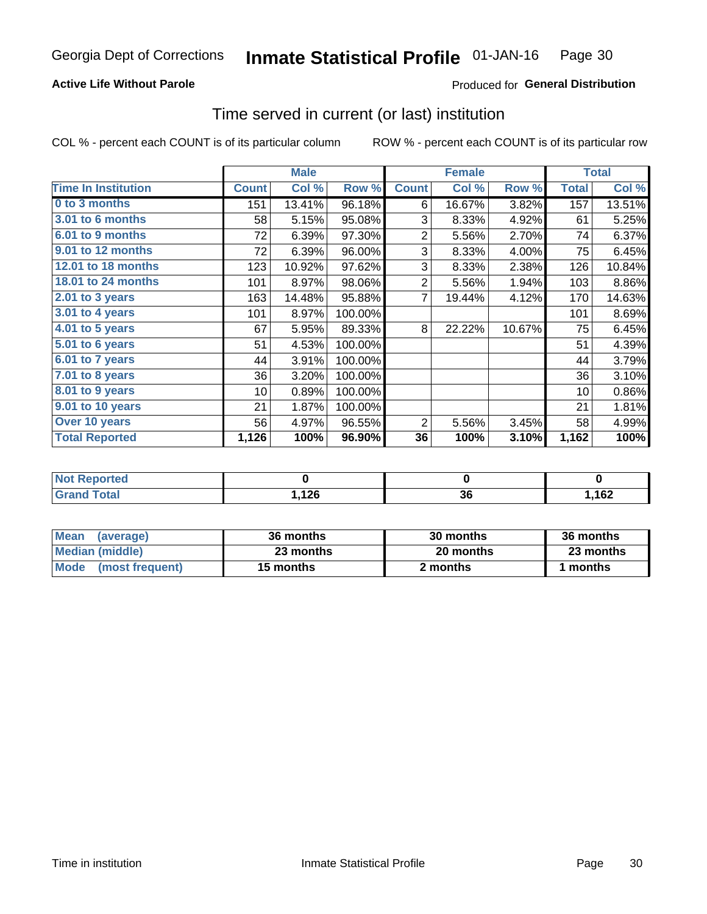Georgia Dept of Corrections **Inmate Statistical Profile** 01-JAN-16

**Active Life Without Parole**

Produced for **General Distribution**

## Time served in current (or last) institution

COL % - percent each COUNT is of its particular column     ROW % - percent each COUNT is of its particular row

| | Male | | | Female | | | Total | |
|---|---|---|---|---|---|---|---|---|
| **Time In Institution** | **Count** | **Col %** | **Row %** | **Count** | **Col %** | **Row %** | **Total** | **Col %** |
| **0 to 3 months** | 151 | 13.41% | 96.18% | 6 | 16.67% | 3.82% | 157 | 13.51% |
| **3.01 to 6 months** | 58 | 5.15% | 95.08% | 3 | 8.33% | 4.92% | 61 | 5.25% |
| **6.01 to 9 months** | 72 | 6.39% | 97.30% | 2 | 5.56% | 2.70% | 74 | 6.37% |
| **9.01 to 12 months** | 72 | 6.39% | 96.00% | 3 | 8.33% | 4.00% | 75 | 6.45% |
| **12.01 to 18 months** | 123 | 10.92% | 97.62% | 3 | 8.33% | 2.38% | 126 | 10.84% |
| **18.01 to 24 months** | 101 | 8.97% | 98.06% | 2 | 5.56% | 1.94% | 103 | 8.86% |
| **2.01 to 3 years** | 163 | 14.48% | 95.88% | 7 | 19.44% | 4.12% | 170 | 14.63% |
| **3.01 to 4 years** | 101 | 8.97% | 100.00% | | | | 101 | 8.69% |
| **4.01 to 5 years** | 67 | 5.95% | 89.33% | 8 | 22.22% | 10.67% | 75 | 6.45% |
| **5.01 to 6 years** | 51 | 4.53% | 100.00% | | | | 51 | 4.39% |
| **6.01 to 7 years** | 44 | 3.91% | 100.00% | | | | 44 | 3.79% |
| **7.01 to 8 years** | 36 | 3.20% | 100.00% | | | | 36 | 3.10% |
| **8.01 to 9 years** | 10 | 0.89% | 100.00% | | | | 10 | 0.86% |
| **9.01 to 10 years** | 21 | 1.87% | 100.00% | | | | 21 | 1.81% |
| **Over 10 years** | 56 | 4.97% | 96.55% | 2 | 5.56% | 3.45% | 58 | 4.99% |
| **Total Reported** | **1,126** | **100%** | **96.90%** | **36** | **100%** | **3.10%** | **1,162** | **100%** |

| | Male | Female | Total |
|---|---|---|---|
| **Not Reported** | **0** | **0** | **0** |
| **Grand Total** | **1,126** | **36** | **1,162** |

| | Male | Female | Total |
|---|---|---|---|
| **Mean (average)** | **36 months** | **30 months** | **36 months** |
| **Median (middle)** | **23 months** | **20 months** | **23 months** |
| **Mode (most frequent)** | **15 months** | **2 months** | **1 months** |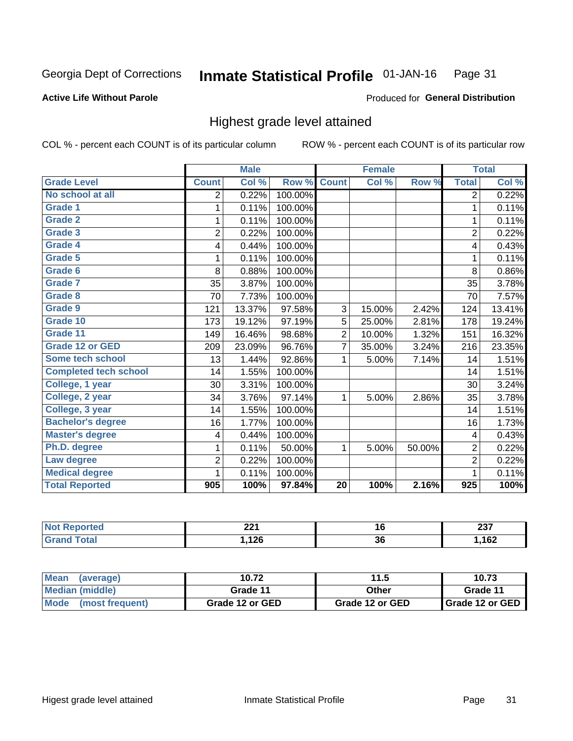Georgia Dept of Corrections **Inmate Statistical Profile** 01-JAN-16

**Active Life Without Parole**

Produced for **General Distribution**

## Highest grade level attained

COL % - percent each COUNT is of its particular column ROW % - percent each COUNT is of its particular row

| | Male | | | Female | | | Total | |
|---|---|---|---|---|---|---|---|---|
| **Grade Level** | **Count** | **Col %** | **Row %** | **Count** | **Col %** | **Row %** | **Total** | **Col %** |
| No school at all | 2 | 0.22% | 100.00% | | | | 2 | 0.22% |
| Grade 1 | 1 | 0.11% | 100.00% | | | | 1 | 0.11% |
| Grade 2 | 1 | 0.11% | 100.00% | | | | 1 | 0.11% |
| Grade 3 | 2 | 0.22% | 100.00% | | | | 2 | 0.22% |
| Grade 4 | 4 | 0.44% | 100.00% | | | | 4 | 0.43% |
| Grade 5 | 1 | 0.11% | 100.00% | | | | 1 | 0.11% |
| Grade 6 | 8 | 0.88% | 100.00% | | | | 8 | 0.86% |
| Grade 7 | 35 | 3.87% | 100.00% | | | | 35 | 3.78% |
| Grade 8 | 70 | 7.73% | 100.00% | | | | 70 | 7.57% |
| Grade 9 | 121 | 13.37% | 97.58% | 3 | 15.00% | 2.42% | 124 | 13.41% |
| Grade 10 | 173 | 19.12% | 97.19% | 5 | 25.00% | 2.81% | 178 | 19.24% |
| Grade 11 | 149 | 16.46% | 98.68% | 2 | 10.00% | 1.32% | 151 | 16.32% |
| Grade 12 or GED | 209 | 23.09% | 96.76% | 7 | 35.00% | 3.24% | 216 | 23.35% |
| Some tech school | 13 | 1.44% | 92.86% | 1 | 5.00% | 7.14% | 14 | 1.51% |
| Completed tech school | 14 | 1.55% | 100.00% | | | | 14 | 1.51% |
| College, 1 year | 30 | 3.31% | 100.00% | | | | 30 | 3.24% |
| College, 2 year | 34 | 3.76% | 97.14% | 1 | 5.00% | 2.86% | 35 | 3.78% |
| College, 3 year | 14 | 1.55% | 100.00% | | | | 14 | 1.51% |
| Bachelor's degree | 16 | 1.77% | 100.00% | | | | 16 | 1.73% |
| Master's degree | 4 | 0.44% | 100.00% | | | | 4 | 0.43% |
| Ph.D. degree | 1 | 0.11% | 50.00% | 1 | 5.00% | 50.00% | 2 | 0.22% |
| Law degree | 2 | 0.22% | 100.00% | | | | 2 | 0.22% |
| Medical degree | 1 | 0.11% | 100.00% | | | | 1 | 0.11% |
| **Total Reported** | **905** | **100%** | **97.84%** | **20** | **100%** | **2.16%** | **925** | **100%** |

| | Male | Female | Total |
|---|---|---|---|
| Not Reported | 221 | 16 | 237 |
| Grand Total | 1,126 | 36 | 1,162 |

| | Male | Female | Total |
|---|---|---|---|
| Mean (average) | 10.72 | 11.5 | 10.73 |
| Median (middle) | Grade 11 | Other | Grade 11 |
| Mode (most frequent) | Grade 12 or GED | Grade 12 or GED | Grade 12 or GED |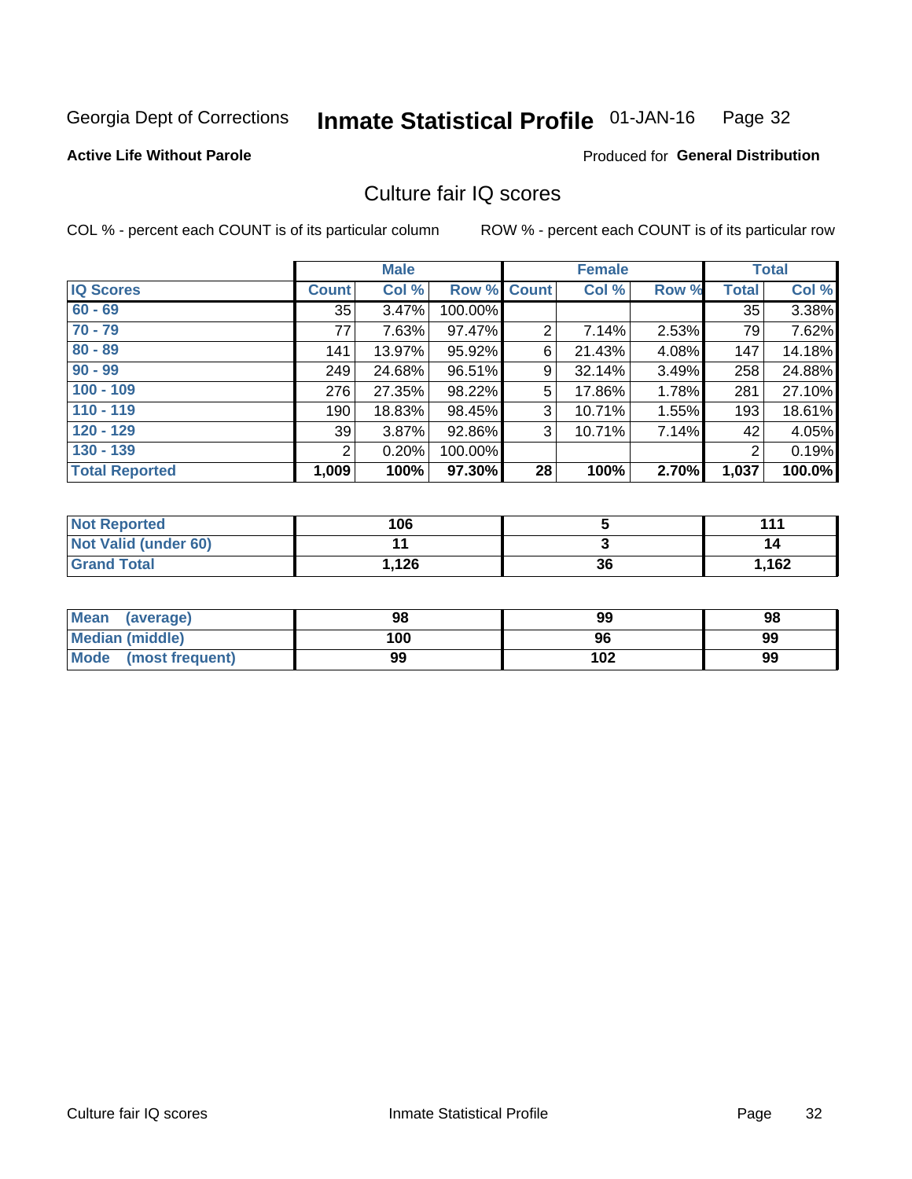Georgia Dept of Corrections **Inmate Statistical Profile** 01-JAN-16

**Active Life Without Parole**

Produced for **General Distribution**

## Culture fair IQ scores

COL % - percent each COUNT is of its particular column

ROW % - percent each COUNT is of its particular row

| | Male | | | Female | | | Total | |
|---|---|---|---|---|---|---|---|---|
| **IQ Scores** | **Count** | **Col %** | **Row %** | **Count** | **Col %** | **Row %** | **Total** | **Col %** |
| 60 - 69 | 35 | 3.47% | 100.00% | | | | 35 | 3.38% |
| 70 - 79 | 77 | 7.63% | 97.47% | 2 | 7.14% | 2.53% | 79 | 7.62% |
| 80 - 89 | 141 | 13.97% | 95.92% | 6 | 21.43% | 4.08% | 147 | 14.18% |
| 90 - 99 | 249 | 24.68% | 96.51% | 9 | 32.14% | 3.49% | 258 | 24.88% |
| 100 - 109 | 276 | 27.35% | 98.22% | 5 | 17.86% | 1.78% | 281 | 27.10% |
| 110 - 119 | 190 | 18.83% | 98.45% | 3 | 10.71% | 1.55% | 193 | 18.61% |
| 120 - 129 | 39 | 3.87% | 92.86% | 3 | 10.71% | 7.14% | 42 | 4.05% |
| 130 - 139 | 2 | 0.20% | 100.00% | | | | 2 | 0.19% |
| **Total Reported** | **1,009** | **100%** | **97.30%** | **28** | **100%** | **2.70%** | **1,037** | **100.0%** |

| | Male | Female | Total |
|---|---|---|---|
| Not Reported | **106** | **5** | **111** |
| Not Valid (under 60) | **11** | **3** | **14** |
| Grand Total | **1,126** | **36** | **1,162** |

| | Male | Female | Total |
|---|---|---|---|
| Mean (average) | **98** | **99** | **98** |
| Median (middle) | **100** | **96** | **99** |
| Mode (most frequent) | **99** | **102** | **99** |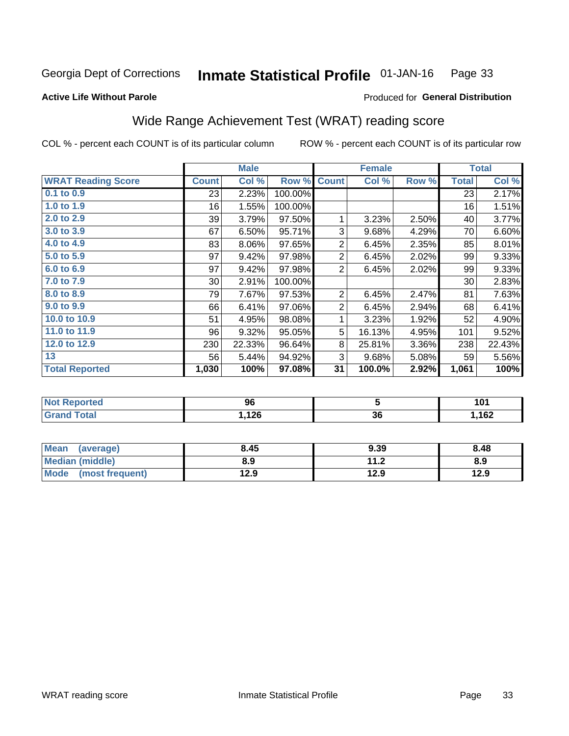Georgia Dept of Corrections **Inmate Statistical Profile** 01-JAN-16 Page 33

**Active Life Without Parole**

Produced for **General Distribution**

## Wide Range Achievement Test (WRAT) reading score

COL % - percent each COUNT is of its particular column ROW % - percent each COUNT is of its particular row

| | Male | | | Female | | | Total | |
|---|---|---|---|---|---|---|---|---|
| **WRAT Reading Score** | **Count** | **Col %** | **Row %** | **Count** | **Col %** | **Row %** | **Total** | **Col %** |
| 0.1 to 0.9 | 23 | 2.23% | 100.00% | | | | 23 | 2.17% |
| 1.0 to 1.9 | 16 | 1.55% | 100.00% | | | | 16 | 1.51% |
| 2.0 to 2.9 | 39 | 3.79% | 97.50% | 1 | 3.23% | 2.50% | 40 | 3.77% |
| 3.0 to 3.9 | 67 | 6.50% | 95.71% | 3 | 9.68% | 4.29% | 70 | 6.60% |
| 4.0 to 4.9 | 83 | 8.06% | 97.65% | 2 | 6.45% | 2.35% | 85 | 8.01% |
| 5.0 to 5.9 | 97 | 9.42% | 97.98% | 2 | 6.45% | 2.02% | 99 | 9.33% |
| 6.0 to 6.9 | 97 | 9.42% | 97.98% | 2 | 6.45% | 2.02% | 99 | 9.33% |
| 7.0 to 7.9 | 30 | 2.91% | 100.00% | | | | 30 | 2.83% |
| 8.0 to 8.9 | 79 | 7.67% | 97.53% | 2 | 6.45% | 2.47% | 81 | 7.63% |
| 9.0 to 9.9 | 66 | 6.41% | 97.06% | 2 | 6.45% | 2.94% | 68 | 6.41% |
| 10.0 to 10.9 | 51 | 4.95% | 98.08% | 1 | 3.23% | 1.92% | 52 | 4.90% |
| 11.0 to 11.9 | 96 | 9.32% | 95.05% | 5 | 16.13% | 4.95% | 101 | 9.52% |
| 12.0 to 12.9 | 230 | 22.33% | 96.64% | 8 | 25.81% | 3.36% | 238 | 22.43% |
| 13 | 56 | 5.44% | 94.92% | 3 | 9.68% | 5.08% | 59 | 5.56% |
| **Total Reported** | **1,030** | **100%** | **97.08%** | **31** | **100.0%** | **2.92%** | **1,061** | **100%** |

| | Male | Female | Total |
|---|---|---|---|
| Not Reported | 96 | 5 | 101 |
| Grand Total | 1,126 | 36 | 1,162 |

| | Male | Female | Total |
|---|---|---|---|
| Mean (average) | 8.45 | 9.39 | 8.48 |
| Median (middle) | 8.9 | 11.2 | 8.9 |
| Mode (most frequent) | 12.9 | 12.9 | 12.9 |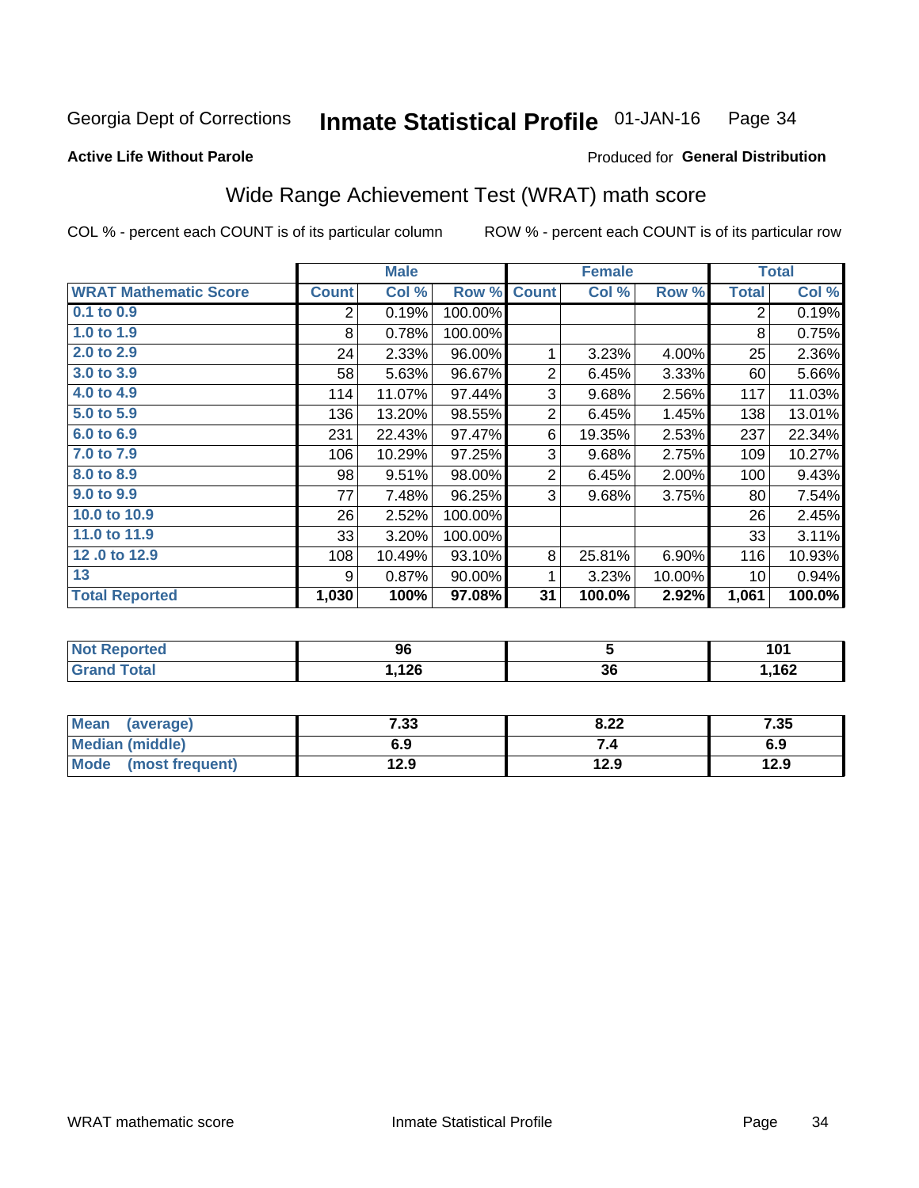Georgia Dept of Corrections **Inmate Statistical Profile** 01-JAN-16

**Active Life Without Parole**

Produced for **General Distribution**

## Wide Range Achievement Test (WRAT) math score

COL % - percent each COUNT is of its particular column ROW % - percent each COUNT is of its particular row

| | Male | | | Female | | | Total | |
|---|---|---|---|---|---|---|---|---|
| **WRAT Mathematic Score** | **Count** | **Col %** | **Row %** | **Count** | **Col %** | **Row %** | **Total** | **Col %** |
| 0.1 to 0.9 | 2 | 0.19% | 100.00% | | | | 2 | 0.19% |
| 1.0 to 1.9 | 8 | 0.78% | 100.00% | | | | 8 | 0.75% |
| 2.0 to 2.9 | 24 | 2.33% | 96.00% | 1 | 3.23% | 4.00% | 25 | 2.36% |
| 3.0 to 3.9 | 58 | 5.63% | 96.67% | 2 | 6.45% | 3.33% | 60 | 5.66% |
| 4.0 to 4.9 | 114 | 11.07% | 97.44% | 3 | 9.68% | 2.56% | 117 | 11.03% |
| 5.0 to 5.9 | 136 | 13.20% | 98.55% | 2 | 6.45% | 1.45% | 138 | 13.01% |
| 6.0 to 6.9 | 231 | 22.43% | 97.47% | 6 | 19.35% | 2.53% | 237 | 22.34% |
| 7.0 to 7.9 | 106 | 10.29% | 97.25% | 3 | 9.68% | 2.75% | 109 | 10.27% |
| 8.0 to 8.9 | 98 | 9.51% | 98.00% | 2 | 6.45% | 2.00% | 100 | 9.43% |
| 9.0 to 9.9 | 77 | 7.48% | 96.25% | 3 | 9.68% | 3.75% | 80 | 7.54% |
| 10.0 to 10.9 | 26 | 2.52% | 100.00% | | | | 26 | 2.45% |
| 11.0 to 11.9 | 33 | 3.20% | 100.00% | | | | 33 | 3.11% |
| 12 .0 to 12.9 | 108 | 10.49% | 93.10% | 8 | 25.81% | 6.90% | 116 | 10.93% |
| 13 | 9 | 0.87% | 90.00% | 1 | 3.23% | 10.00% | 10 | 0.94% |
| **Total Reported** | **1,030** | **100%** | **97.08%** | **31** | **100.0%** | **2.92%** | **1,061** | **100.0%** |

| | Male | Female | Total |
|---|---|---|---|
| Not Reported | 96 | 5 | 101 |
| Grand Total | 1,126 | 36 | 1,162 |

| | Male | Female | Total |
|---|---|---|---|
| Mean (average) | 7.33 | 8.22 | 7.35 |
| Median (middle) | 6.9 | 7.4 | 6.9 |
| Mode (most frequent) | 12.9 | 12.9 | 12.9 |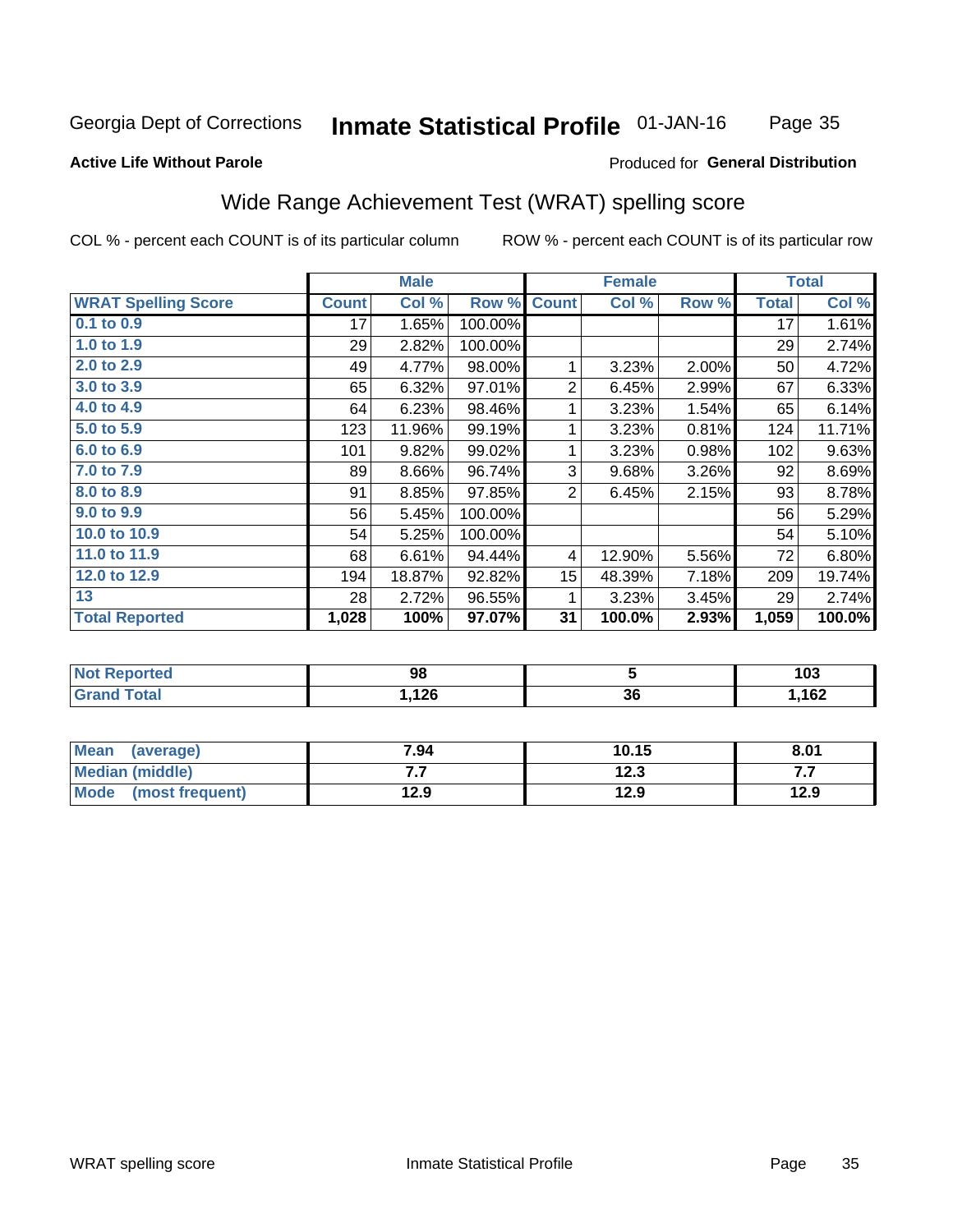Georgia Dept of Corrections **Inmate Statistical Profile** 01-JAN-16

**Active Life Without Parole**

Produced for **General Distribution**

## Wide Range Achievement Test (WRAT) spelling score

COL % - percent each COUNT is of its particular column ROW % - percent each COUNT is of its particular row

| | Male | | | Female | | | Total | |
|---|---|---|---|---|---|---|---|---|
| **WRAT Spelling Score** | **Count** | **Col %** | **Row %** | **Count** | **Col %** | **Row %** | **Total** | **Col %** |
| 0.1 to 0.9 | 17 | 1.65% | 100.00% | | | | 17 | 1.61% |
| 1.0 to 1.9 | 29 | 2.82% | 100.00% | | | | 29 | 2.74% |
| 2.0 to 2.9 | 49 | 4.77% | 98.00% | 1 | 3.23% | 2.00% | 50 | 4.72% |
| 3.0 to 3.9 | 65 | 6.32% | 97.01% | 2 | 6.45% | 2.99% | 67 | 6.33% |
| 4.0 to 4.9 | 64 | 6.23% | 98.46% | 1 | 3.23% | 1.54% | 65 | 6.14% |
| 5.0 to 5.9 | 123 | 11.96% | 99.19% | 1 | 3.23% | 0.81% | 124 | 11.71% |
| 6.0 to 6.9 | 101 | 9.82% | 99.02% | 1 | 3.23% | 0.98% | 102 | 9.63% |
| 7.0 to 7.9 | 89 | 8.66% | 96.74% | 3 | 9.68% | 3.26% | 92 | 8.69% |
| 8.0 to 8.9 | 91 | 8.85% | 97.85% | 2 | 6.45% | 2.15% | 93 | 8.78% |
| 9.0 to 9.9 | 56 | 5.45% | 100.00% | | | | 56 | 5.29% |
| 10.0 to 10.9 | 54 | 5.25% | 100.00% | | | | 54 | 5.10% |
| 11.0 to 11.9 | 68 | 6.61% | 94.44% | 4 | 12.90% | 5.56% | 72 | 6.80% |
| 12.0 to 12.9 | 194 | 18.87% | 92.82% | 15 | 48.39% | 7.18% | 209 | 19.74% |
| 13 | 28 | 2.72% | 96.55% | 1 | 3.23% | 3.45% | 29 | 2.74% |
| **Total Reported** | **1,028** | **100%** | **97.07%** | **31** | **100.0%** | **2.93%** | **1,059** | **100.0%** |

| | Male | Female | Total |
|---|---|---|---|
| Not Reported | **98** | **5** | **103** |
| Grand Total | **1,126** | **36** | **1,162** |

| | Male | Female | Total |
|---|---|---|---|
| Mean (average) | **7.94** | **10.15** | **8.01** |
| Median (middle) | **7.7** | **12.3** | **7.7** |
| Mode (most frequent) | **12.9** | **12.9** | **12.9** |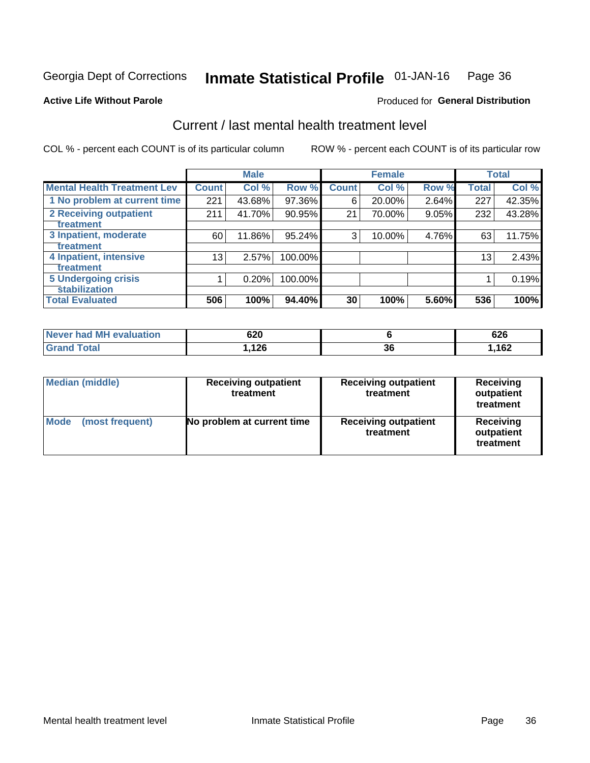Georgia Dept of Corrections **Inmate Statistical Profile** 01-JAN-16 Page 36

**Active Life Without Parole**

Produced for **General Distribution**

## Current / last mental health treatment level

COL % - percent each COUNT is of its particular column

ROW % - percent each COUNT is of its particular row

| | Male | | | Female | | | Total | |
|---|---|---|---|---|---|---|---|---|
| **Mental Health Treatment Lev** | **Count** | **Col %** | **Row %** | **Count** | **Col %** | **Row %** | **Total** | **Col %** |
| 1 No problem at current time | 221 | 43.68% | 97.36% | 6 | 20.00% | 2.64% | 227 | 42.35% |
| 2 Receiving outpatient treatment | 211 | 41.70% | 90.95% | 21 | 70.00% | 9.05% | 232 | 43.28% |
| 3 Inpatient, moderate treatment | 60 | 11.86% | 95.24% | 3 | 10.00% | 4.76% | 63 | 11.75% |
| 4 Inpatient, intensive treatment | 13 | 2.57% | 100.00% | | | | 13 | 2.43% |
| 5 Undergoing crisis stabilization | 1 | 0.20% | 100.00% | | | | 1 | 0.19% |
| **Total Evaluated** | **506** | **100%** | **94.40%** | **30** | **100%** | **5.60%** | **536** | **100%** |

| | Male | Female | Total |
|---|---|---|---|
| Never had MH evaluation | 620 | 6 | 626 |
| Grand Total | 1,126 | 36 | 1,162 |

| | Male | Female | Total |
|---|---|---|---|
| Median (middle) | Receiving outpatient treatment | Receiving outpatient treatment | Receiving outpatient treatment |
| Mode (most frequent) | No problem at current time | Receiving outpatient treatment | Receiving outpatient treatment |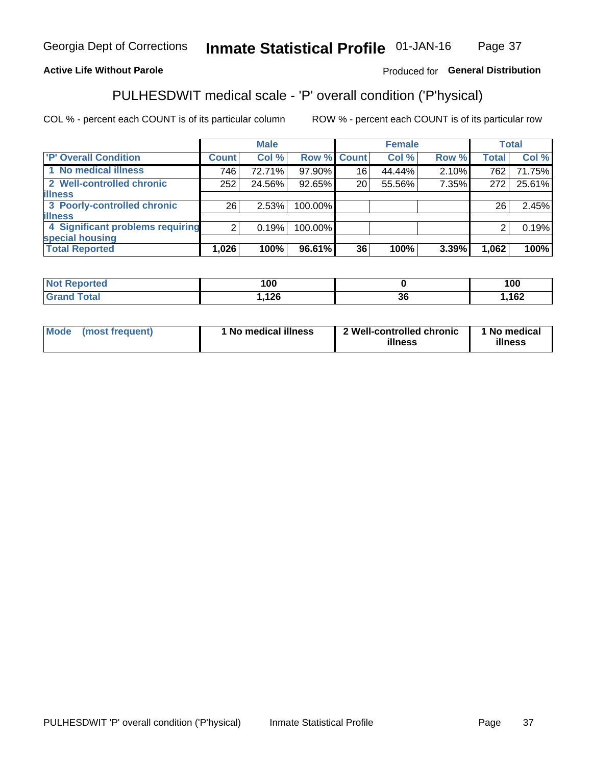Georgia Dept of Corrections **Inmate Statistical Profile** 01-JAN-16

**Active Life Without Parole**

Produced for **General Distribution**

## PULHESDWIT medical scale - 'P' overall condition ('P'hysical)

COL % - percent each COUNT is of its particular column

ROW % - percent each COUNT is of its particular row

| | Male | | | Female | | | Total | |
|---|---|---|---|---|---|---|---|---|
| 'P' Overall Condition | Count | Col % | Row % | Count | Col % | Row % | Total | Col % |
| 1 No medical illness | 746 | 72.71% | 97.90% | 16 | 44.44% | 2.10% | 762 | 71.75% |
| 2 Well-controlled chronic illness | 252 | 24.56% | 92.65% | 20 | 55.56% | 7.35% | 272 | 25.61% |
| 3 Poorly-controlled chronic illness | 26 | 2.53% | 100.00% | | | | 26 | 2.45% |
| 4 Significant problems requiring special housing | 2 | 0.19% | 100.00% | | | | 2 | 0.19% |
| **Total Reported** | **1,026** | **100%** | **96.61%** | **36** | **100%** | **3.39%** | **1,062** | **100%** |

| | Male | Female | Total |
|---|---|---|---|
| Not Reported | 100 | 0 | 100 |
| Grand Total | 1,126 | 36 | 1,162 |

| | Male | Female | Total |
|---|---|---|---|
| Mode (most frequent) | 1 No medical illness | 2 Well-controlled chronic illness | 1 No medical illness |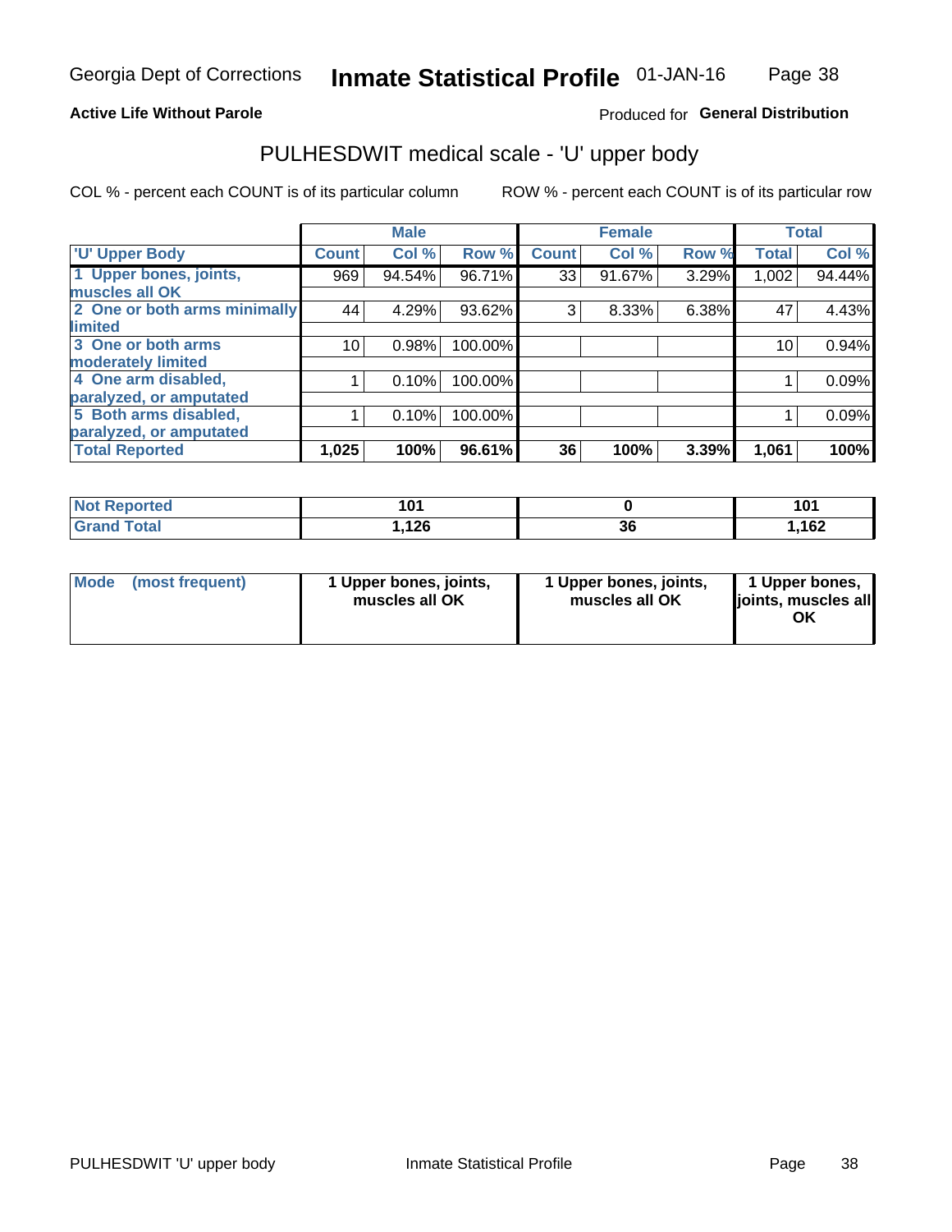Georgia Dept of Corrections **Inmate Statistical Profile** 01-JAN-16

**Active Life Without Parole**

Produced for **General Distribution**

## PULHESDWIT medical scale - 'U' upper body

COL % - percent each COUNT is of its particular column

ROW % - percent each COUNT is of its particular row

| | Male | | | Female | | | Total | |
|---|---|---|---|---|---|---|---|---|
| 'U' Upper Body | Count | Col % | Row % | Count | Col % | Row % | Total | Col % |
| 1 Upper bones, joints, muscles all OK | 969 | 94.54% | 96.71% | 33 | 91.67% | 3.29% | 1,002 | 94.44% |
| 2 One or both arms minimally limited | 44 | 4.29% | 93.62% | 3 | 8.33% | 6.38% | 47 | 4.43% |
| 3 One or both arms moderately limited | 10 | 0.98% | 100.00% | | | | 10 | 0.94% |
| 4 One arm disabled, paralyzed, or amputated | 1 | 0.10% | 100.00% | | | | 1 | 0.09% |
| 5 Both arms disabled, paralyzed, or amputated | 1 | 0.10% | 100.00% | | | | 1 | 0.09% |
| **Total Reported** | **1,025** | **100%** | **96.61%** | **36** | **100%** | **3.39%** | **1,061** | **100%** |

| | Male | Female | Total |
|---|---|---|---|
| Not Reported | 101 | 0 | 101 |
| Grand Total | 1,126 | 36 | 1,162 |

| | Male | Female | Total |
|---|---|---|---|
| Mode (most frequent) | 1 Upper bones, joints, muscles all OK | 1 Upper bones, joints, muscles all OK | 1 Upper bones, joints, muscles all OK |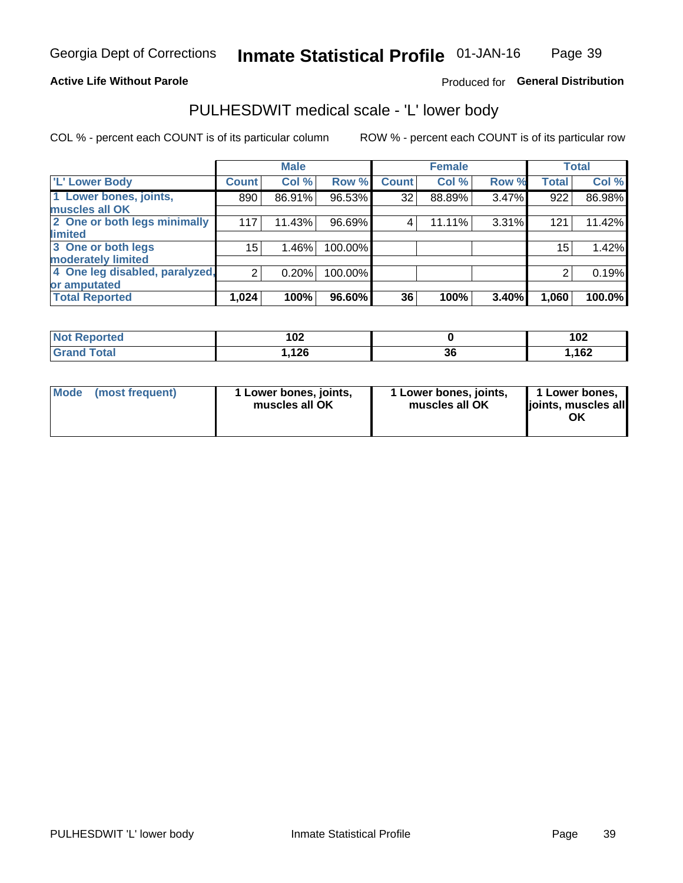Georgia Dept of Corrections **Inmate Statistical Profile** 01-JAN-16

**Active Life Without Parole**

Produced for **General Distribution**

## PULHESDWIT medical scale - 'L' lower body

COL % - percent each COUNT is of its particular column

ROW % - percent each COUNT is of its particular row

| | Male | | | Female | | | Total | |
|---|---|---|---|---|---|---|---|---|
| 'L' Lower Body | Count | Col % | Row % | Count | Col % | Row % | Total | Col % |
| 1 Lower bones, joints, muscles all OK | 890 | 86.91% | 96.53% | 32 | 88.89% | 3.47% | 922 | 86.98% |
| 2 One or both legs minimally limited | 117 | 11.43% | 96.69% | 4 | 11.11% | 3.31% | 121 | 11.42% |
| 3 One or both legs moderately limited | 15 | 1.46% | 100.00% | | | | 15 | 1.42% |
| 4 One leg disabled, paralyzed, or amputated | 2 | 0.20% | 100.00% | | | | 2 | 0.19% |
| **Total Reported** | **1,024** | **100%** | **96.60%** | **36** | **100%** | **3.40%** | **1,060** | **100.0%** |

| | Male | Female | Total |
|---|---|---|---|
| Not Reported | 102 | 0 | 102 |
| Grand Total | 1,126 | 36 | 1,162 |

| | Male | Female | Total |
|---|---|---|---|
| Mode (most frequent) | 1 Lower bones, joints, muscles all OK | 1 Lower bones, joints, muscles all OK | 1 Lower bones, joints, muscles all OK |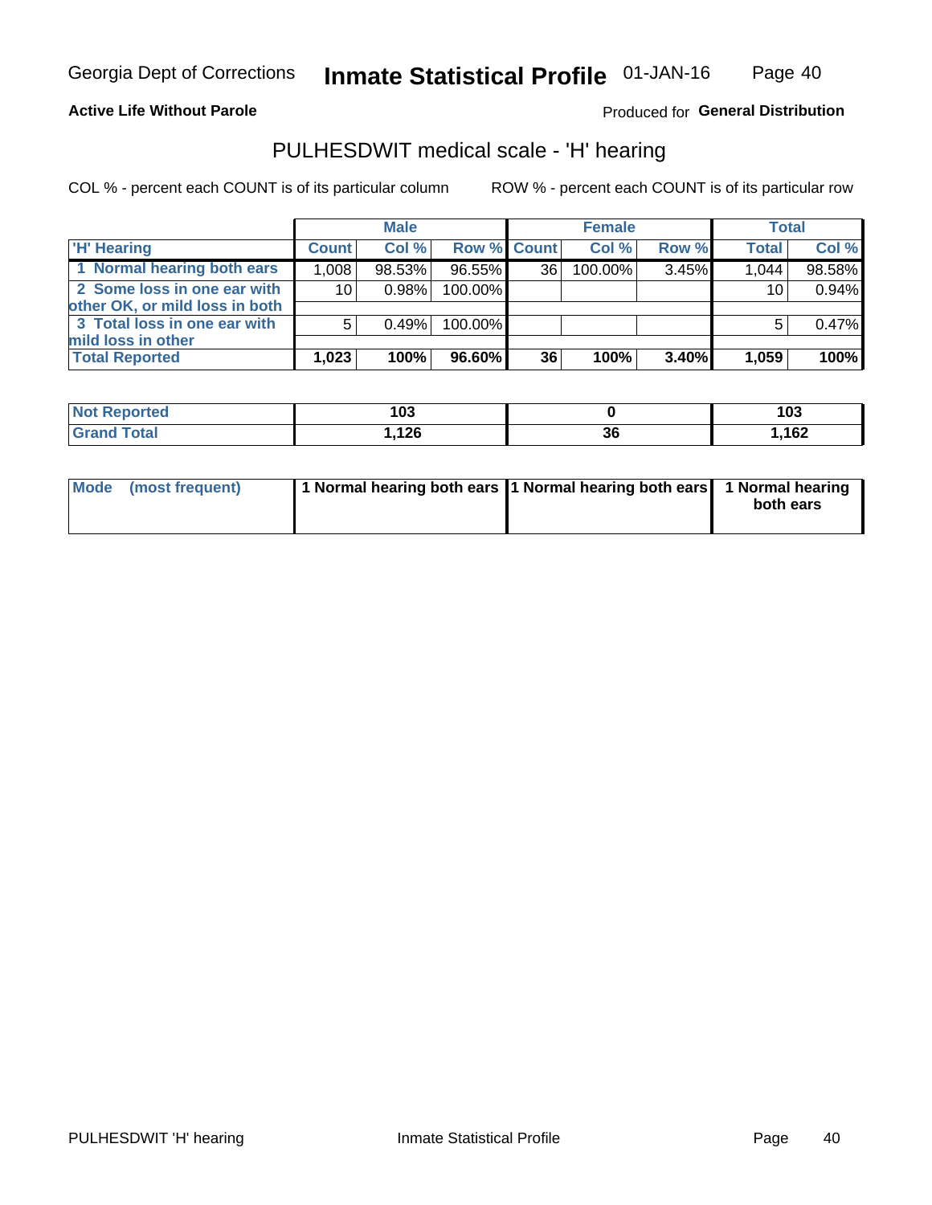**Active Life Without Parole**

Produced for **General Distribution**

## PULHESDWIT medical scale - 'H' hearing

COL % - percent each COUNT is of its particular column

ROW % - percent each COUNT is of its particular row

| | Male | | | Female | | | Total | |
|---|---|---|---|---|---|---|---|---|
| 'H' Hearing | Count | Col % | Row % | Count | Col % | Row % | Total | Col % |
| 1 Normal hearing both ears | 1,008 | 98.53% | 96.55% | 36 | 100.00% | 3.45% | 1,044 | 98.58% |
| 2 Some loss in one ear with other OK, or mild loss in both | 10 | 0.98% | 100.00% | | | | 10 | 0.94% |
| 3 Total loss in one ear with mild loss in other | 5 | 0.49% | 100.00% | | | | 5 | 0.47% |
| **Total Reported** | **1,023** | **100%** | **96.60%** | **36** | **100%** | **3.40%** | **1,059** | **100%** |

| | Male | Female | Total |
|---|---|---|---|
| Not Reported | **103** | **0** | **103** |
| Grand Total | **1,126** | **36** | **1,162** |

| | Male | Female | Total |
|---|---|---|---|
| Mode (most frequent) | **1 Normal hearing both ears** | **1 Normal hearing both ears** | **1 Normal hearing both ears** |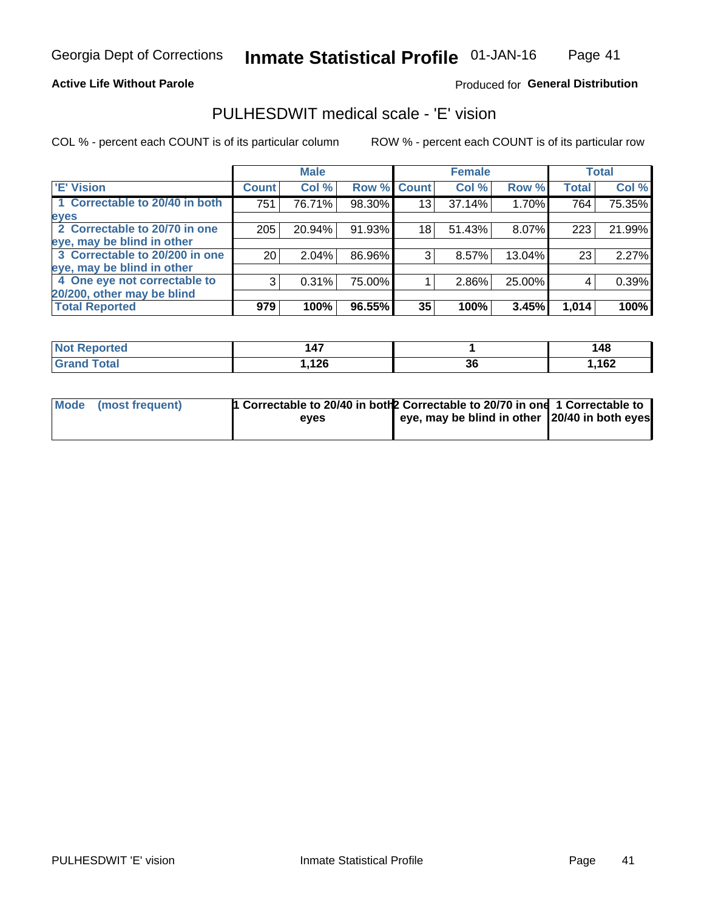Georgia Dept of Corrections **Inmate Statistical Profile** 01-JAN-16

**Active Life Without Parole**

Produced for **General Distribution**

## PULHESDWIT medical scale - 'E' vision

COL % - percent each COUNT is of its particular column

ROW % - percent each COUNT is of its particular row

| | Male | | | Female | | | Total | |
|---|---|---|---|---|---|---|---|---|
| **'E' Vision** | **Count** | **Col %** | **Row %** | **Count** | **Col %** | **Row %** | **Total** | **Col %** |
| **1 Correctable to 20/40 in both eyes** | 751 | 76.71% | 98.30% | 13 | 37.14% | 1.70% | 764 | 75.35% |
| **2 Correctable to 20/70 in one eye, may be blind in other** | 205 | 20.94% | 91.93% | 18 | 51.43% | 8.07% | 223 | 21.99% |
| **3 Correctable to 20/200 in one eye, may be blind in other** | 20 | 2.04% | 86.96% | 3 | 8.57% | 13.04% | 23 | 2.27% |
| **4 One eye not correctable to 20/200, other may be blind** | 3 | 0.31% | 75.00% | 1 | 2.86% | 25.00% | 4 | 0.39% |
| **Total Reported** | **979** | **100%** | **96.55%** | **35** | **100%** | **3.45%** | **1,014** | **100%** |

| | Male | Female | Total |
|---|---|---|---|
| **Not Reported** | **147** | **1** | **148** |
| **Grand Total** | **1,126** | **36** | **1,162** |

| | Male | Female | Total |
|---|---|---|---|
| **Mode (most frequent)** | **1 Correctable to 20/40 in both eyes** | **2 Correctable to 20/70 in one eye, may be blind in other** | **1 Correctable to 20/40 in both eyes** |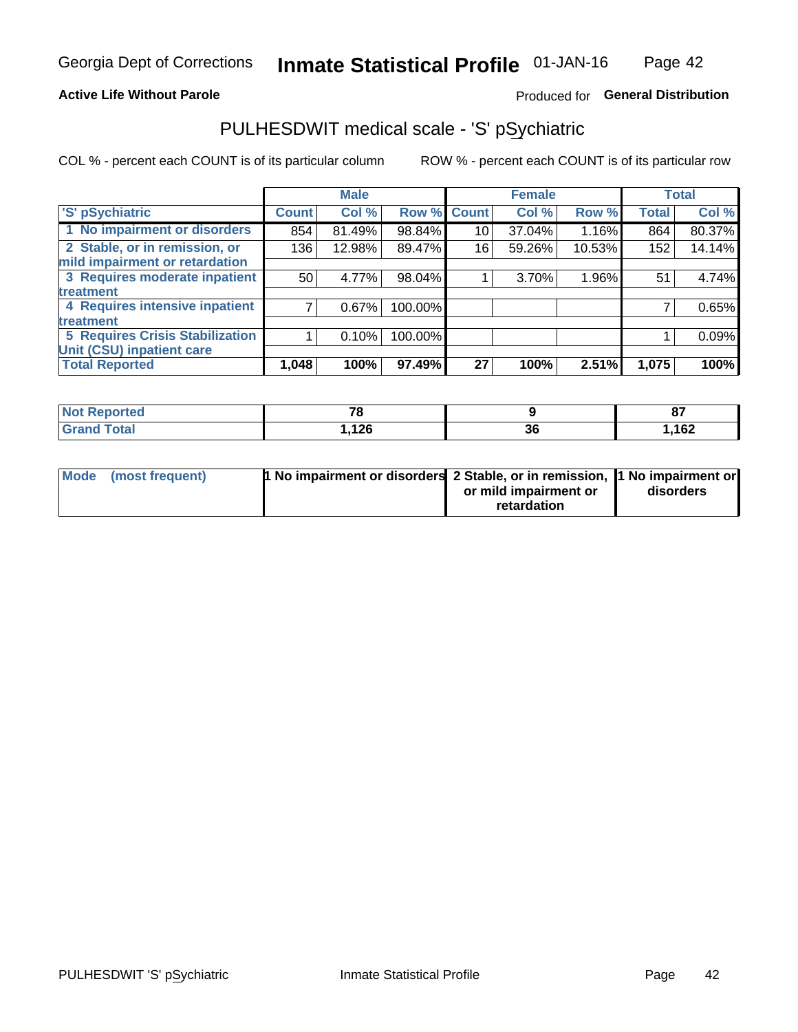Georgia Dept of Corrections **Inmate Statistical Profile** 01-JAN-16

**Active Life Without Parole**

Produced for **General Distribution**

## PULHESDWIT medical scale - 'S' pSychiatric

COL % - percent each COUNT is of its particular column ROW % - percent each COUNT is of its particular row

| 'S' pSychiatric | Male | | | Female | | | Total | |
|---|---|---|---|---|---|---|---|---|
| | Count | Col % | Row % | Count | Col % | Row % | Total | Col % |
| 1 No impairment or disorders | 854 | 81.49% | 98.84% | 10 | 37.04% | 1.16% | 864 | 80.37% |
| 2 Stable, or in remission, or mild impairment or retardation | 136 | 12.98% | 89.47% | 16 | 59.26% | 10.53% | 152 | 14.14% |
| 3 Requires moderate inpatient treatment | 50 | 4.77% | 98.04% | 1 | 3.70% | 1.96% | 51 | 4.74% |
| 4 Requires intensive inpatient treatment | 7 | 0.67% | 100.00% | | | | 7 | 0.65% |
| 5 Requires Crisis Stabilization Unit (CSU) inpatient care | 1 | 0.10% | 100.00% | | | | 1 | 0.09% |
| **Total Reported** | **1,048** | **100%** | **97.49%** | **27** | **100%** | **2.51%** | **1,075** | **100%** |

| | Male | Female | Total |
|---|---|---|---|
| **Not Reported** | **78** | **9** | **87** |
| **Grand Total** | **1,126** | **36** | **1,162** |

| | Male | Female | Total |
|---|---|---|---|
| **Mode (most frequent)** | **1 No impairment or disorders** | **2 Stable, or in remission, or mild impairment or retardation** | **1 No impairment or disorders** |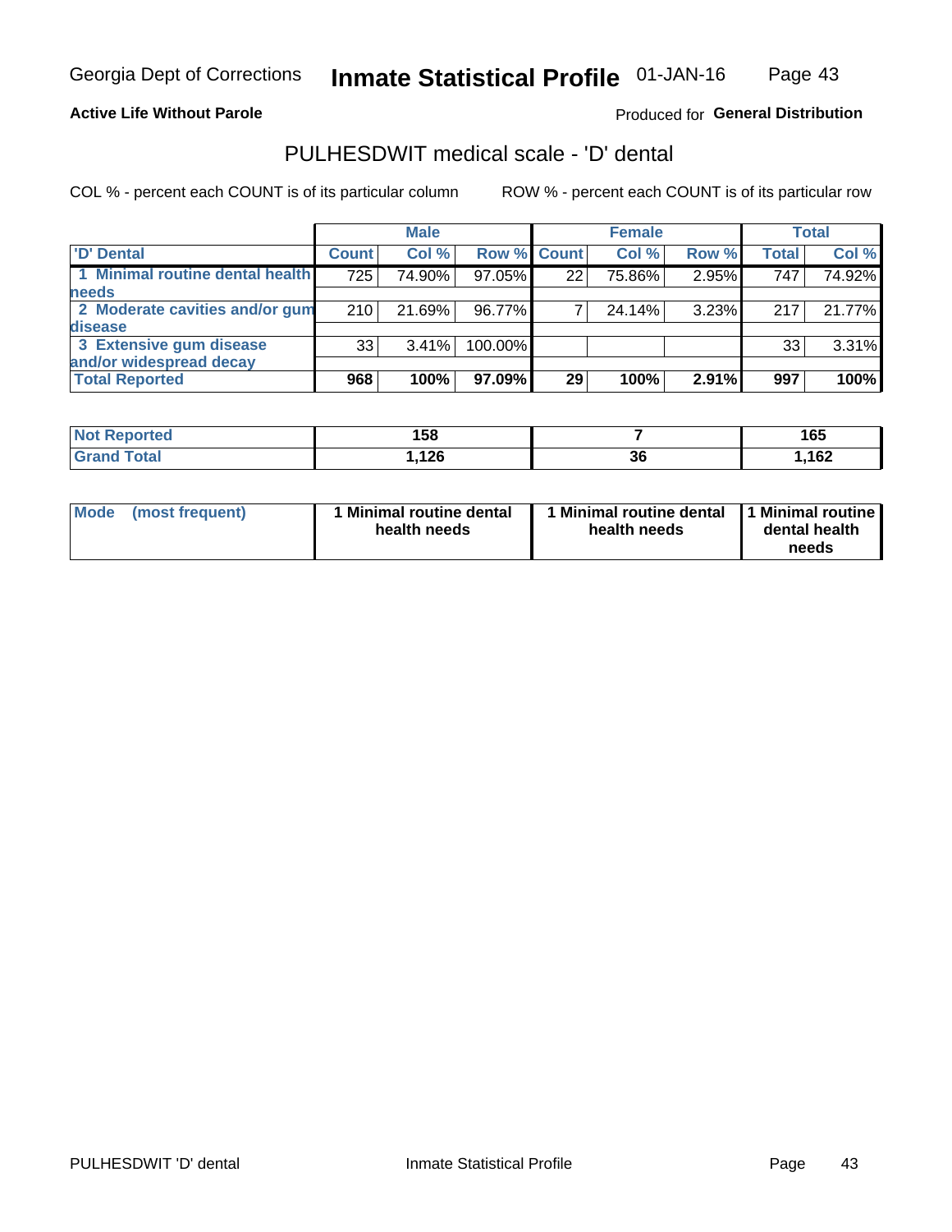Georgia Dept of Corrections **Inmate Statistical Profile** 01-JAN-16

**Active Life Without Parole**

Produced for **General Distribution**

## PULHESDWIT medical scale - 'D' dental

COL % - percent each COUNT is of its particular column ROW % - percent each COUNT is of its particular row

| | Male | | | Female | | | Total | |
|---|---|---|---|---|---|---|---|---|
| **'D' Dental** | **Count** | **Col %** | **Row %** | **Count** | **Col %** | **Row %** | **Total** | **Col %** |
| **1 Minimal routine dental health needs** | 725 | 74.90% | 97.05% | 22 | 75.86% | 2.95% | 747 | 74.92% |
| **2 Moderate cavities and/or gum disease** | 210 | 21.69% | 96.77% | 7 | 24.14% | 3.23% | 217 | 21.77% |
| **3 Extensive gum disease and/or widespread decay** | 33 | 3.41% | 100.00% | | | | 33 | 3.31% |
| **Total Reported** | **968** | **100%** | **97.09%** | **29** | **100%** | **2.91%** | **997** | **100%** |

| | Male | Female | Total |
|---|---|---|---|
| **Not Reported** | **158** | **7** | **165** |
| **Grand Total** | **1,126** | **36** | **1,162** |

| | Male | Female | Total |
|---|---|---|---|
| **Mode (most frequent)** | **1 Minimal routine dental health needs** | **1 Minimal routine dental health needs** | **1 Minimal routine dental health needs** |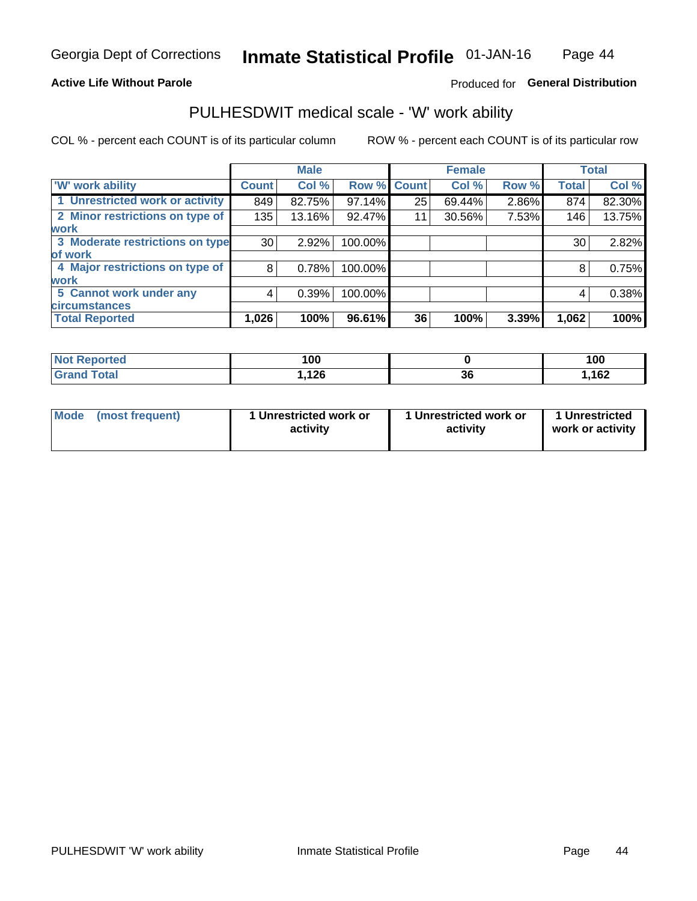Georgia Dept of Corrections **Inmate Statistical Profile** 01-JAN-16

**Active Life Without Parole**

Produced for **General Distribution**

## PULHESDWIT medical scale - 'W' work ability

COL % - percent each COUNT is of its particular column    ROW % - percent each COUNT is of its particular row

| | Male | | | Female | | | Total | |
|---|---|---|---|---|---|---|---|---|
| 'W' work ability | Count | Col % | Row % | Count | Col % | Row % | Total | Col % |
| 1 Unrestricted work or activity | 849 | 82.75% | 97.14% | 25 | 69.44% | 2.86% | 874 | 82.30% |
| 2 Minor restrictions on type of work | 135 | 13.16% | 92.47% | 11 | 30.56% | 7.53% | 146 | 13.75% |
| 3 Moderate restrictions on type of work | 30 | 2.92% | 100.00% | | | | 30 | 2.82% |
| 4 Major restrictions on type of work | 8 | 0.78% | 100.00% | | | | 8 | 0.75% |
| 5 Cannot work under any circumstances | 4 | 0.39% | 100.00% | | | | 4 | 0.38% |
| **Total Reported** | **1,026** | **100%** | **96.61%** | **36** | **100%** | **3.39%** | **1,062** | **100%** |

| | Male | Female | Total |
|---|---|---|---|
| Not Reported | 100 | 0 | 100 |
| Grand Total | 1,126 | 36 | 1,162 |

| | Male | Female | Total |
|---|---|---|---|
| Mode (most frequent) | 1 Unrestricted work or activity | 1 Unrestricted work or activity | 1 Unrestricted work or activity |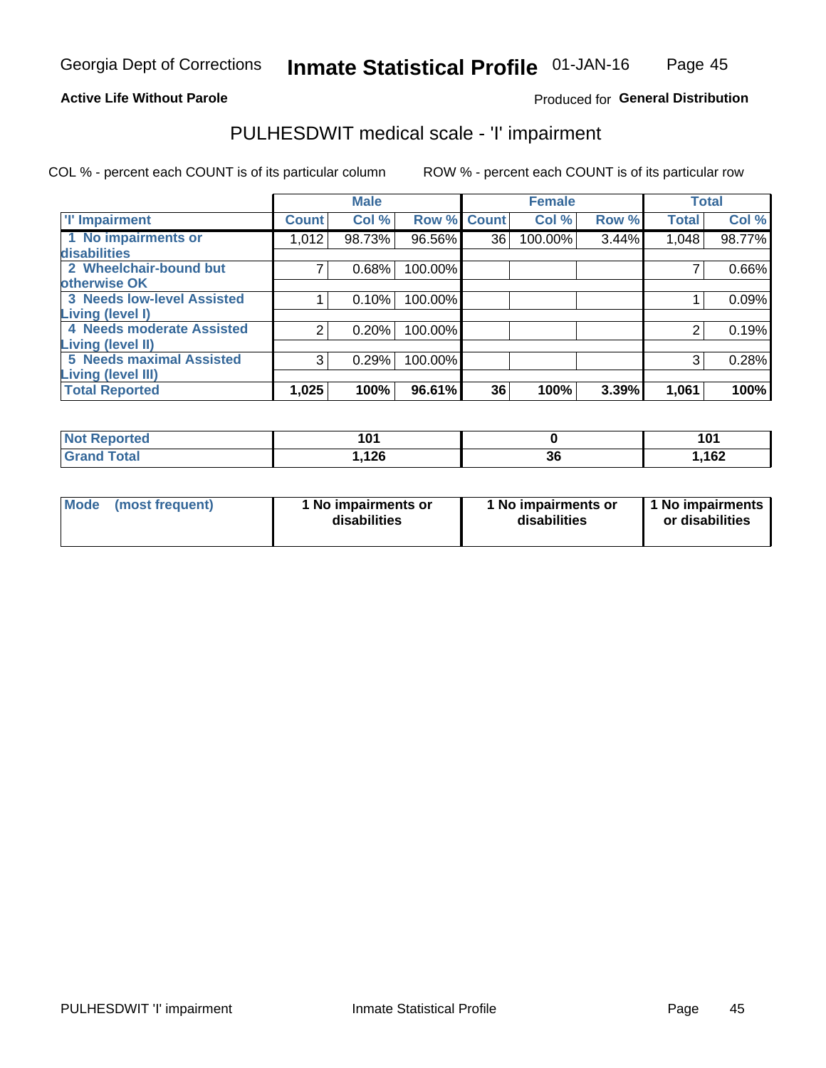Georgia Dept of Corrections **Inmate Statistical Profile** 01-JAN-16

**Active Life Without Parole**

Produced for **General Distribution**

# PULHESDWIT medical scale - 'I' impairment

COL % - percent each COUNT is of its particular column ROW % - percent each COUNT is of its particular row

| | Male | | | Female | | | Total | |
|---|---|---|---|---|---|---|---|---|
| 'I' Impairment | Count | Col % | Row % | Count | Col % | Row % | Total | Col % |
| 1 No impairments or disabilities | 1,012 | 98.73% | 96.56% | 36 | 100.00% | 3.44% | 1,048 | 98.77% |
| 2 Wheelchair-bound but otherwise OK | 7 | 0.68% | 100.00% | | | | 7 | 0.66% |
| 3 Needs low-level Assisted Living (level I) | 1 | 0.10% | 100.00% | | | | 1 | 0.09% |
| 4 Needs moderate Assisted Living (level II) | 2 | 0.20% | 100.00% | | | | 2 | 0.19% |
| 5 Needs maximal Assisted Living (level III) | 3 | 0.29% | 100.00% | | | | 3 | 0.28% |
| **Total Reported** | **1,025** | **100%** | **96.61%** | **36** | **100%** | **3.39%** | **1,061** | **100%** |

| | Male | Female | Total |
|---|---|---|---|
| Not Reported | 101 | 0 | 101 |
| Grand Total | 1,126 | 36 | 1,162 |

| | Male | Female | Total |
|---|---|---|---|
| Mode (most frequent) | 1 No impairments or disabilities | 1 No impairments or disabilities | 1 No impairments or disabilities |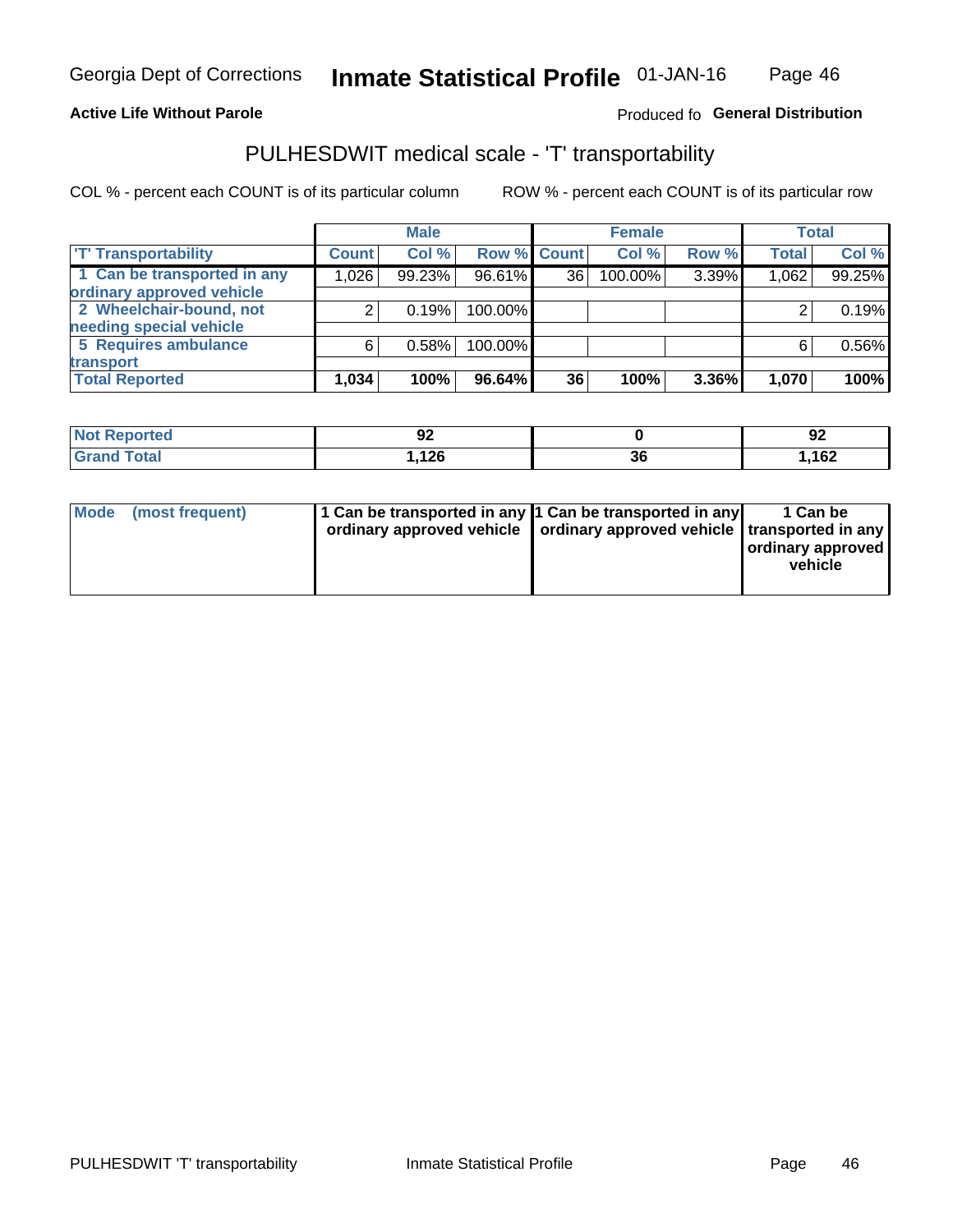Georgia Dept of Corrections **Inmate Statistical Profile** 01-JAN-16

**Active Life Without Parole**

Produced fo **General Distribution**

## PULHESDWIT medical scale - 'T' transportability

COL % - percent each COUNT is of its particular column ROW % - percent each COUNT is of its particular row

| | Male | | | Female | | | Total | |
|---|---|---|---|---|---|---|---|---|
| 'T' Transportability | Count | Col % | Row % | Count | Col % | Row % | Total | Col % |
| 1 Can be transported in any ordinary approved vehicle | 1,026 | 99.23% | 96.61% | 36 | 100.00% | 3.39% | 1,062 | 99.25% |
| 2 Wheelchair-bound, not needing special vehicle | 2 | 0.19% | 100.00% | | | | 2 | 0.19% |
| 5 Requires ambulance transport | 6 | 0.58% | 100.00% | | | | 6 | 0.56% |
| **Total Reported** | **1,034** | **100%** | **96.64%** | **36** | **100%** | **3.36%** | **1,070** | **100%** |

| | Male | Female | Total |
|---|---|---|---|
| Not Reported | 92 | 0 | 92 |
| Grand Total | 1,126 | 36 | 1,162 |

| | Male | Female | Total |
|---|---|---|---|
| Mode (most frequent) | 1 Can be transported in any ordinary approved vehicle | 1 Can be transported in any ordinary approved vehicle | 1 Can be transported in any ordinary approved vehicle |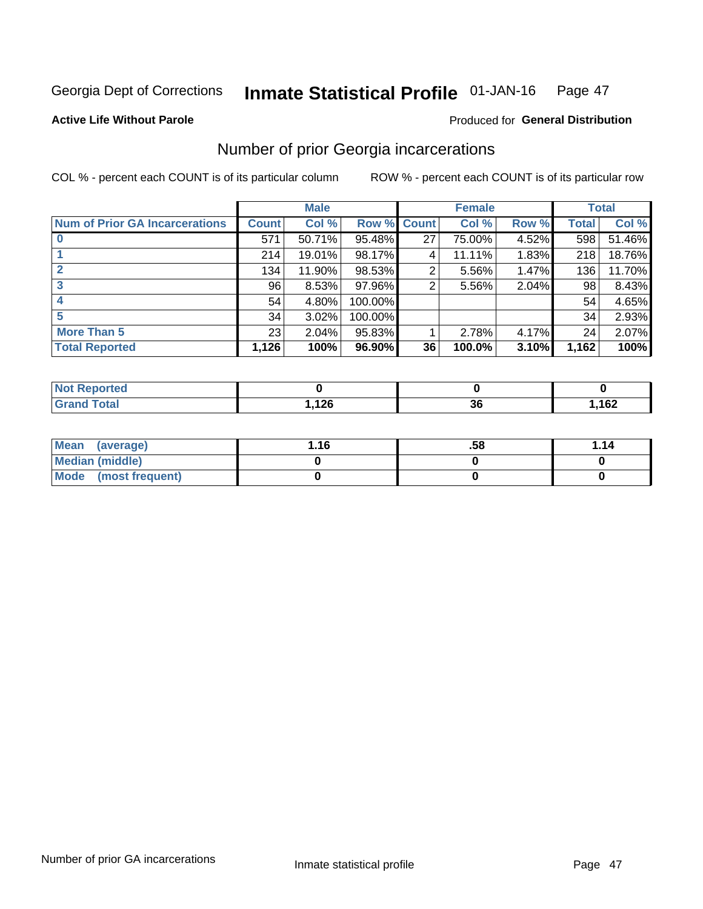Georgia Dept of Corrections **Inmate Statistical Profile** 01-JAN-16

**Active Life Without Parole**

Produced for **General Distribution**

## Number of prior Georgia incarcerations

COL % - percent each COUNT is of its particular column

ROW % - percent each COUNT is of its particular row

| | Male | | | Female | | | Total | |
|---|---|---|---|---|---|---|---|---|
| **Num of Prior GA Incarcerations** | **Count** | **Col %** | **Row %** | **Count** | **Col %** | **Row %** | **Total** | **Col %** |
| **0** | 571 | 50.71% | 95.48% | 27 | 75.00% | 4.52% | 598 | 51.46% |
| **1** | 214 | 19.01% | 98.17% | 4 | 11.11% | 1.83% | 218 | 18.76% |
| **2** | 134 | 11.90% | 98.53% | 2 | 5.56% | 1.47% | 136 | 11.70% |
| **3** | 96 | 8.53% | 97.96% | 2 | 5.56% | 2.04% | 98 | 8.43% |
| **4** | 54 | 4.80% | 100.00% | | | | 54 | 4.65% |
| **5** | 34 | 3.02% | 100.00% | | | | 34 | 2.93% |
| **More Than 5** | 23 | 2.04% | 95.83% | 1 | 2.78% | 4.17% | 24 | 2.07% |
| **Total Reported** | **1,126** | **100%** | **96.90%** | **36** | **100.0%** | **3.10%** | **1,162** | **100%** |

| | Male | Female | Total |
|---|---|---|---|
| **Not Reported** | **0** | **0** | **0** |
| **Grand Total** | **1,126** | **36** | **1,162** |

| | Male | Female | Total |
|---|---|---|---|
| **Mean (average)** | **1.16** | **.58** | **1.14** |
| **Median (middle)** | **0** | **0** | **0** |
| **Mode (most frequent)** | **0** | **0** | **0** |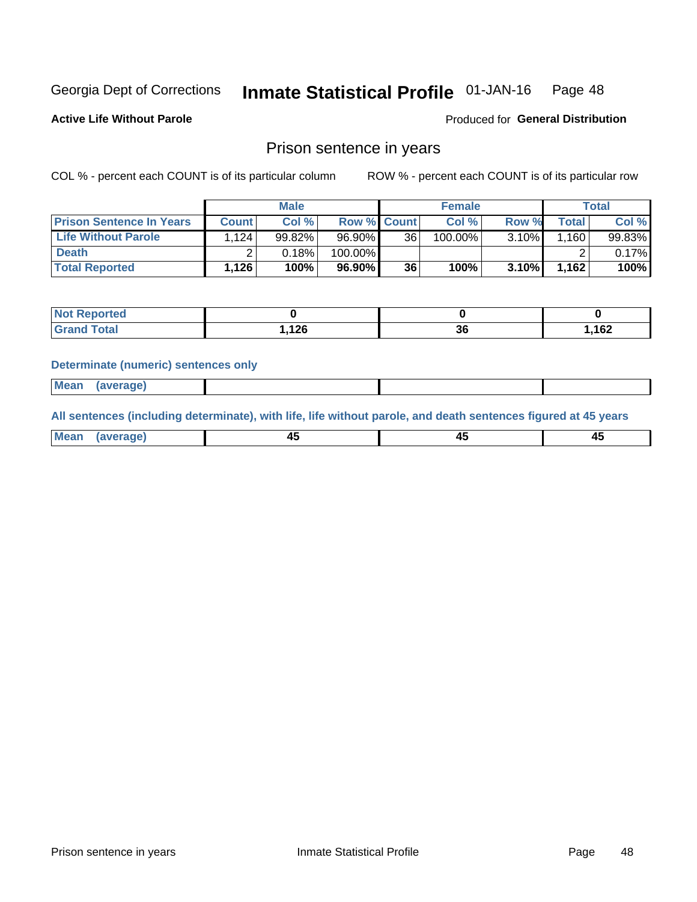Georgia Dept of Corrections **Inmate Statistical Profile** 01-JAN-16

**Active Life Without Parole**

Produced for **General Distribution**

## Prison sentence in years

COL % - percent each COUNT is of its particular column

ROW % - percent each COUNT is of its particular row

| | Male | | | Female | | | Total | |
|---|---|---|---|---|---|---|---|---|
| **Prison Sentence In Years** | **Count** | **Col %** | **Row %** | **Count** | **Col %** | **Row %** | **Total** | **Col %** |
| **Life Without Parole** | 1,124 | 99.82% | 96.90% | 36 | 100.00% | 3.10% | 1,160 | 99.83% |
| **Death** | 2 | 0.18% | 100.00% | | | | 2 | 0.17% |
| **Total Reported** | **1,126** | **100%** | **96.90%** | **36** | **100%** | **3.10%** | **1,162** | **100%** |

| | Male | Female | Total |
|---|---|---|---|
| **Not Reported** | **0** | **0** | **0** |
| **Grand Total** | **1,126** | **36** | **1,162** |

**Determinate (numeric) sentences only**

| | Male | Female | Total |
|---|---|---|---|
| **Mean (average)** | | | |

**All sentences (including determinate), with life, life without parole, and death sentences figured at 45 years**

| | Male | Female | Total |
|---|---|---|---|
| **Mean (average)** | **45** | **45** | **45** |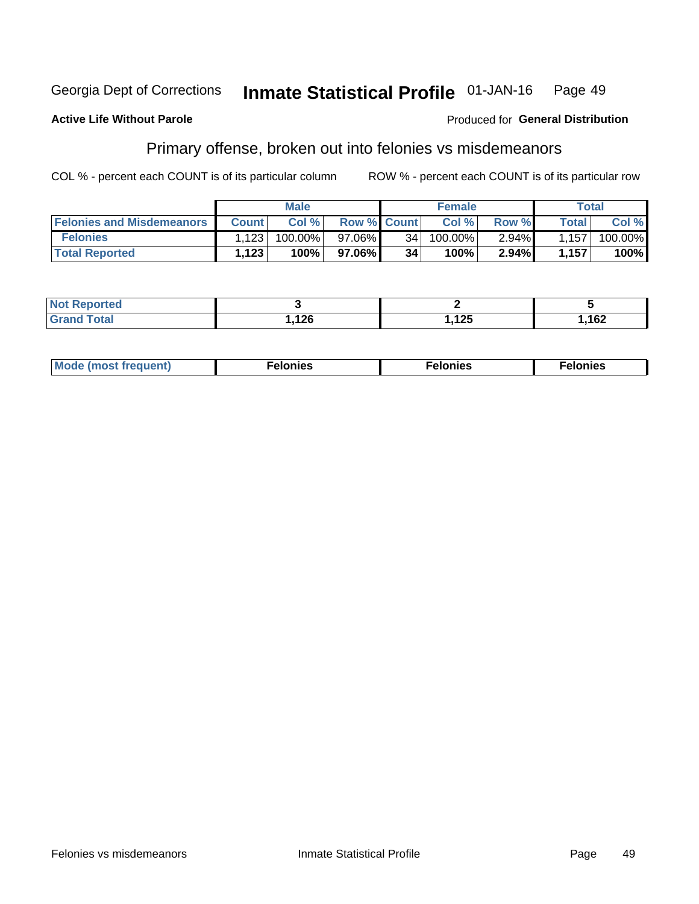Georgia Dept of Corrections **Inmate Statistical Profile** 01-JAN-16

**Active Life Without Parole**

Produced for **General Distribution**

## Primary offense, broken out into felonies vs misdemeanors

COL % - percent each COUNT is of its particular column ROW % - percent each COUNT is of its particular row

| | Male | | | Female | | | Total | |
|---|---|---|---|---|---|---|---|---|
| Felonies and Misdemeanors | Count | Col % | Row % | Count | Col % | Row % | Total | Col % |
| Felonies | 1,123 | 100.00% | 97.06% | 34 | 100.00% | 2.94% | 1,157 | 100.00% |
| **Total Reported** | **1,123** | **100%** | **97.06%** | **34** | **100%** | **2.94%** | **1,157** | **100%** |

| | Male | Female | Total |
|---|---|---|---|
| Not Reported | 3 | 2 | 5 |
| Grand Total | 1,126 | 1,125 | 1,162 |

| | Male | Female | Total |
|---|---|---|---|
| Mode (most frequent) | Felonies | Felonies | Felonies |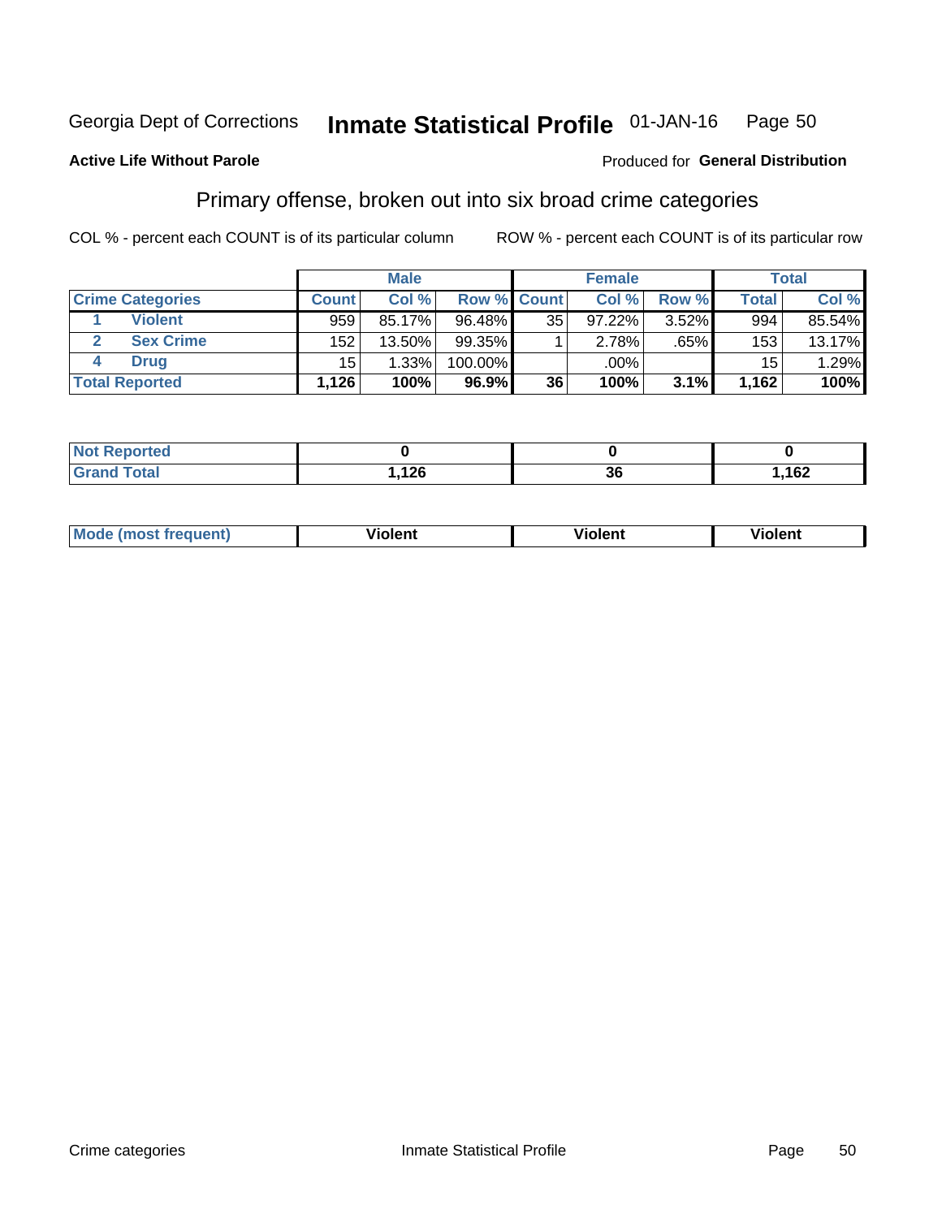Georgia Dept of Corrections **Inmate Statistical Profile** 01-JAN-16

**Active Life Without Parole**

Produced for **General Distribution**

## Primary offense, broken out into six broad crime categories

COL % - percent each COUNT is of its particular column     ROW % - percent each COUNT is of its particular row

| | | Male | | | Female | | | Total | |
|---|---|---|---|---|---|---|---|---|---|
| **Crime Categories** | | **Count** | **Col %** | **Row %** | **Count** | **Col %** | **Row %** | **Total** | **Col %** |
| 1 | Violent | 959 | 85.17% | 96.48% | 35 | 97.22% | 3.52% | 994 | 85.54% |
| 2 | Sex Crime | 152 | 13.50% | 99.35% | 1 | 2.78% | .65% | 153 | 13.17% |
| 4 | Drug | 15 | 1.33% | 100.00% | | .00% | | 15 | 1.29% |
| **Total Reported** | | **1,126** | **100%** | **96.9%** | **36** | **100%** | **3.1%** | **1,162** | **100%** |

| | Male | Female | Total |
|---|---|---|---|
| Not Reported | 0 | 0 | 0 |
| Grand Total | 1,126 | 36 | 1,162 |

| | Male | Female | Total |
|---|---|---|---|
| Mode (most frequent) | Violent | Violent | Violent |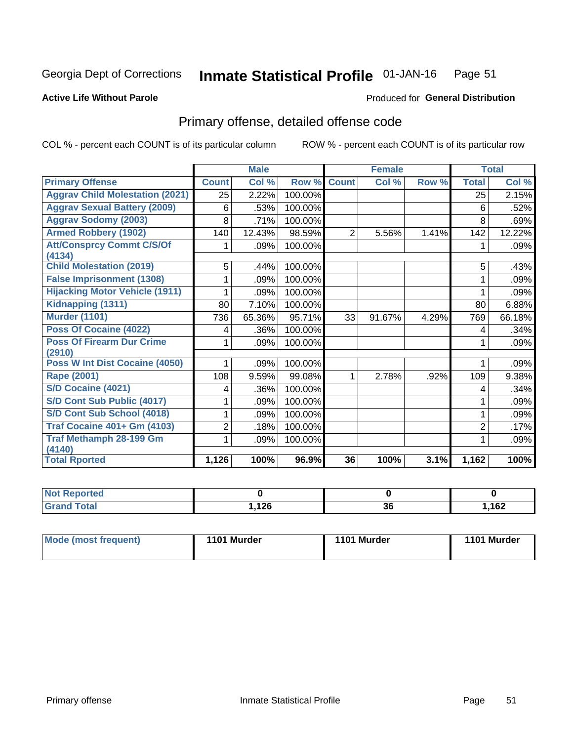Georgia Dept of Corrections **Inmate Statistical Profile** 01-JAN-16

**Active Life Without Parole**

Produced for **General Distribution**

## Primary offense, detailed offense code

COL % - percent each COUNT is of its particular column    ROW % - percent each COUNT is of its particular row

| | Male | | | Female | | | Total | |
|---|---|---|---|---|---|---|---|---|
| **Primary Offense** | **Count** | **Col %** | **Row %** | **Count** | **Col %** | **Row %** | **Total** | **Col %** |
| Aggrav Child Molestation (2021) | 25 | 2.22% | 100.00% | | | | 25 | 2.15% |
| Aggrav Sexual Battery (2009) | 6 | .53% | 100.00% | | | | 6 | .52% |
| Aggrav Sodomy (2003) | 8 | .71% | 100.00% | | | | 8 | .69% |
| Armed Robbery (1902) | 140 | 12.43% | 98.59% | 2 | 5.56% | 1.41% | 142 | 12.22% |
| Att/Consprcy Commt C/S/Of (4134) | 1 | .09% | 100.00% | | | | 1 | .09% |
| Child Molestation (2019) | 5 | .44% | 100.00% | | | | 5 | .43% |
| False Imprisonment (1308) | 1 | .09% | 100.00% | | | | 1 | .09% |
| Hijacking Motor Vehicle (1911) | 1 | .09% | 100.00% | | | | 1 | .09% |
| Kidnapping (1311) | 80 | 7.10% | 100.00% | | | | 80 | 6.88% |
| Murder (1101) | 736 | 65.36% | 95.71% | 33 | 91.67% | 4.29% | 769 | 66.18% |
| Poss Of Cocaine (4022) | 4 | .36% | 100.00% | | | | 4 | .34% |
| Poss Of Firearm Dur Crime (2910) | 1 | .09% | 100.00% | | | | 1 | .09% |
| Poss W Int Dist Cocaine (4050) | 1 | .09% | 100.00% | | | | 1 | .09% |
| Rape (2001) | 108 | 9.59% | 99.08% | 1 | 2.78% | .92% | 109 | 9.38% |
| S/D Cocaine (4021) | 4 | .36% | 100.00% | | | | 4 | .34% |
| S/D Cont Sub Public (4017) | 1 | .09% | 100.00% | | | | 1 | .09% |
| S/D Cont Sub School (4018) | 1 | .09% | 100.00% | | | | 1 | .09% |
| Traf Cocaine 401+ Gm (4103) | 2 | .18% | 100.00% | | | | 2 | .17% |
| Traf Methamph 28-199 Gm (4140) | 1 | .09% | 100.00% | | | | 1 | .09% |
| **Total Rported** | **1,126** | **100%** | **96.9%** | **36** | **100%** | **3.1%** | **1,162** | **100%** |

| | Male | Female | Total |
|---|---|---|---|
| Not Reported | 0 | 0 | 0 |
| Grand Total | 1,126 | 36 | 1,162 |

| | Male | Female | Total |
|---|---|---|---|
| Mode (most frequent) | 1101 Murder | 1101 Murder | 1101 Murder |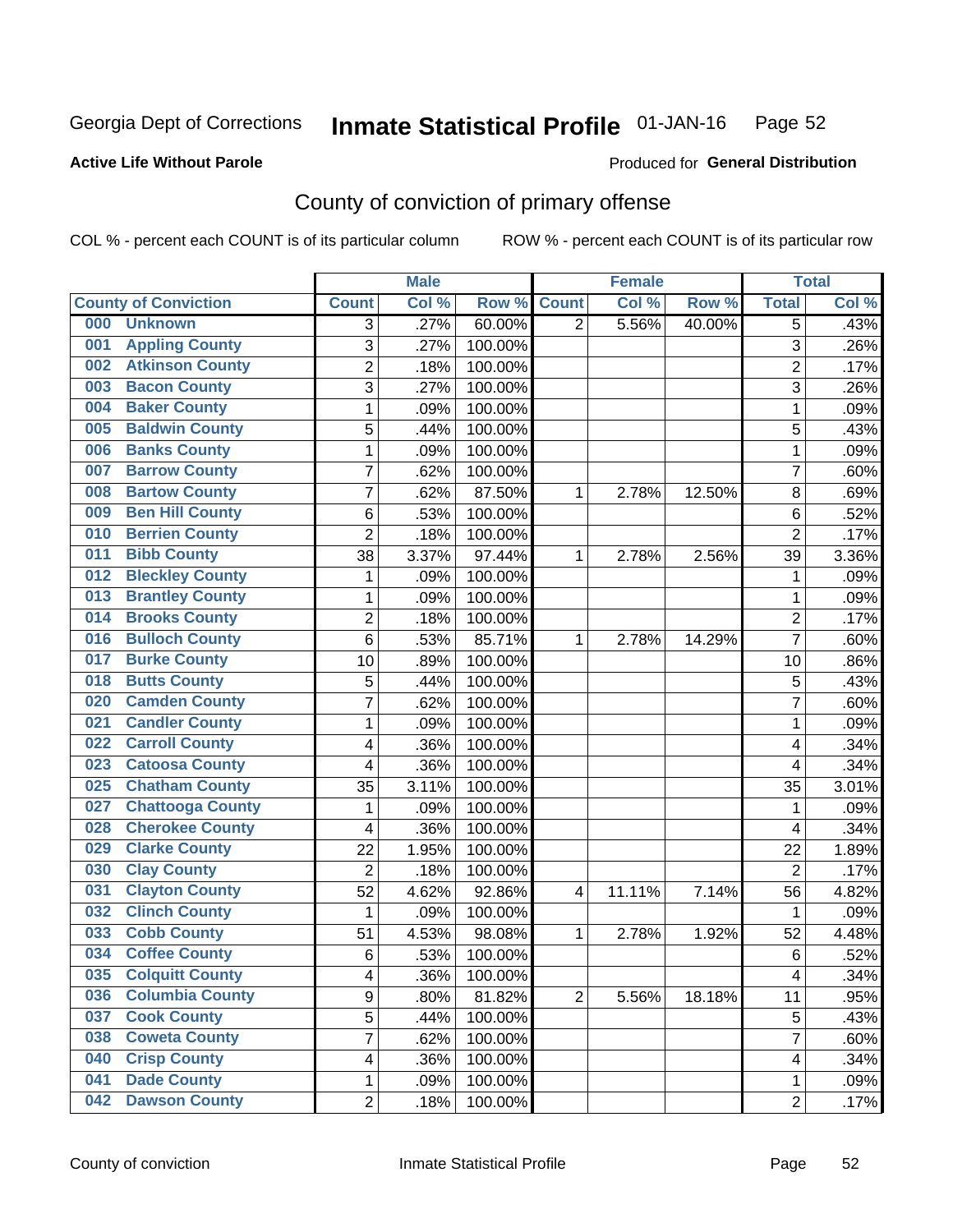Georgia Dept of Corrections **Inmate Statistical Profile** 01-JAN-16

**Active Life Without Parole**

Produced for **General Distribution**

## County of conviction of primary offense

COL % - percent each COUNT is of its particular column        ROW % - percent each COUNT is of its particular row

| County of Conviction | Male | | | Female | | | Total | |
|---|---|---|---|---|---|---|---|---|
| | Count | Col % | Row % | Count | Col % | Row % | Total | Col % |
| 000 Unknown | 3 | .27% | 60.00% | 2 | 5.56% | 40.00% | 5 | .43% |
| 001 Appling County | 3 | .27% | 100.00% | | | | 3 | .26% |
| 002 Atkinson County | 2 | .18% | 100.00% | | | | 2 | .17% |
| 003 Bacon County | 3 | .27% | 100.00% | | | | 3 | .26% |
| 004 Baker County | 1 | .09% | 100.00% | | | | 1 | .09% |
| 005 Baldwin County | 5 | .44% | 100.00% | | | | 5 | .43% |
| 006 Banks County | 1 | .09% | 100.00% | | | | 1 | .09% |
| 007 Barrow County | 7 | .62% | 100.00% | | | | 7 | .60% |
| 008 Bartow County | 7 | .62% | 87.50% | 1 | 2.78% | 12.50% | 8 | .69% |
| 009 Ben Hill County | 6 | .53% | 100.00% | | | | 6 | .52% |
| 010 Berrien County | 2 | .18% | 100.00% | | | | 2 | .17% |
| 011 Bibb County | 38 | 3.37% | 97.44% | 1 | 2.78% | 2.56% | 39 | 3.36% |
| 012 Bleckley County | 1 | .09% | 100.00% | | | | 1 | .09% |
| 013 Brantley County | 1 | .09% | 100.00% | | | | 1 | .09% |
| 014 Brooks County | 2 | .18% | 100.00% | | | | 2 | .17% |
| 016 Bulloch County | 6 | .53% | 85.71% | 1 | 2.78% | 14.29% | 7 | .60% |
| 017 Burke County | 10 | .89% | 100.00% | | | | 10 | .86% |
| 018 Butts County | 5 | .44% | 100.00% | | | | 5 | .43% |
| 020 Camden County | 7 | .62% | 100.00% | | | | 7 | .60% |
| 021 Candler County | 1 | .09% | 100.00% | | | | 1 | .09% |
| 022 Carroll County | 4 | .36% | 100.00% | | | | 4 | .34% |
| 023 Catoosa County | 4 | .36% | 100.00% | | | | 4 | .34% |
| 025 Chatham County | 35 | 3.11% | 100.00% | | | | 35 | 3.01% |
| 027 Chattooga County | 1 | .09% | 100.00% | | | | 1 | .09% |
| 028 Cherokee County | 4 | .36% | 100.00% | | | | 4 | .34% |
| 029 Clarke County | 22 | 1.95% | 100.00% | | | | 22 | 1.89% |
| 030 Clay County | 2 | .18% | 100.00% | | | | 2 | .17% |
| 031 Clayton County | 52 | 4.62% | 92.86% | 4 | 11.11% | 7.14% | 56 | 4.82% |
| 032 Clinch County | 1 | .09% | 100.00% | | | | 1 | .09% |
| 033 Cobb County | 51 | 4.53% | 98.08% | 1 | 2.78% | 1.92% | 52 | 4.48% |
| 034 Coffee County | 6 | .53% | 100.00% | | | | 6 | .52% |
| 035 Colquitt County | 4 | .36% | 100.00% | | | | 4 | .34% |
| 036 Columbia County | 9 | .80% | 81.82% | 2 | 5.56% | 18.18% | 11 | .95% |
| 037 Cook County | 5 | .44% | 100.00% | | | | 5 | .43% |
| 038 Coweta County | 7 | .62% | 100.00% | | | | 7 | .60% |
| 040 Crisp County | 4 | .36% | 100.00% | | | | 4 | .34% |
| 041 Dade County | 1 | .09% | 100.00% | | | | 1 | .09% |
| 042 Dawson County | 2 | .18% | 100.00% | | | | 2 | .17% |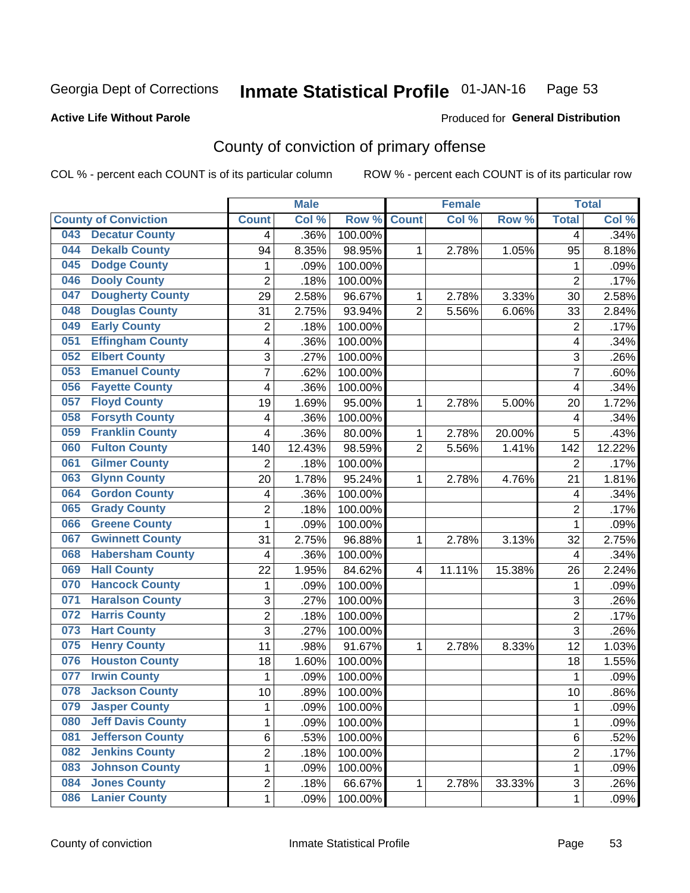Georgia Dept of Corrections **Inmate Statistical Profile** 01-JAN-16

**Active Life Without Parole**

Produced for **General Distribution**

## County of conviction of primary offense

COL % - percent each COUNT is of its particular column ROW % - percent each COUNT is of its particular row

| County of Conviction | Male | | | Female | | | Total | |
|---|---|---|---|---|---|---|---|---|
| | Count | Col % | Row % | Count | Col % | Row % | Total | Col % |
| 043 Decatur County | 4 | .36% | 100.00% | | | | 4 | .34% |
| 044 Dekalb County | 94 | 8.35% | 98.95% | 1 | 2.78% | 1.05% | 95 | 8.18% |
| 045 Dodge County | 1 | .09% | 100.00% | | | | 1 | .09% |
| 046 Dooly County | 2 | .18% | 100.00% | | | | 2 | .17% |
| 047 Dougherty County | 29 | 2.58% | 96.67% | 1 | 2.78% | 3.33% | 30 | 2.58% |
| 048 Douglas County | 31 | 2.75% | 93.94% | 2 | 5.56% | 6.06% | 33 | 2.84% |
| 049 Early County | 2 | .18% | 100.00% | | | | 2 | .17% |
| 051 Effingham County | 4 | .36% | 100.00% | | | | 4 | .34% |
| 052 Elbert County | 3 | .27% | 100.00% | | | | 3 | .26% |
| 053 Emanuel County | 7 | .62% | 100.00% | | | | 7 | .60% |
| 056 Fayette County | 4 | .36% | 100.00% | | | | 4 | .34% |
| 057 Floyd County | 19 | 1.69% | 95.00% | 1 | 2.78% | 5.00% | 20 | 1.72% |
| 058 Forsyth County | 4 | .36% | 100.00% | | | | 4 | .34% |
| 059 Franklin County | 4 | .36% | 80.00% | 1 | 2.78% | 20.00% | 5 | .43% |
| 060 Fulton County | 140 | 12.43% | 98.59% | 2 | 5.56% | 1.41% | 142 | 12.22% |
| 061 Gilmer County | 2 | .18% | 100.00% | | | | 2 | .17% |
| 063 Glynn County | 20 | 1.78% | 95.24% | 1 | 2.78% | 4.76% | 21 | 1.81% |
| 064 Gordon County | 4 | .36% | 100.00% | | | | 4 | .34% |
| 065 Grady County | 2 | .18% | 100.00% | | | | 2 | .17% |
| 066 Greene County | 1 | .09% | 100.00% | | | | 1 | .09% |
| 067 Gwinnett County | 31 | 2.75% | 96.88% | 1 | 2.78% | 3.13% | 32 | 2.75% |
| 068 Habersham County | 4 | .36% | 100.00% | | | | 4 | .34% |
| 069 Hall County | 22 | 1.95% | 84.62% | 4 | 11.11% | 15.38% | 26 | 2.24% |
| 070 Hancock County | 1 | .09% | 100.00% | | | | 1 | .09% |
| 071 Haralson County | 3 | .27% | 100.00% | | | | 3 | .26% |
| 072 Harris County | 2 | .18% | 100.00% | | | | 2 | .17% |
| 073 Hart County | 3 | .27% | 100.00% | | | | 3 | .26% |
| 075 Henry County | 11 | .98% | 91.67% | 1 | 2.78% | 8.33% | 12 | 1.03% |
| 076 Houston County | 18 | 1.60% | 100.00% | | | | 18 | 1.55% |
| 077 Irwin County | 1 | .09% | 100.00% | | | | 1 | .09% |
| 078 Jackson County | 10 | .89% | 100.00% | | | | 10 | .86% |
| 079 Jasper County | 1 | .09% | 100.00% | | | | 1 | .09% |
| 080 Jeff Davis County | 1 | .09% | 100.00% | | | | 1 | .09% |
| 081 Jefferson County | 6 | .53% | 100.00% | | | | 6 | .52% |
| 082 Jenkins County | 2 | .18% | 100.00% | | | | 2 | .17% |
| 083 Johnson County | 1 | .09% | 100.00% | | | | 1 | .09% |
| 084 Jones County | 2 | .18% | 66.67% | 1 | 2.78% | 33.33% | 3 | .26% |
| 086 Lanier County | 1 | .09% | 100.00% | | | | 1 | .09% |

County of conviction Inmate Statistical Profile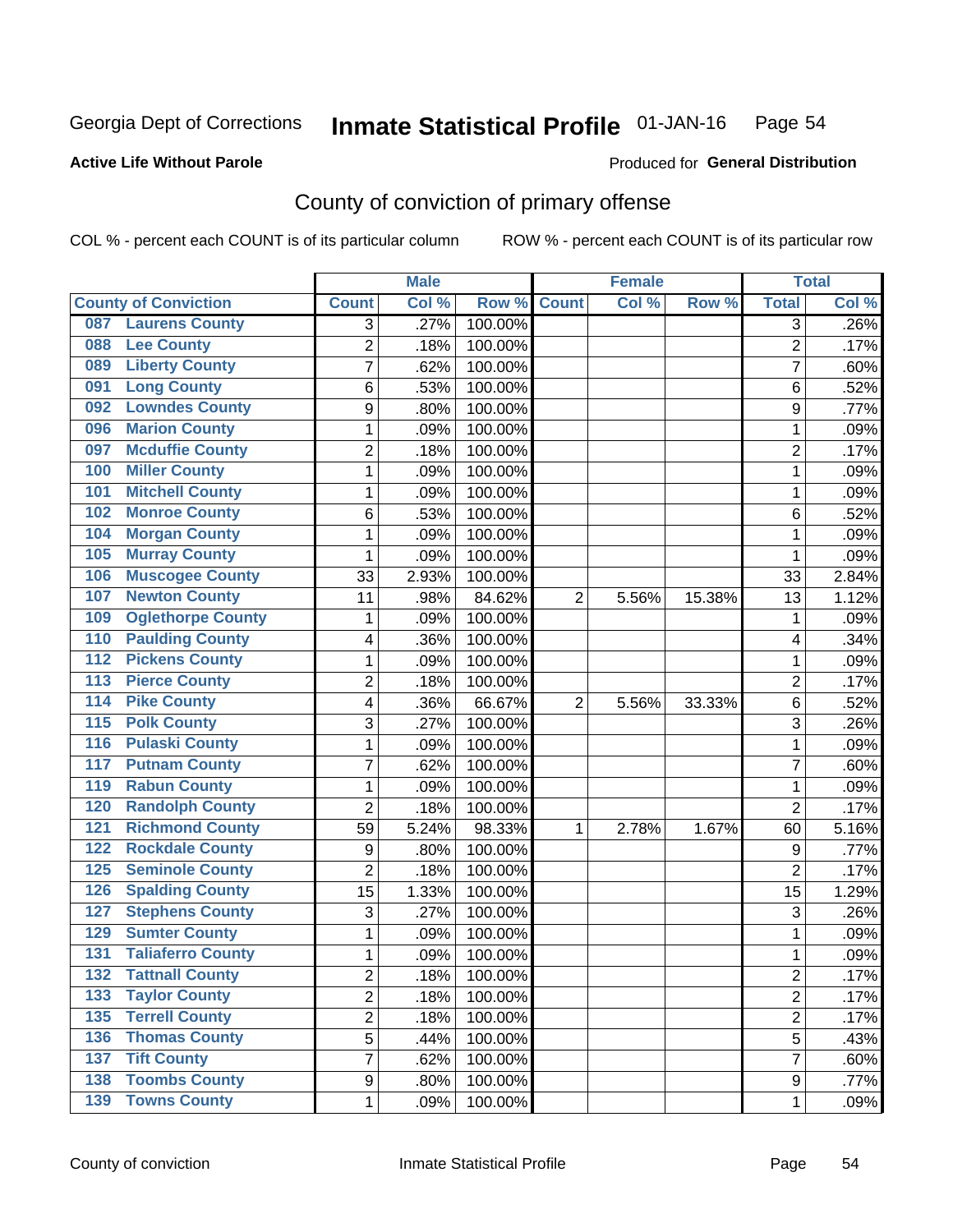Georgia Dept of Corrections **Inmate Statistical Profile** 01-JAN-16

**Active Life Without Parole**

Produced for **General Distribution**

## County of conviction of primary offense

COL % - percent each COUNT is of its particular column ROW % - percent each COUNT is of its particular row

| County of Conviction | Male | | | Female | | | Total | |
|---|---|---|---|---|---|---|---|---|
| | Count | Col % | Row % | Count | Col % | Row % | Total | Col % |
| 087 Laurens County | 3 | .27% | 100.00% | | | | 3 | .26% |
| 088 Lee County | 2 | .18% | 100.00% | | | | 2 | .17% |
| 089 Liberty County | 7 | .62% | 100.00% | | | | 7 | .60% |
| 091 Long County | 6 | .53% | 100.00% | | | | 6 | .52% |
| 092 Lowndes County | 9 | .80% | 100.00% | | | | 9 | .77% |
| 096 Marion County | 1 | .09% | 100.00% | | | | 1 | .09% |
| 097 Mcduffie County | 2 | .18% | 100.00% | | | | 2 | .17% |
| 100 Miller County | 1 | .09% | 100.00% | | | | 1 | .09% |
| 101 Mitchell County | 1 | .09% | 100.00% | | | | 1 | .09% |
| 102 Monroe County | 6 | .53% | 100.00% | | | | 6 | .52% |
| 104 Morgan County | 1 | .09% | 100.00% | | | | 1 | .09% |
| 105 Murray County | 1 | .09% | 100.00% | | | | 1 | .09% |
| 106 Muscogee County | 33 | 2.93% | 100.00% | | | | 33 | 2.84% |
| 107 Newton County | 11 | .98% | 84.62% | 2 | 5.56% | 15.38% | 13 | 1.12% |
| 109 Oglethorpe County | 1 | .09% | 100.00% | | | | 1 | .09% |
| 110 Paulding County | 4 | .36% | 100.00% | | | | 4 | .34% |
| 112 Pickens County | 1 | .09% | 100.00% | | | | 1 | .09% |
| 113 Pierce County | 2 | .18% | 100.00% | | | | 2 | .17% |
| 114 Pike County | 4 | .36% | 66.67% | 2 | 5.56% | 33.33% | 6 | .52% |
| 115 Polk County | 3 | .27% | 100.00% | | | | 3 | .26% |
| 116 Pulaski County | 1 | .09% | 100.00% | | | | 1 | .09% |
| 117 Putnam County | 7 | .62% | 100.00% | | | | 7 | .60% |
| 119 Rabun County | 1 | .09% | 100.00% | | | | 1 | .09% |
| 120 Randolph County | 2 | .18% | 100.00% | | | | 2 | .17% |
| 121 Richmond County | 59 | 5.24% | 98.33% | 1 | 2.78% | 1.67% | 60 | 5.16% |
| 122 Rockdale County | 9 | .80% | 100.00% | | | | 9 | .77% |
| 125 Seminole County | 2 | .18% | 100.00% | | | | 2 | .17% |
| 126 Spalding County | 15 | 1.33% | 100.00% | | | | 15 | 1.29% |
| 127 Stephens County | 3 | .27% | 100.00% | | | | 3 | .26% |
| 129 Sumter County | 1 | .09% | 100.00% | | | | 1 | .09% |
| 131 Taliaferro County | 1 | .09% | 100.00% | | | | 1 | .09% |
| 132 Tattnall County | 2 | .18% | 100.00% | | | | 2 | .17% |
| 133 Taylor County | 2 | .18% | 100.00% | | | | 2 | .17% |
| 135 Terrell County | 2 | .18% | 100.00% | | | | 2 | .17% |
| 136 Thomas County | 5 | .44% | 100.00% | | | | 5 | .43% |
| 137 Tift County | 7 | .62% | 100.00% | | | | 7 | .60% |
| 138 Toombs County | 9 | .80% | 100.00% | | | | 9 | .77% |
| 139 Towns County | 1 | .09% | 100.00% | | | | 1 | .09% |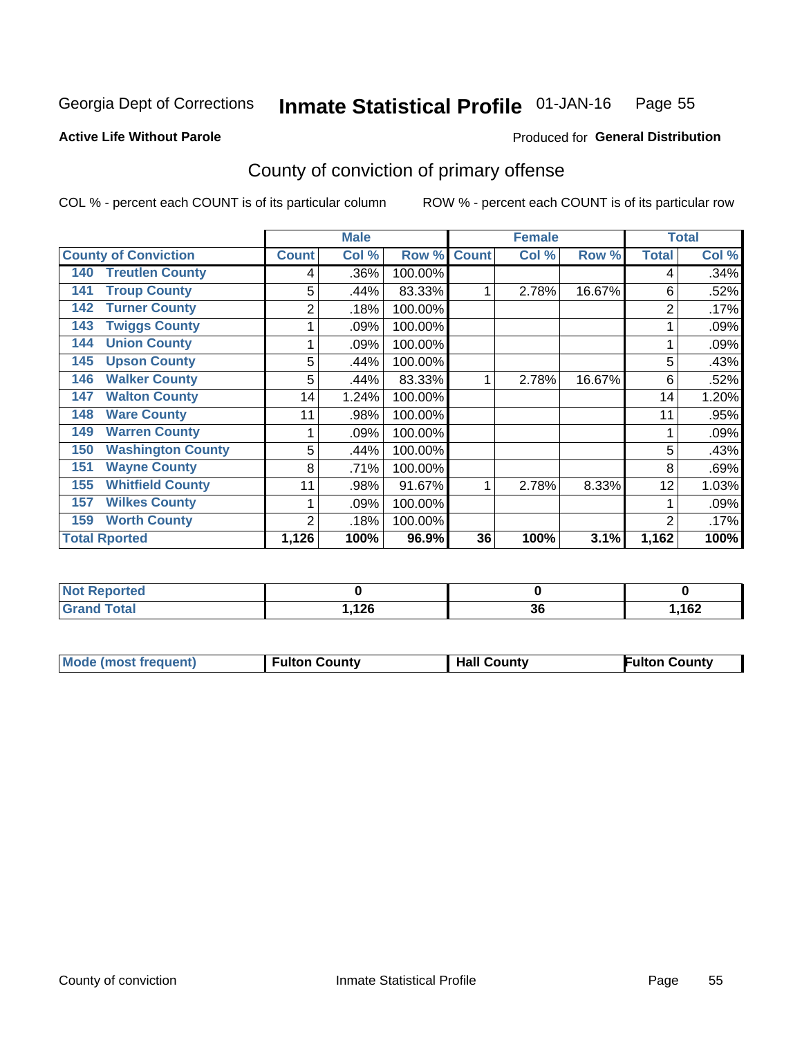Georgia Dept of Corrections **Inmate Statistical Profile** 01-JAN-16

**Active Life Without Parole**

Produced for **General Distribution**

## County of conviction of primary offense

COL % - percent each COUNT is of its particular column ROW % - percent each COUNT is of its particular row

| County of Conviction | Male | | | Female | | | Total | |
|---|---|---|---|---|---|---|---|---|
| | Count | Col % | Row % | Count | Col % | Row % | Total | Col % |
| 140 Treutlen County | 4 | .36% | 100.00% | | | | 4 | .34% |
| 141 Troup County | 5 | .44% | 83.33% | 1 | 2.78% | 16.67% | 6 | .52% |
| 142 Turner County | 2 | .18% | 100.00% | | | | 2 | .17% |
| 143 Twiggs County | 1 | .09% | 100.00% | | | | 1 | .09% |
| 144 Union County | 1 | .09% | 100.00% | | | | 1 | .09% |
| 145 Upson County | 5 | .44% | 100.00% | | | | 5 | .43% |
| 146 Walker County | 5 | .44% | 83.33% | 1 | 2.78% | 16.67% | 6 | .52% |
| 147 Walton County | 14 | 1.24% | 100.00% | | | | 14 | 1.20% |
| 148 Ware County | 11 | .98% | 100.00% | | | | 11 | .95% |
| 149 Warren County | 1 | .09% | 100.00% | | | | 1 | .09% |
| 150 Washington County | 5 | .44% | 100.00% | | | | 5 | .43% |
| 151 Wayne County | 8 | .71% | 100.00% | | | | 8 | .69% |
| 155 Whitfield County | 11 | .98% | 91.67% | 1 | 2.78% | 8.33% | 12 | 1.03% |
| 157 Wilkes County | 1 | .09% | 100.00% | | | | 1 | .09% |
| 159 Worth County | 2 | .18% | 100.00% | | | | 2 | .17% |
| **Total Rported** | **1,126** | **100%** | **96.9%** | **36** | **100%** | **3.1%** | **1,162** | **100%** |

| | Male | Female | Total |
|---|---|---|---|
| Not Reported | 0 | 0 | 0 |
| Grand Total | 1,126 | 36 | 1,162 |

| | Male | Female | Total |
|---|---|---|---|
| Mode (most frequent) | Fulton County | Hall County | Fulton County |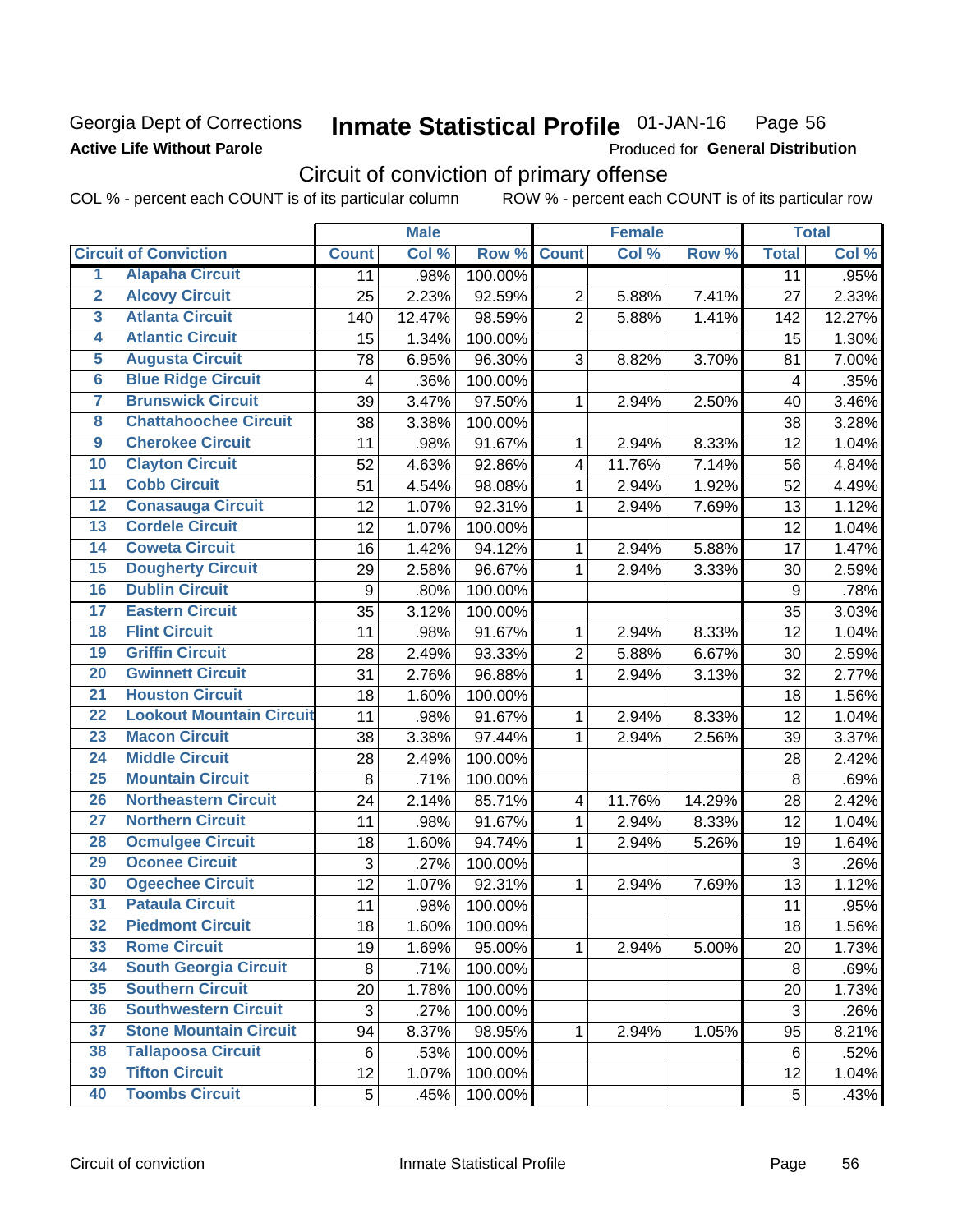Georgia Dept of Corrections
**Active Life Without Parole**

# Inmate Statistical Profile 01-JAN-16

Produced for **General Distribution**

## Circuit of conviction of primary offense

COL % - percent each COUNT is of its particular column ROW % - percent each COUNT is of its particular row

| | Circuit of Conviction | Male | | | Female | | | Total | |
|---|---|---|---|---|---|---|---|---|---|
| | | Count | Col % | Row % | Count | Col % | Row % | Total | Col % |
| 1 | Alapaha Circuit | 11 | .98% | 100.00% | | | | 11 | .95% |
| 2 | Alcovy Circuit | 25 | 2.23% | 92.59% | 2 | 5.88% | 7.41% | 27 | 2.33% |
| 3 | Atlanta Circuit | 140 | 12.47% | 98.59% | 2 | 5.88% | 1.41% | 142 | 12.27% |
| 4 | Atlantic Circuit | 15 | 1.34% | 100.00% | | | | 15 | 1.30% |
| 5 | Augusta Circuit | 78 | 6.95% | 96.30% | 3 | 8.82% | 3.70% | 81 | 7.00% |
| 6 | Blue Ridge Circuit | 4 | .36% | 100.00% | | | | 4 | .35% |
| 7 | Brunswick Circuit | 39 | 3.47% | 97.50% | 1 | 2.94% | 2.50% | 40 | 3.46% |
| 8 | Chattahoochee Circuit | 38 | 3.38% | 100.00% | | | | 38 | 3.28% |
| 9 | Cherokee Circuit | 11 | .98% | 91.67% | 1 | 2.94% | 8.33% | 12 | 1.04% |
| 10 | Clayton Circuit | 52 | 4.63% | 92.86% | 4 | 11.76% | 7.14% | 56 | 4.84% |
| 11 | Cobb Circuit | 51 | 4.54% | 98.08% | 1 | 2.94% | 1.92% | 52 | 4.49% |
| 12 | Conasauga Circuit | 12 | 1.07% | 92.31% | 1 | 2.94% | 7.69% | 13 | 1.12% |
| 13 | Cordele Circuit | 12 | 1.07% | 100.00% | | | | 12 | 1.04% |
| 14 | Coweta Circuit | 16 | 1.42% | 94.12% | 1 | 2.94% | 5.88% | 17 | 1.47% |
| 15 | Dougherty Circuit | 29 | 2.58% | 96.67% | 1 | 2.94% | 3.33% | 30 | 2.59% |
| 16 | Dublin Circuit | 9 | .80% | 100.00% | | | | 9 | .78% |
| 17 | Eastern Circuit | 35 | 3.12% | 100.00% | | | | 35 | 3.03% |
| 18 | Flint Circuit | 11 | .98% | 91.67% | 1 | 2.94% | 8.33% | 12 | 1.04% |
| 19 | Griffin Circuit | 28 | 2.49% | 93.33% | 2 | 5.88% | 6.67% | 30 | 2.59% |
| 20 | Gwinnett Circuit | 31 | 2.76% | 96.88% | 1 | 2.94% | 3.13% | 32 | 2.77% |
| 21 | Houston Circuit | 18 | 1.60% | 100.00% | | | | 18 | 1.56% |
| 22 | Lookout Mountain Circuit | 11 | .98% | 91.67% | 1 | 2.94% | 8.33% | 12 | 1.04% |
| 23 | Macon Circuit | 38 | 3.38% | 97.44% | 1 | 2.94% | 2.56% | 39 | 3.37% |
| 24 | Middle Circuit | 28 | 2.49% | 100.00% | | | | 28 | 2.42% |
| 25 | Mountain Circuit | 8 | .71% | 100.00% | | | | 8 | .69% |
| 26 | Northeastern Circuit | 24 | 2.14% | 85.71% | 4 | 11.76% | 14.29% | 28 | 2.42% |
| 27 | Northern Circuit | 11 | .98% | 91.67% | 1 | 2.94% | 8.33% | 12 | 1.04% |
| 28 | Ocmulgee Circuit | 18 | 1.60% | 94.74% | 1 | 2.94% | 5.26% | 19 | 1.64% |
| 29 | Oconee Circuit | 3 | .27% | 100.00% | | | | 3 | .26% |
| 30 | Ogeechee Circuit | 12 | 1.07% | 92.31% | 1 | 2.94% | 7.69% | 13 | 1.12% |
| 31 | Pataula Circuit | 11 | .98% | 100.00% | | | | 11 | .95% |
| 32 | Piedmont Circuit | 18 | 1.60% | 100.00% | | | | 18 | 1.56% |
| 33 | Rome Circuit | 19 | 1.69% | 95.00% | 1 | 2.94% | 5.00% | 20 | 1.73% |
| 34 | South Georgia Circuit | 8 | .71% | 100.00% | | | | 8 | .69% |
| 35 | Southern Circuit | 20 | 1.78% | 100.00% | | | | 20 | 1.73% |
| 36 | Southwestern Circuit | 3 | .27% | 100.00% | | | | 3 | .26% |
| 37 | Stone Mountain Circuit | 94 | 8.37% | 98.95% | 1 | 2.94% | 1.05% | 95 | 8.21% |
| 38 | Tallapoosa Circuit | 6 | .53% | 100.00% | | | | 6 | .52% |
| 39 | Tifton Circuit | 12 | 1.07% | 100.00% | | | | 12 | 1.04% |
| 40 | Toombs Circuit | 5 | .45% | 100.00% | | | | 5 | .43% |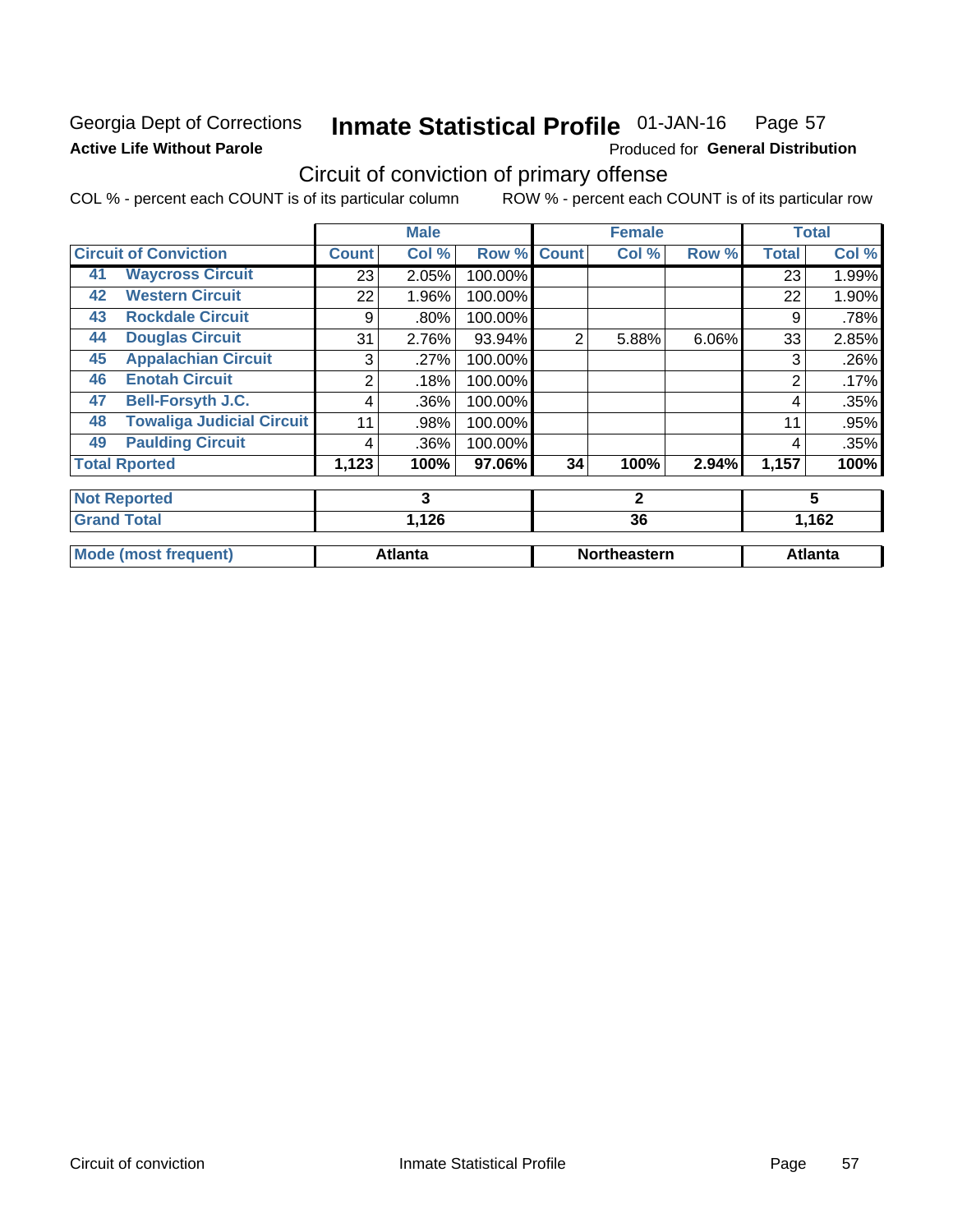Georgia Dept of Corrections
**Active Life Without Parole**

# Inmate Statistical Profile 01-JAN-16 Page 57

Produced for **General Distribution**

## Circuit of conviction of primary offense

COL % - percent each COUNT is of its particular column ROW % - percent each COUNT is of its particular row

| Circuit of Conviction | | Male | | | Female | | | Total | |
|---|---|---|---|---|---|---|---|---|---|
| | | Count | Col % | Row % | Count | Col % | Row % | Total | Col % |
| 41 | Waycross Circuit | 23 | 2.05% | 100.00% | | | | 23 | 1.99% |
| 42 | Western Circuit | 22 | 1.96% | 100.00% | | | | 22 | 1.90% |
| 43 | Rockdale Circuit | 9 | .80% | 100.00% | | | | 9 | .78% |
| 44 | Douglas Circuit | 31 | 2.76% | 93.94% | 2 | 5.88% | 6.06% | 33 | 2.85% |
| 45 | Appalachian Circuit | 3 | .27% | 100.00% | | | | 3 | .26% |
| 46 | Enotah Circuit | 2 | .18% | 100.00% | | | | 2 | .17% |
| 47 | Bell-Forsyth J.C. | 4 | .36% | 100.00% | | | | 4 | .35% |
| 48 | Towaliga Judicial Circuit | 11 | .98% | 100.00% | | | | 11 | .95% |
| 49 | Paulding Circuit | 4 | .36% | 100.00% | | | | 4 | .35% |
| **Total Rported** | | **1,123** | **100%** | **97.06%** | **34** | **100%** | **2.94%** | **1,157** | **100%** |
| **Not Reported** | | **3** | | | **2** | | | **5** | |
| **Grand Total** | | **1,126** | | | **36** | | | **1,162** | |
| **Mode (most frequent)** | | **Atlanta** | | | **Northeastern** | | | **Atlanta** | |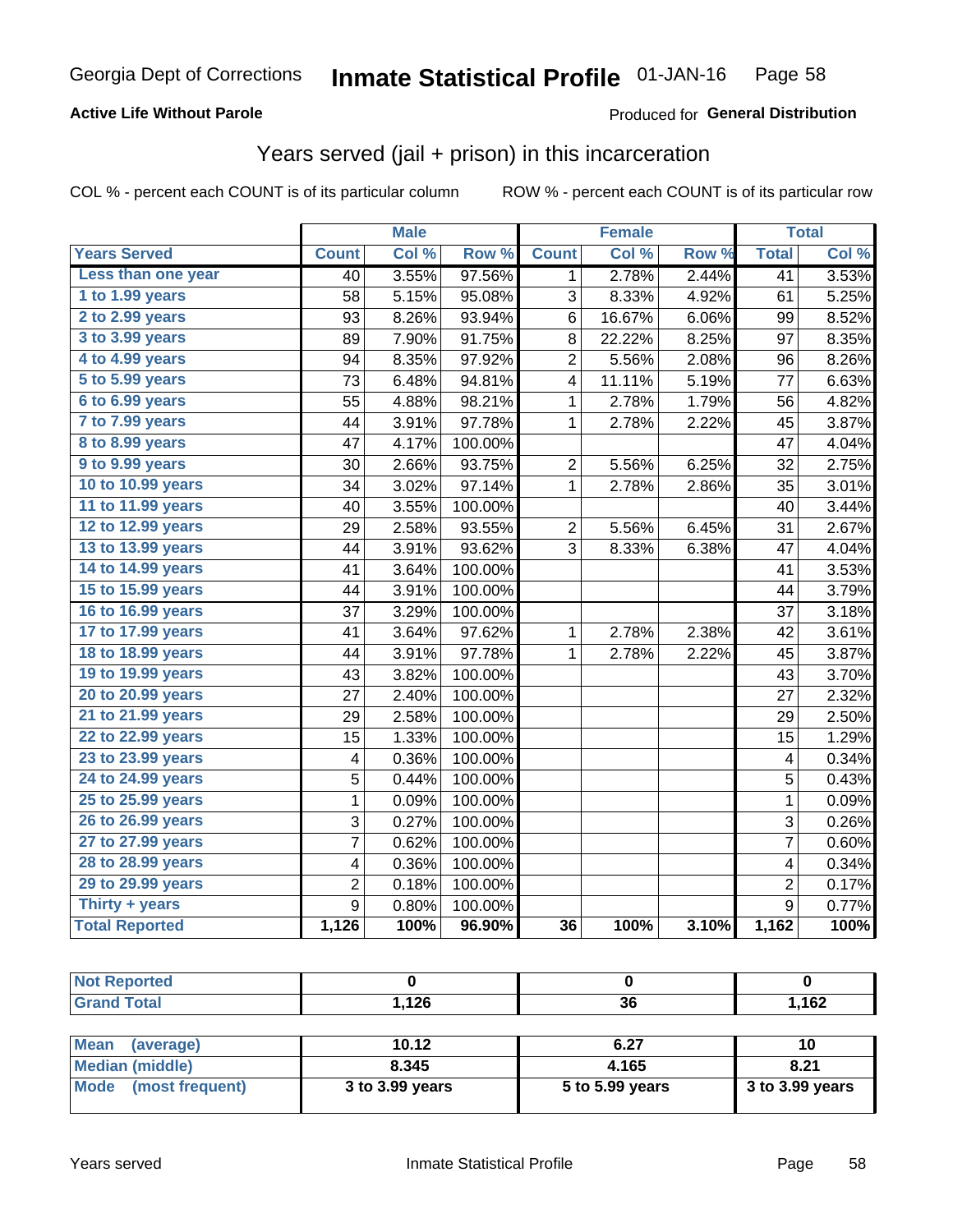Georgia Dept of Corrections **Inmate Statistical Profile** 01-JAN-16

**Active Life Without Parole**

Produced for **General Distribution**

## Years served (jail + prison) in this incarceration

COL % - percent each COUNT is of its particular column

ROW % - percent each COUNT is of its particular row

| | Male | | | Female | | | Total | |
|---|---|---|---|---|---|---|---|---|
| **Years Served** | **Count** | **Col %** | **Row %** | **Count** | **Col %** | **Row %** | **Total** | **Col %** |
| Less than one year | 40 | 3.55% | 97.56% | 1 | 2.78% | 2.44% | 41 | 3.53% |
| 1 to 1.99 years | 58 | 5.15% | 95.08% | 3 | 8.33% | 4.92% | 61 | 5.25% |
| 2 to 2.99 years | 93 | 8.26% | 93.94% | 6 | 16.67% | 6.06% | 99 | 8.52% |
| 3 to 3.99 years | 89 | 7.90% | 91.75% | 8 | 22.22% | 8.25% | 97 | 8.35% |
| 4 to 4.99 years | 94 | 8.35% | 97.92% | 2 | 5.56% | 2.08% | 96 | 8.26% |
| 5 to 5.99 years | 73 | 6.48% | 94.81% | 4 | 11.11% | 5.19% | 77 | 6.63% |
| 6 to 6.99 years | 55 | 4.88% | 98.21% | 1 | 2.78% | 1.79% | 56 | 4.82% |
| 7 to 7.99 years | 44 | 3.91% | 97.78% | 1 | 2.78% | 2.22% | 45 | 3.87% |
| 8 to 8.99 years | 47 | 4.17% | 100.00% | | | | 47 | 4.04% |
| 9 to 9.99 years | 30 | 2.66% | 93.75% | 2 | 5.56% | 6.25% | 32 | 2.75% |
| 10 to 10.99 years | 34 | 3.02% | 97.14% | 1 | 2.78% | 2.86% | 35 | 3.01% |
| 11 to 11.99 years | 40 | 3.55% | 100.00% | | | | 40 | 3.44% |
| 12 to 12.99 years | 29 | 2.58% | 93.55% | 2 | 5.56% | 6.45% | 31 | 2.67% |
| 13 to 13.99 years | 44 | 3.91% | 93.62% | 3 | 8.33% | 6.38% | 47 | 4.04% |
| 14 to 14.99 years | 41 | 3.64% | 100.00% | | | | 41 | 3.53% |
| 15 to 15.99 years | 44 | 3.91% | 100.00% | | | | 44 | 3.79% |
| 16 to 16.99 years | 37 | 3.29% | 100.00% | | | | 37 | 3.18% |
| 17 to 17.99 years | 41 | 3.64% | 97.62% | 1 | 2.78% | 2.38% | 42 | 3.61% |
| 18 to 18.99 years | 44 | 3.91% | 97.78% | 1 | 2.78% | 2.22% | 45 | 3.87% |
| 19 to 19.99 years | 43 | 3.82% | 100.00% | | | | 43 | 3.70% |
| 20 to 20.99 years | 27 | 2.40% | 100.00% | | | | 27 | 2.32% |
| 21 to 21.99 years | 29 | 2.58% | 100.00% | | | | 29 | 2.50% |
| 22 to 22.99 years | 15 | 1.33% | 100.00% | | | | 15 | 1.29% |
| 23 to 23.99 years | 4 | 0.36% | 100.00% | | | | 4 | 0.34% |
| 24 to 24.99 years | 5 | 0.44% | 100.00% | | | | 5 | 0.43% |
| 25 to 25.99 years | 1 | 0.09% | 100.00% | | | | 1 | 0.09% |
| 26 to 26.99 years | 3 | 0.27% | 100.00% | | | | 3 | 0.26% |
| 27 to 27.99 years | 7 | 0.62% | 100.00% | | | | 7 | 0.60% |
| 28 to 28.99 years | 4 | 0.36% | 100.00% | | | | 4 | 0.34% |
| 29 to 29.99 years | 2 | 0.18% | 100.00% | | | | 2 | 0.17% |
| Thirty + years | 9 | 0.80% | 100.00% | | | | 9 | 0.77% |
| **Total Reported** | **1,126** | **100%** | **96.90%** | **36** | **100%** | **3.10%** | **1,162** | **100%** |

| | Male | Female | Total |
|---|---|---|---|
| Not Reported | 0 | 0 | 0 |
| Grand Total | 1,126 | 36 | 1,162 |

| | Male | Female | Total |
|---|---|---|---|
| Mean (average) | 10.12 | 6.27 | 10 |
| Median (middle) | 8.345 | 4.165 | 8.21 |
| Mode (most frequent) | 3 to 3.99 years | 5 to 5.99 years | 3 to 3.99 years |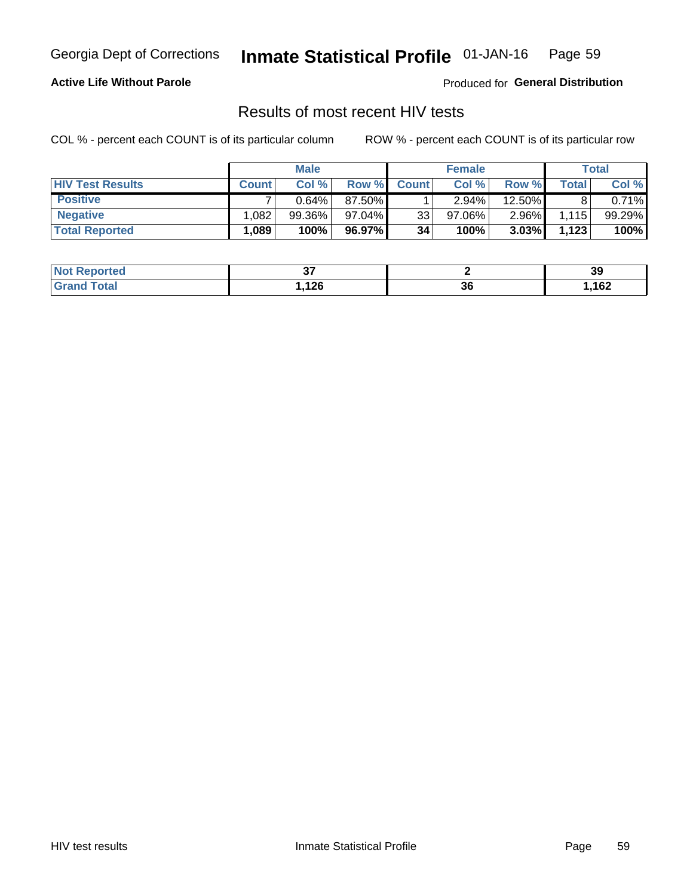Georgia Dept of Corrections **Inmate Statistical Profile** 01-JAN-16

**Active Life Without Parole**

Produced for **General Distribution**

## Results of most recent HIV tests

COL % - percent each COUNT is of its particular column    ROW % - percent each COUNT is of its particular row

| | Male | | | Female | | | Total | |
|---|---|---|---|---|---|---|---|---|
| **HIV Test Results** | **Count** | **Col %** | **Row %** | **Count** | **Col %** | **Row %** | **Total** | **Col %** |
| **Positive** | 7 | 0.64% | 87.50% | 1 | 2.94% | 12.50% | 8 | 0.71% |
| **Negative** | 1,082 | 99.36% | 97.04% | 33 | 97.06% | 2.96% | 1,115 | 99.29% |
| **Total Reported** | **1,089** | **100%** | **96.97%** | **34** | **100%** | **3.03%** | **1,123** | **100%** |

| | Male | Female | Total |
|---|---|---|---|
| **Not Reported** | **37** | **2** | **39** |
| **Grand Total** | **1,126** | **36** | **1,162** |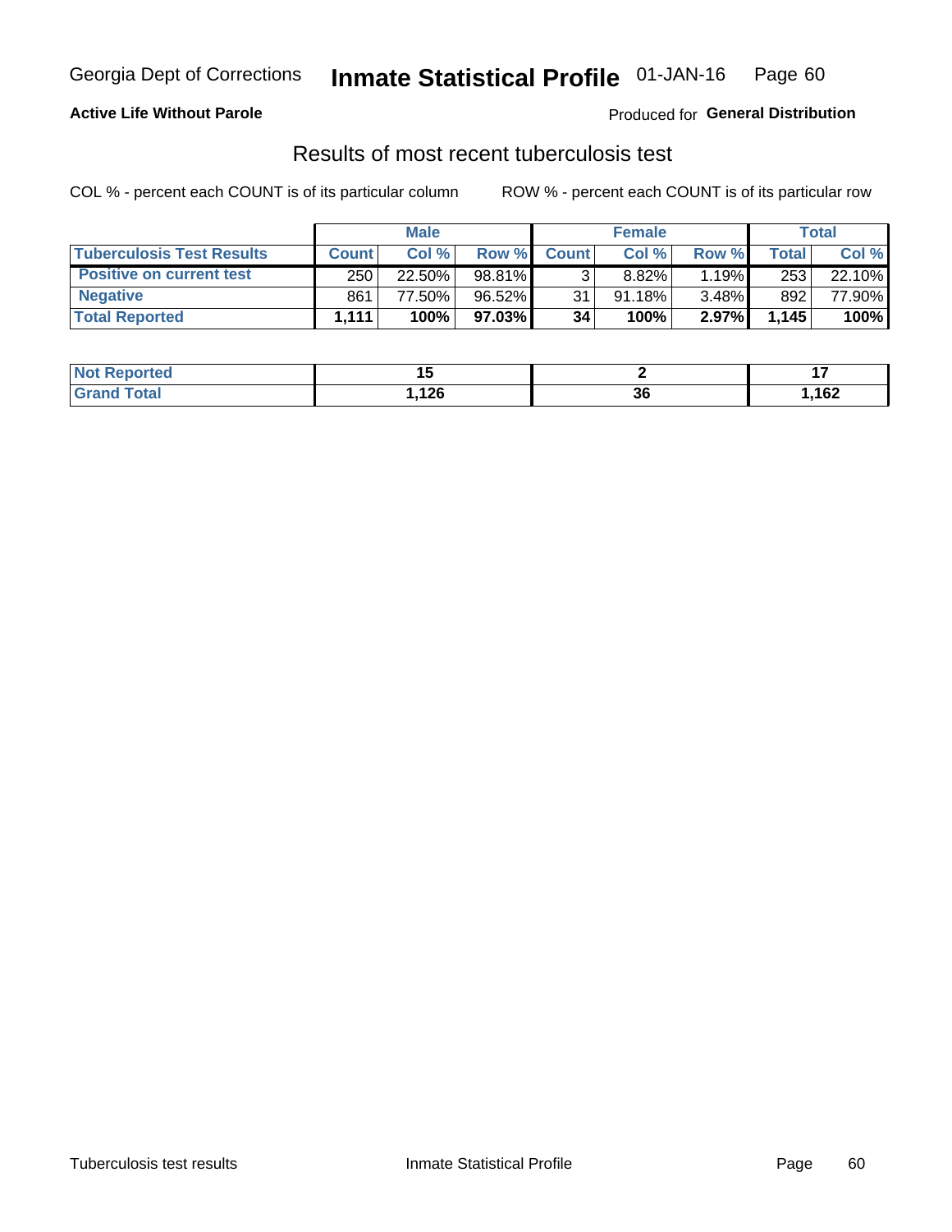**Active Life Without Parole**

Produced for **General Distribution**

## Results of most recent tuberculosis test

COL % - percent each COUNT is of its particular column

ROW % - percent each COUNT is of its particular row

| | Male | | | Female | | | Total | |
|---|---|---|---|---|---|---|---|---|
| **Tuberculosis Test Results** | **Count** | **Col %** | **Row %** | **Count** | **Col %** | **Row %** | **Total** | **Col %** |
| **Positive on current test** | 250 | 22.50% | 98.81% | 3 | 8.82% | 1.19% | 253 | 22.10% |
| **Negative** | 861 | 77.50% | 96.52% | 31 | 91.18% | 3.48% | 892 | 77.90% |
| **Total Reported** | **1,111** | **100%** | **97.03%** | **34** | **100%** | **2.97%** | **1,145** | **100%** |

| | Male | Female | Total |
|---|---|---|---|
| **Not Reported** | **15** | **2** | **17** |
| **Grand Total** | **1,126** | **36** | **1,162** |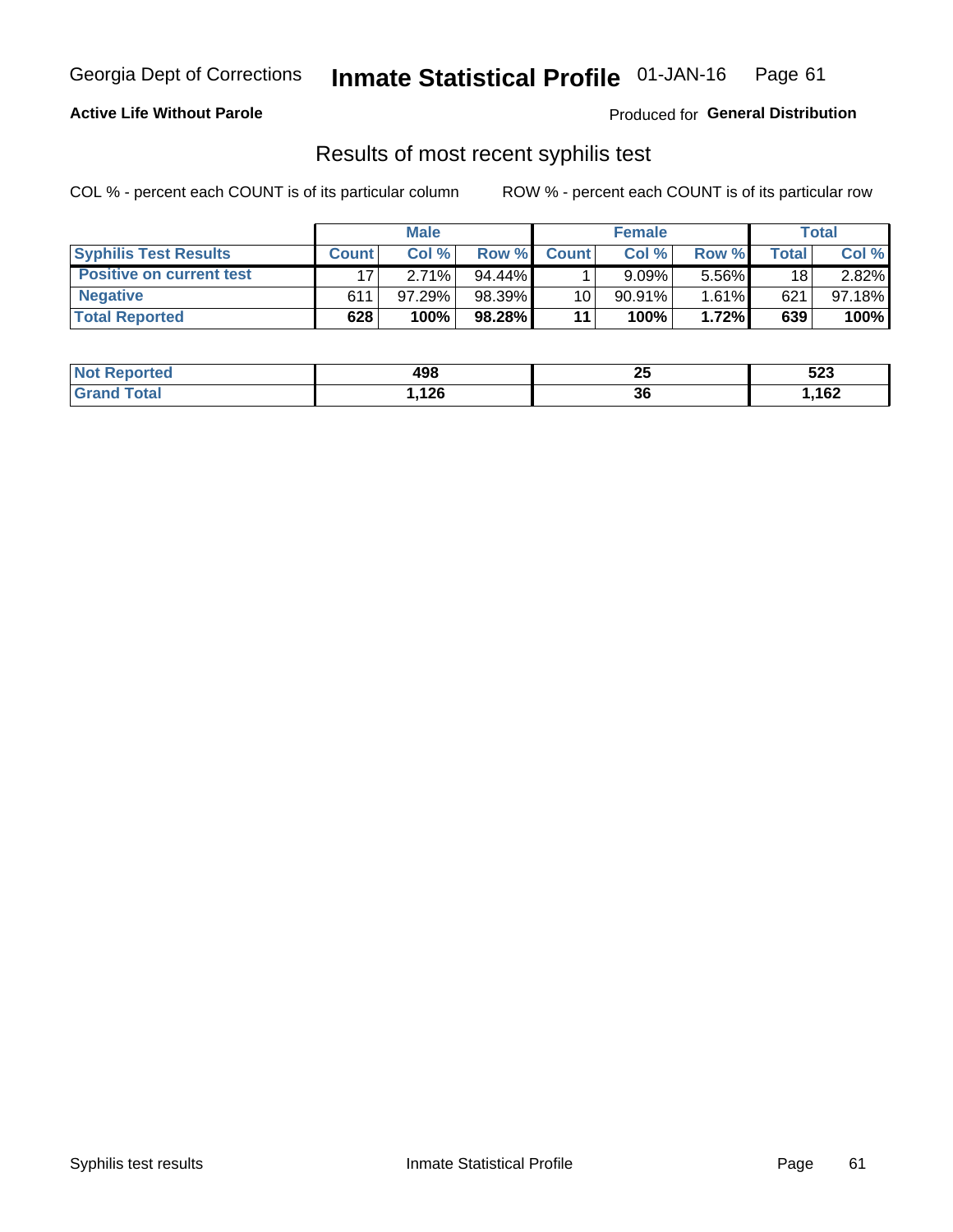Georgia Dept of Corrections **Inmate Statistical Profile** 01-JAN-16

**Active Life Without Parole**

Produced for **General Distribution**

## Results of most recent syphilis test

COL % - percent each COUNT is of its particular column ROW % - percent each COUNT is of its particular row

| | Male | | | Female | | | Total | |
|---|---|---|---|---|---|---|---|---|
| **Syphilis Test Results** | **Count** | **Col %** | **Row %** | **Count** | **Col %** | **Row %** | **Total** | **Col %** |
| **Positive on current test** | 17 | 2.71% | 94.44% | 1 | 9.09% | 5.56% | 18 | 2.82% |
| **Negative** | 611 | 97.29% | 98.39% | 10 | 90.91% | 1.61% | 621 | 97.18% |
| **Total Reported** | **628** | **100%** | **98.28%** | **11** | **100%** | **1.72%** | **639** | **100%** |

| | Male | Female | Total |
|---|---|---|---|
| **Not Reported** | **498** | **25** | **523** |
| **Grand Total** | **1,126** | **36** | **1,162** |

Syphilis test results Inmate Statistical Profile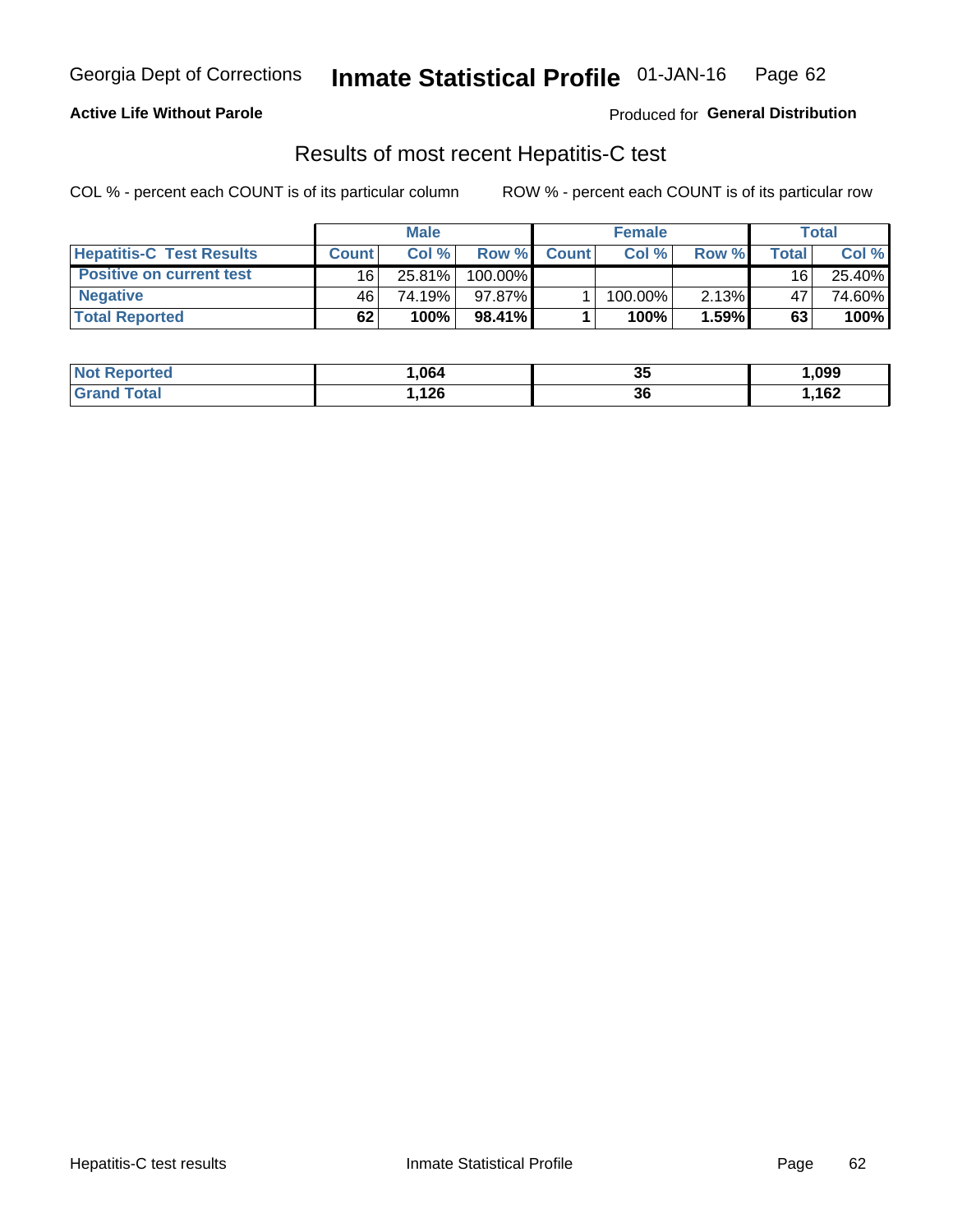Georgia Dept of Corrections **Inmate Statistical Profile** 01-JAN-16 Page 62

**Active Life Without Parole**

Produced for **General Distribution**

## Results of most recent Hepatitis-C test

COL % - percent each COUNT is of its particular column ROW % - percent each COUNT is of its particular row

| | Male | | | Female | | | Total | |
|---|---|---|---|---|---|---|---|---|
| **Hepatitis-C Test Results** | **Count** | **Col %** | **Row %** | **Count** | **Col %** | **Row %** | **Total** | **Col %** |
| **Positive on current test** | 16 | 25.81% | 100.00% | | | | 16 | 25.40% |
| **Negative** | 46 | 74.19% | 97.87% | 1 | 100.00% | 2.13% | 47 | 74.60% |
| **Total Reported** | **62** | **100%** | **98.41%** | **1** | **100%** | **1.59%** | **63** | **100%** |

| | Male | Female | Total |
|---|---|---|---|
| **Not Reported** | **1,064** | **35** | **1,099** |
| **Grand Total** | **1,126** | **36** | **1,162** |